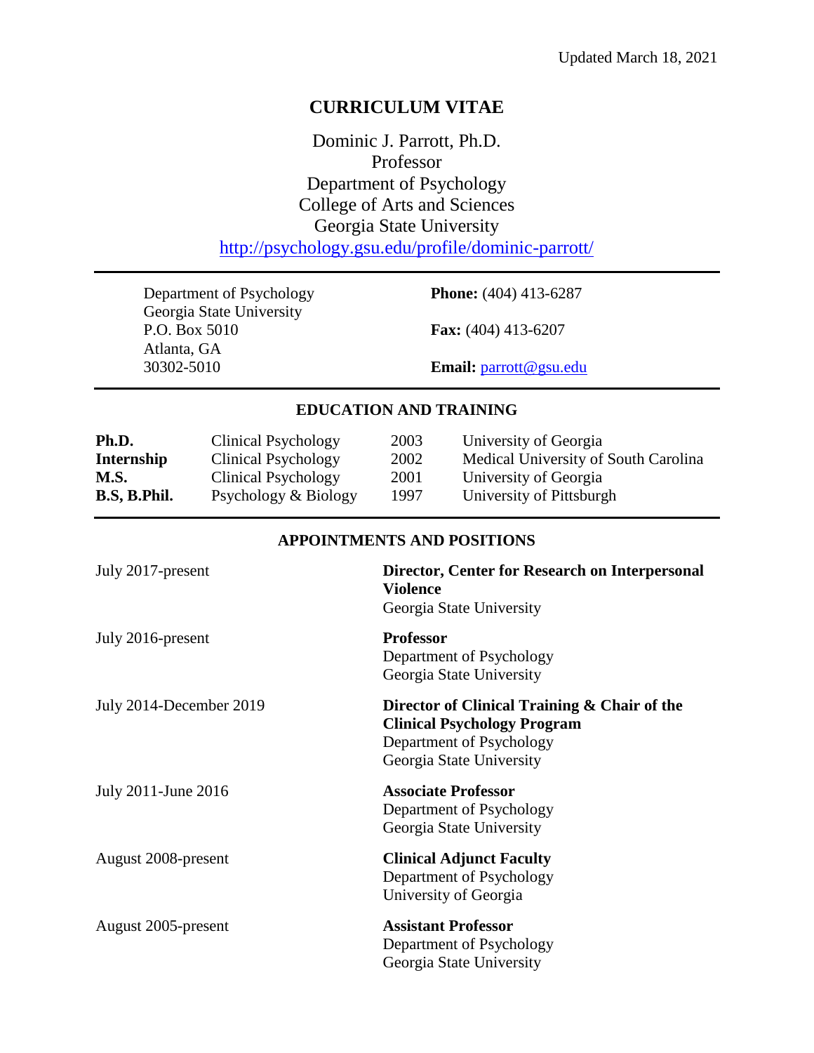Updated March 18, 2021

# CURRICULUM VITAE

Dominic J. Parrott, Ph.D.
Professor
Department of Psychology
College of Arts and Sciences
Georgia State University
http://psychology.gsu.edu/profile/dominic-parrott/

---

Department of Psychology
Georgia State University
P.O. Box 5010
Atlanta, GA
30302-5010

**Phone:** (404) 413-6287

**Fax:** (404) 413-6207

**Email:** parrott@gsu.edu

---

## EDUCATION AND TRAINING

| | | | |
|---|---|---|---|
| **Ph.D.** | Clinical Psychology | 2003 | University of Georgia |
| **Internship** | Clinical Psychology | 2002 | Medical University of South Carolina |
| **M.S.** | Clinical Psychology | 2001 | University of Georgia |
| **B.S, B.Phil.** | Psychology & Biology | 1997 | University of Pittsburgh |

---

## APPOINTMENTS AND POSITIONS

| | |
|---|---|
| July 2017-present | **Director, Center for Research on Interpersonal Violence**<br>Georgia State University |
| July 2016-present | **Professor**<br>Department of Psychology<br>Georgia State University |
| July 2014-December 2019 | **Director of Clinical Training & Chair of the Clinical Psychology Program**<br>Department of Psychology<br>Georgia State University |
| July 2011-June 2016 | **Associate Professor**<br>Department of Psychology<br>Georgia State University |
| August 2008-present | **Clinical Adjunct Faculty**<br>Department of Psychology<br>University of Georgia |
| August 2005-present | **Assistant Professor**<br>Department of Psychology<br>Georgia State University |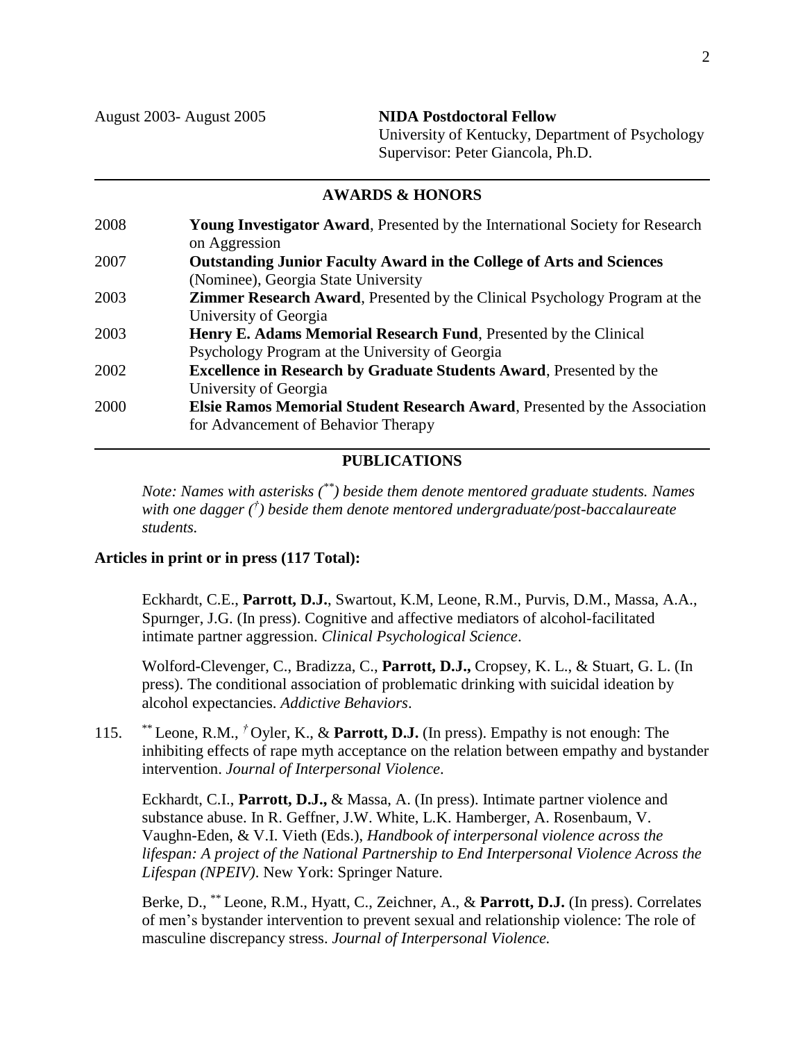August 2003- August 2005 **NIDA Postdoctoral Fellow**
University of Kentucky, Department of Psychology
Supervisor: Peter Giancola, Ph.D.

## AWARDS & HONORS

| | |
|---|---|
| 2008 | **Young Investigator Award**, Presented by the International Society for Research on Aggression |
| 2007 | **Outstanding Junior Faculty Award in the College of Arts and Sciences** (Nominee), Georgia State University |
| 2003 | **Zimmer Research Award**, Presented by the Clinical Psychology Program at the University of Georgia |
| 2003 | **Henry E. Adams Memorial Research Fund**, Presented by the Clinical Psychology Program at the University of Georgia |
| 2002 | **Excellence in Research by Graduate Students Award**, Presented by the University of Georgia |
| 2000 | **Elsie Ramos Memorial Student Research Award**, Presented by the Association for Advancement of Behavior Therapy |

## PUBLICATIONS

*Note: Names with asterisks (\*\*) beside them denote mentored graduate students. Names with one dagger (†) beside them denote mentored undergraduate/post-baccalaureate students.*

**Articles in print or in press (117 Total):**

Eckhardt, C.E., **Parrott, D.J.**, Swartout, K.M, Leone, R.M., Purvis, D.M., Massa, A.A., Spurnger, J.G. (In press). Cognitive and affective mediators of alcohol-facilitated intimate partner aggression. *Clinical Psychological Science*.

Wolford-Clevenger, C., Bradizza, C., **Parrott, D.J.,** Cropsey, K. L., & Stuart, G. L. (In press). The conditional association of problematic drinking with suicidal ideation by alcohol expectancies. *Addictive Behaviors*.

115. \*\* Leone, R.M., † Oyler, K., & **Parrott, D.J.** (In press). Empathy is not enough: The inhibiting effects of rape myth acceptance on the relation between empathy and bystander intervention. *Journal of Interpersonal Violence*.

Eckhardt, C.I., **Parrott, D.J.,** & Massa, A. (In press). Intimate partner violence and substance abuse. In R. Geffner, J.W. White, L.K. Hamberger, A. Rosenbaum, V. Vaughn-Eden, & V.I. Vieth (Eds.), *Handbook of interpersonal violence across the lifespan: A project of the National Partnership to End Interpersonal Violence Across the Lifespan (NPEIV)*. New York: Springer Nature.

Berke, D., \*\* Leone, R.M., Hyatt, C., Zeichner, A., & **Parrott, D.J.** (In press). Correlates of men's bystander intervention to prevent sexual and relationship violence: The role of masculine discrepancy stress. *Journal of Interpersonal Violence.*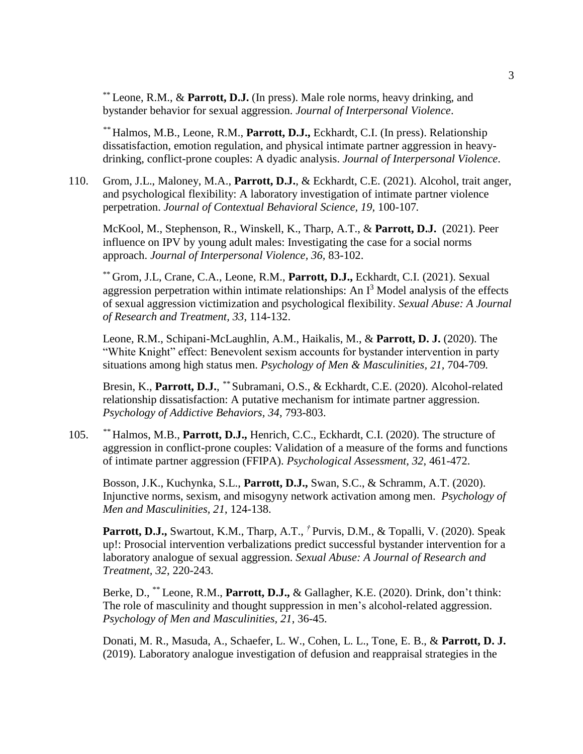[**] Leone, R.M., & **Parrott, D.J.** (In press). Male role norms, heavy drinking, and bystander behavior for sexual aggression. *Journal of Interpersonal Violence*.

[**] Halmos, M.B., Leone, R.M., **Parrott, D.J.,** Eckhardt, C.I. (In press). Relationship dissatisfaction, emotion regulation, and physical intimate partner aggression in heavy-drinking, conflict-prone couples: A dyadic analysis. *Journal of Interpersonal Violence*.

110. Grom, J.L., Maloney, M.A., **Parrott, D.J.**, & Eckhardt, C.E. (2021). Alcohol, trait anger, and psychological flexibility: A laboratory investigation of intimate partner violence perpetration. *Journal of Contextual Behavioral Science, 19*, 100-107.

McKool, M., Stephenson, R., Winskell, K., Tharp, A.T., & **Parrott, D.J.** (2021). Peer influence on IPV by young adult males: Investigating the case for a social norms approach. *Journal of Interpersonal Violence, 36,* 83-102.

[**] Grom, J.L, Crane, C.A., Leone, R.M., **Parrott, D.J.,** Eckhardt, C.I. (2021). Sexual aggression perpetration within intimate relationships: An $I^3$ Model analysis of the effects of sexual aggression victimization and psychological flexibility. *Sexual Abuse: A Journal of Research and Treatment, 33*, 114-132.

Leone, R.M., Schipani-McLaughlin, A.M., Haikalis, M., & **Parrott, D. J.** (2020). The "White Knight" effect: Benevolent sexism accounts for bystander intervention in party situations among high status men. *Psychology of Men & Masculinities, 21*, 704-709.

Bresin, K., **Parrott, D.J.**, [**] Subramani, O.S., & Eckhardt, C.E. (2020). Alcohol-related relationship dissatisfaction: A putative mechanism for intimate partner aggression. *Psychology of Addictive Behaviors, 34,* 793-803.

105. [**] Halmos, M.B., **Parrott, D.J.,** Henrich, C.C., Eckhardt, C.I. (2020). The structure of aggression in conflict-prone couples: Validation of a measure of the forms and functions of intimate partner aggression (FFIPA). *Psychological Assessment, 32*, 461-472.

Bosson, J.K., Kuchynka, S.L., **Parrott, D.J.,** Swan, S.C., & Schramm, A.T. (2020). Injunctive norms, sexism, and misogyny network activation among men. *Psychology of Men and Masculinities, 21*, 124-138.

**Parrott, D.J.,** Swartout, K.M., Tharp, A.T., [†] Purvis, D.M., & Topalli, V. (2020). Speak up!: Prosocial intervention verbalizations predict successful bystander intervention for a laboratory analogue of sexual aggression. *Sexual Abuse: A Journal of Research and Treatment, 32*, 220-243.

Berke, D., [**] Leone, R.M., **Parrott, D.J.,** & Gallagher, K.E. (2020). Drink, don't think: The role of masculinity and thought suppression in men's alcohol-related aggression. *Psychology of Men and Masculinities, 21*, 36-45.

Donati, M. R., Masuda, A., Schaefer, L. W., Cohen, L. L., Tone, E. B., & **Parrott, D. J.** (2019). Laboratory analogue investigation of defusion and reappraisal strategies in the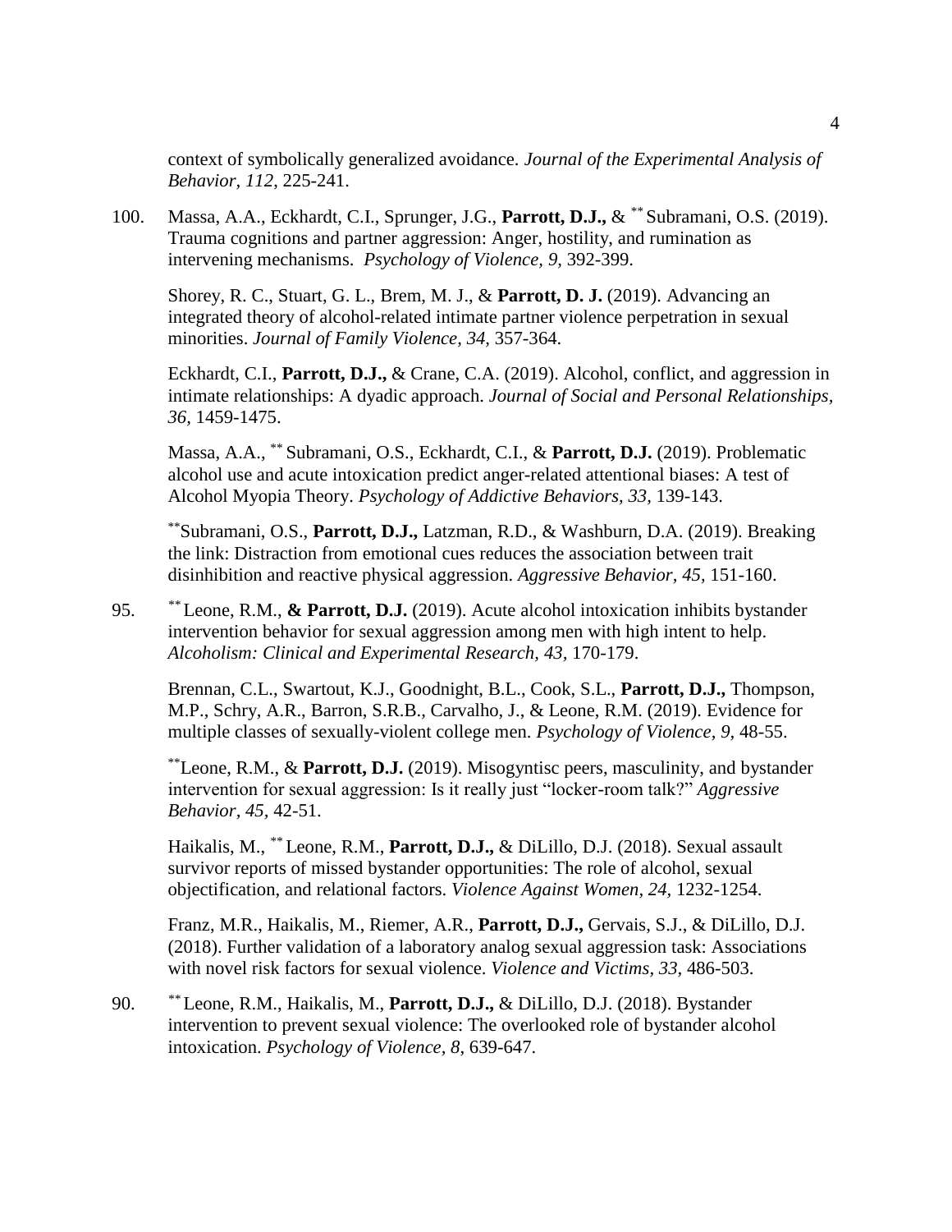context of symbolically generalized avoidance. *Journal of the Experimental Analysis of Behavior, 112*, 225-241.

100. Massa, A.A., Eckhardt, C.I., Sprunger, J.G., **Parrott, D.J.,** & [**] Subramani, O.S. (2019). Trauma cognitions and partner aggression: Anger, hostility, and rumination as intervening mechanisms. *Psychology of Violence, 9*, 392-399.

Shorey, R. C., Stuart, G. L., Brem, M. J., & **Parrott, D. J.** (2019). Advancing an integrated theory of alcohol-related intimate partner violence perpetration in sexual minorities. *Journal of Family Violence, 34*, 357-364.

Eckhardt, C.I., **Parrott, D.J.,** & Crane, C.A. (2019). Alcohol, conflict, and aggression in intimate relationships: A dyadic approach. *Journal of Social and Personal Relationships, 36*, 1459-1475.

Massa, A.A., [**] Subramani, O.S., Eckhardt, C.I., & **Parrott, D.J.** (2019). Problematic alcohol use and acute intoxication predict anger-related attentional biases: A test of Alcohol Myopia Theory. *Psychology of Addictive Behaviors, 33*, 139-143.

[**]Subramani, O.S., **Parrott, D.J.,** Latzman, R.D., & Washburn, D.A. (2019). Breaking the link: Distraction from emotional cues reduces the association between trait disinhibition and reactive physical aggression. *Aggressive Behavior, 45*, 151-160.

95. [**] Leone, R.M., **& Parrott, D.J.** (2019). Acute alcohol intoxication inhibits bystander intervention behavior for sexual aggression among men with high intent to help. *Alcoholism: Clinical and Experimental Research, 43*, 170-179.

Brennan, C.L., Swartout, K.J., Goodnight, B.L., Cook, S.L., **Parrott, D.J.,** Thompson, M.P., Schry, A.R., Barron, S.R.B., Carvalho, J., & Leone, R.M. (2019). Evidence for multiple classes of sexually-violent college men. *Psychology of Violence, 9*, 48-55.

[**]Leone, R.M., & **Parrott, D.J.** (2019). Misogyntisc peers, masculinity, and bystander intervention for sexual aggression: Is it really just "locker-room talk?" *Aggressive Behavior, 45*, 42-51.

Haikalis, M., [**] Leone, R.M., **Parrott, D.J.,** & DiLillo, D.J. (2018). Sexual assault survivor reports of missed bystander opportunities: The role of alcohol, sexual objectification, and relational factors. *Violence Against Women, 24*, 1232-1254.

Franz, M.R., Haikalis, M., Riemer, A.R., **Parrott, D.J.,** Gervais, S.J., & DiLillo, D.J. (2018). Further validation of a laboratory analog sexual aggression task: Associations with novel risk factors for sexual violence. *Violence and Victims, 33*, 486-503.

90. [**] Leone, R.M., Haikalis, M., **Parrott, D.J.,** & DiLillo, D.J. (2018). Bystander intervention to prevent sexual violence: The overlooked role of bystander alcohol intoxication. *Psychology of Violence, 8*, 639-647.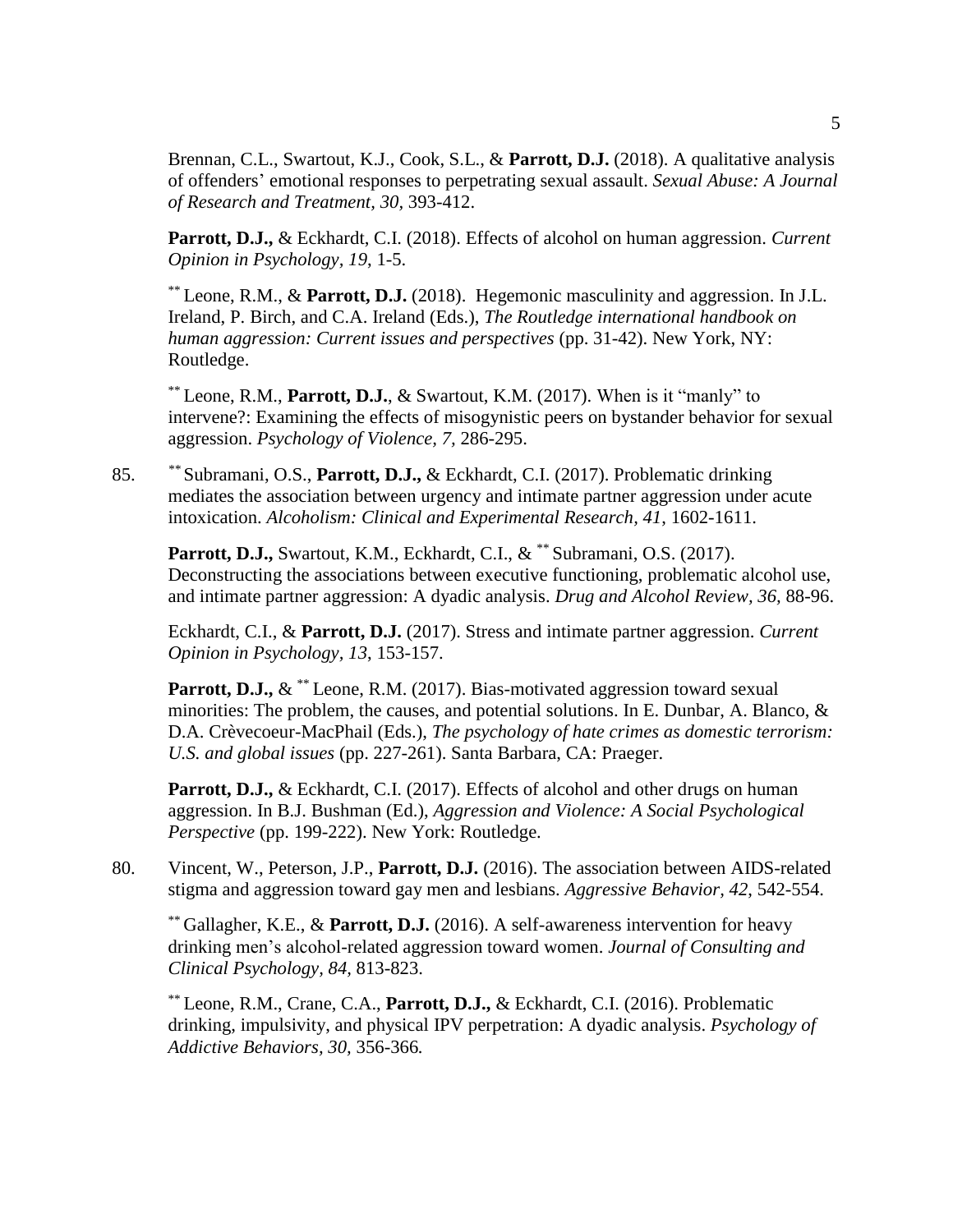Brennan, C.L., Swartout, K.J., Cook, S.L., & **Parrott, D.J.** (2018). A qualitative analysis of offenders' emotional responses to perpetrating sexual assault. *Sexual Abuse: A Journal of Research and Treatment, 30*, 393-412.

**Parrott, D.J.,** & Eckhardt, C.I. (2018). Effects of alcohol on human aggression. *Current Opinion in Psychology, 19*, 1-5.

[**] Leone, R.M., & **Parrott, D.J.** (2018). Hegemonic masculinity and aggression. In J.L. Ireland, P. Birch, and C.A. Ireland (Eds.), *The Routledge international handbook on human aggression: Current issues and perspectives* (pp. 31-42). New York, NY: Routledge.

[**] Leone, R.M., **Parrott, D.J.**, & Swartout, K.M. (2017). When is it "manly" to intervene?: Examining the effects of misogynistic peers on bystander behavior for sexual aggression. *Psychology of Violence, 7,* 286-295.

85. [**] Subramani, O.S., **Parrott, D.J.,** & Eckhardt, C.I. (2017). Problematic drinking mediates the association between urgency and intimate partner aggression under acute intoxication. *Alcoholism: Clinical and Experimental Research, 41*, 1602-1611.

**Parrott, D.J.,** Swartout, K.M., Eckhardt, C.I., & [**] Subramani, O.S. (2017). Deconstructing the associations between executive functioning, problematic alcohol use, and intimate partner aggression: A dyadic analysis. *Drug and Alcohol Review, 36,* 88-96.

Eckhardt, C.I., & **Parrott, D.J.** (2017). Stress and intimate partner aggression. *Current Opinion in Psychology, 13,* 153-157.

**Parrott, D.J.,** & [**] Leone, R.M. (2017). Bias-motivated aggression toward sexual minorities: The problem, the causes, and potential solutions. In E. Dunbar, A. Blanco, & D.A. Crèvecoeur-MacPhail (Eds.), *The psychology of hate crimes as domestic terrorism: U.S. and global issues* (pp. 227-261). Santa Barbara, CA: Praeger.

**Parrott, D.J.,** & Eckhardt, C.I. (2017). Effects of alcohol and other drugs on human aggression. In B.J. Bushman (Ed.), *Aggression and Violence: A Social Psychological Perspective* (pp. 199-222). New York: Routledge.

80. Vincent, W., Peterson, J.P., **Parrott, D.J.** (2016). The association between AIDS-related stigma and aggression toward gay men and lesbians. *Aggressive Behavior, 42*, 542-554.

[**] Gallagher, K.E., & **Parrott, D.J.** (2016). A self-awareness intervention for heavy drinking men's alcohol-related aggression toward women. *Journal of Consulting and Clinical Psychology, 84,* 813-823.

[**] Leone, R.M., Crane, C.A., **Parrott, D.J.,** & Eckhardt, C.I. (2016). Problematic drinking, impulsivity, and physical IPV perpetration: A dyadic analysis. *Psychology of Addictive Behaviors, 30,* 356-366*.*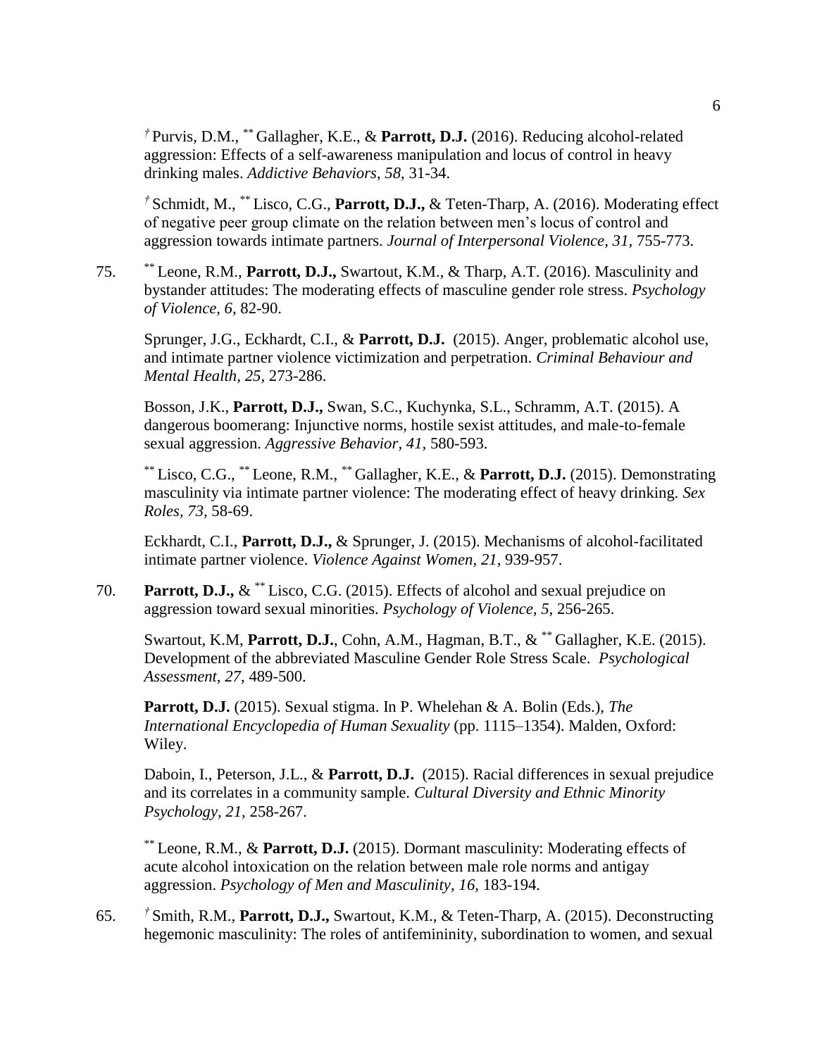[†] Purvis, D.M., [**] Gallagher, K.E., & **Parrott, D.J.** (2016). Reducing alcohol-related aggression: Effects of a self-awareness manipulation and locus of control in heavy drinking males. *Addictive Behaviors, 58,* 31-34.

[†] Schmidt, M., [**] Lisco, C.G., **Parrott, D.J.,** & Teten-Tharp, A. (2016). Moderating effect of negative peer group climate on the relation between men's locus of control and aggression towards intimate partners. *Journal of Interpersonal Violence, 31,* 755-773.

75. [**] Leone, R.M., **Parrott, D.J.,** Swartout, K.M., & Tharp, A.T. (2016). Masculinity and bystander attitudes: The moderating effects of masculine gender role stress. *Psychology of Violence, 6,* 82-90.

Sprunger, J.G., Eckhardt, C.I., & **Parrott, D.J.** (2015). Anger, problematic alcohol use, and intimate partner violence victimization and perpetration. *Criminal Behaviour and Mental Health, 25,* 273-286.

Bosson, J.K., **Parrott, D.J.,** Swan, S.C., Kuchynka, S.L., Schramm, A.T. (2015). A dangerous boomerang: Injunctive norms, hostile sexist attitudes, and male-to-female sexual aggression. *Aggressive Behavior, 41,* 580-593.

[**] Lisco, C.G., [**] Leone, R.M., [**] Gallagher, K.E., & **Parrott, D.J.** (2015). Demonstrating masculinity via intimate partner violence: The moderating effect of heavy drinking. *Sex Roles, 73,* 58-69.

Eckhardt, C.I., **Parrott, D.J.,** & Sprunger, J. (2015). Mechanisms of alcohol-facilitated intimate partner violence. *Violence Against Women, 21,* 939-957.

70. **Parrott, D.J.,** & [**] Lisco, C.G. (2015). Effects of alcohol and sexual prejudice on aggression toward sexual minorities. *Psychology of Violence, 5,* 256-265.

Swartout, K.M, **Parrott, D.J.**, Cohn, A.M., Hagman, B.T., & [**] Gallagher, K.E. (2015). Development of the abbreviated Masculine Gender Role Stress Scale. *Psychological Assessment, 27,* 489-500.

**Parrott, D.J.** (2015). Sexual stigma. In P. Whelehan & A. Bolin (Eds.), *The International Encyclopedia of Human Sexuality* (pp. 1115–1354). Malden, Oxford: Wiley.

Daboin, I., Peterson, J.L., & **Parrott, D.J.** (2015). Racial differences in sexual prejudice and its correlates in a community sample. *Cultural Diversity and Ethnic Minority Psychology, 21,* 258-267.

[**] Leone, R.M., & **Parrott, D.J.** (2015). Dormant masculinity: Moderating effects of acute alcohol intoxication on the relation between male role norms and antigay aggression. *Psychology of Men and Masculinity, 16,* 183-194.

65. [†] Smith, R.M., **Parrott, D.J.,** Swartout, K.M., & Teten-Tharp, A. (2015). Deconstructing hegemonic masculinity: The roles of antifemininity, subordination to women, and sexual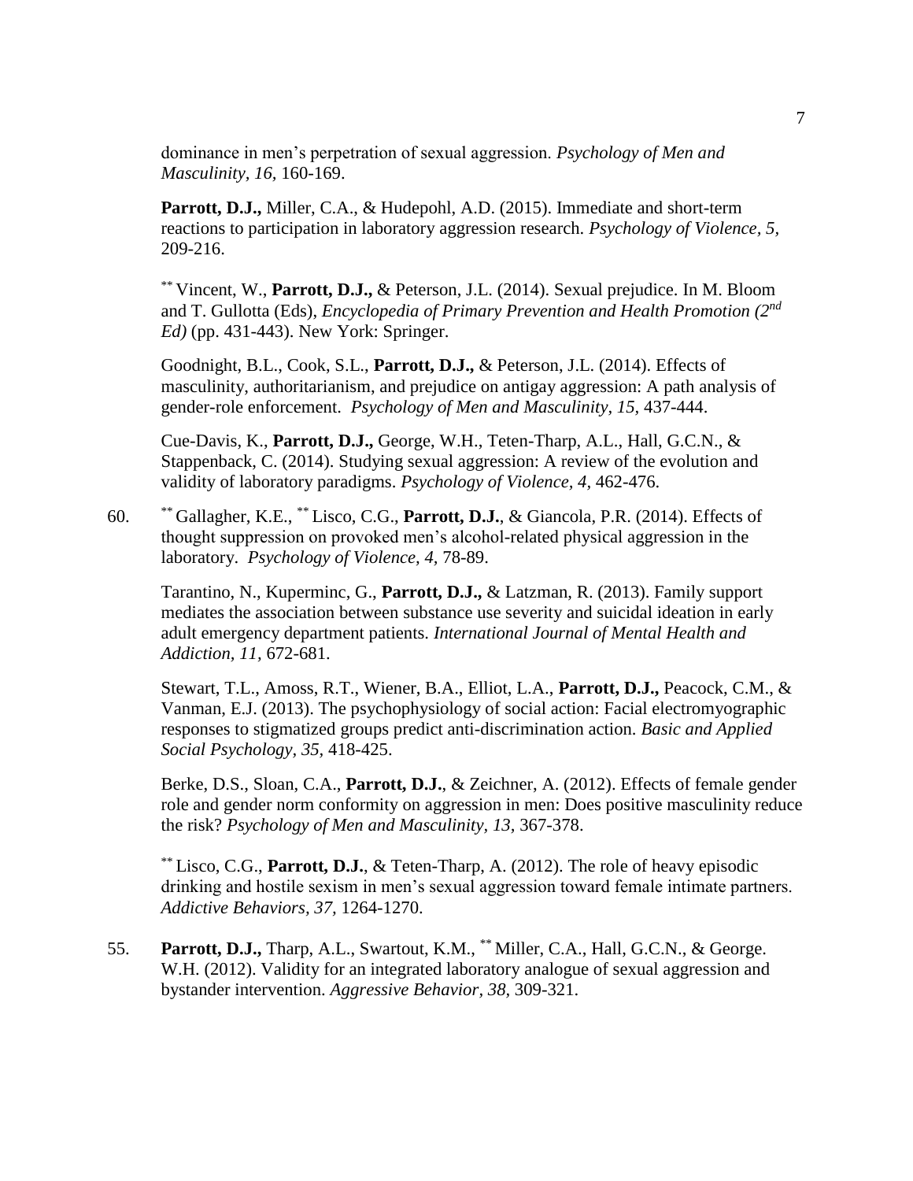dominance in men's perpetration of sexual aggression. *Psychology of Men and Masculinity, 16,* 160-169.

**Parrott, D.J.,** Miller, C.A., & Hudepohl, A.D. (2015). Immediate and short-term reactions to participation in laboratory aggression research. *Psychology of Violence, 5,* 209-216.

[**] Vincent, W., **Parrott, D.J.,** & Peterson, J.L. (2014). Sexual prejudice. In M. Bloom and T. Gullotta (Eds), *Encyclopedia of Primary Prevention and Health Promotion (2nd Ed)* (pp. 431-443). New York: Springer.

Goodnight, B.L., Cook, S.L., **Parrott, D.J.,** & Peterson, J.L. (2014). Effects of masculinity, authoritarianism, and prejudice on antigay aggression: A path analysis of gender-role enforcement. *Psychology of Men and Masculinity, 15,* 437-444.

Cue-Davis, K., **Parrott, D.J.,** George, W.H., Teten-Tharp, A.L., Hall, G.C.N., & Stappenback, C. (2014). Studying sexual aggression: A review of the evolution and validity of laboratory paradigms. *Psychology of Violence, 4,* 462-476.

60. [**] Gallagher, K.E., [**] Lisco, C.G., **Parrott, D.J.**, & Giancola, P.R. (2014). Effects of thought suppression on provoked men's alcohol-related physical aggression in the laboratory. *Psychology of Violence, 4,* 78-89.

Tarantino, N., Kuperminc, G., **Parrott, D.J.,** & Latzman, R. (2013). Family support mediates the association between substance use severity and suicidal ideation in early adult emergency department patients. *International Journal of Mental Health and Addiction, 11,* 672-681.

Stewart, T.L., Amoss, R.T., Wiener, B.A., Elliot, L.A., **Parrott, D.J.,** Peacock, C.M., & Vanman, E.J. (2013). The psychophysiology of social action: Facial electromyographic responses to stigmatized groups predict anti-discrimination action. *Basic and Applied Social Psychology, 35,* 418-425.

Berke, D.S., Sloan, C.A., **Parrott, D.J.**, & Zeichner, A. (2012). Effects of female gender role and gender norm conformity on aggression in men: Does positive masculinity reduce the risk? *Psychology of Men and Masculinity, 13,* 367-378.

[**] Lisco, C.G., **Parrott, D.J.**, & Teten-Tharp, A. (2012). The role of heavy episodic drinking and hostile sexism in men's sexual aggression toward female intimate partners. *Addictive Behaviors, 37,* 1264-1270.

55. **Parrott, D.J.,** Tharp, A.L., Swartout, K.M., [**] Miller, C.A., Hall, G.C.N., & George. W.H. (2012). Validity for an integrated laboratory analogue of sexual aggression and bystander intervention. *Aggressive Behavior, 38,* 309-321.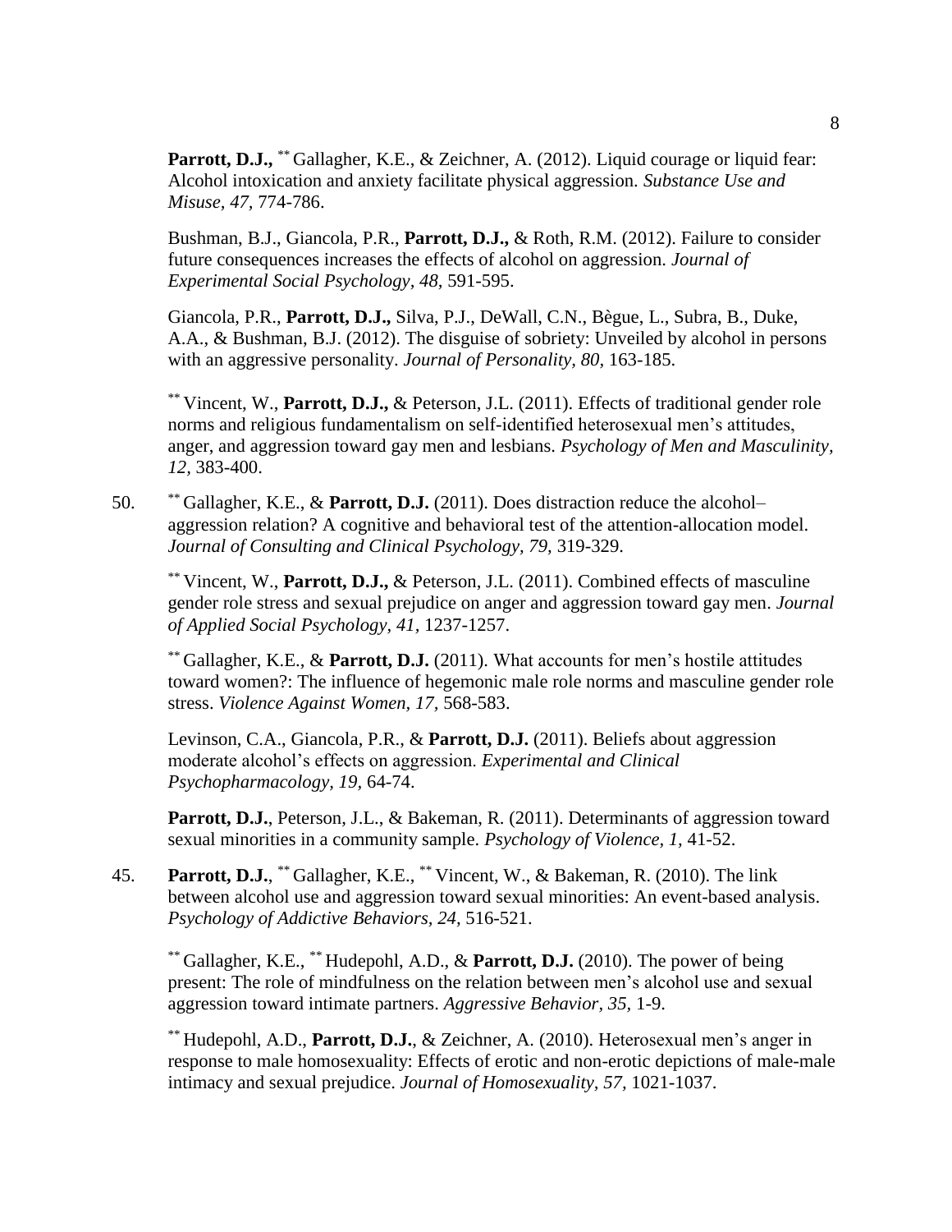**Parrott, D.J.,** [**] Gallagher, K.E., & Zeichner, A. (2012). Liquid courage or liquid fear: Alcohol intoxication and anxiety facilitate physical aggression. *Substance Use and Misuse, 47,* 774-786.

Bushman, B.J., Giancola, P.R., **Parrott, D.J.,** & Roth, R.M. (2012). Failure to consider future consequences increases the effects of alcohol on aggression. *Journal of Experimental Social Psychology, 48,* 591-595.

Giancola, P.R., **Parrott, D.J.,** Silva, P.J., DeWall, C.N., Bègue, L., Subra, B., Duke, A.A., & Bushman, B.J. (2012). The disguise of sobriety: Unveiled by alcohol in persons with an aggressive personality. *Journal of Personality, 80,* 163-185.

[**] Vincent, W., **Parrott, D.J.,** & Peterson, J.L. (2011). Effects of traditional gender role norms and religious fundamentalism on self-identified heterosexual men's attitudes, anger, and aggression toward gay men and lesbians. *Psychology of Men and Masculinity, 12,* 383-400.

50. [**] Gallagher, K.E., & **Parrott, D.J.** (2011). Does distraction reduce the alcohol–aggression relation? A cognitive and behavioral test of the attention-allocation model. *Journal of Consulting and Clinical Psychology, 79,* 319-329.

[**] Vincent, W., **Parrott, D.J.,** & Peterson, J.L. (2011). Combined effects of masculine gender role stress and sexual prejudice on anger and aggression toward gay men. *Journal of Applied Social Psychology, 41,* 1237-1257.

[**] Gallagher, K.E., & **Parrott, D.J.** (2011). What accounts for men's hostile attitudes toward women?: The influence of hegemonic male role norms and masculine gender role stress. *Violence Against Women, 17,* 568-583.

Levinson, C.A., Giancola, P.R., & **Parrott, D.J.** (2011). Beliefs about aggression moderate alcohol's effects on aggression. *Experimental and Clinical Psychopharmacology, 19,* 64-74.

**Parrott, D.J.**, Peterson, J.L., & Bakeman, R. (2011). Determinants of aggression toward sexual minorities in a community sample. *Psychology of Violence, 1,* 41-52.

45. **Parrott, D.J.**, [**] Gallagher, K.E., [**] Vincent, W., & Bakeman, R. (2010). The link between alcohol use and aggression toward sexual minorities: An event-based analysis. *Psychology of Addictive Behaviors, 24,* 516-521.

[**] Gallagher, K.E., [**] Hudepohl, A.D., & **Parrott, D.J.** (2010). The power of being present: The role of mindfulness on the relation between men's alcohol use and sexual aggression toward intimate partners. *Aggressive Behavior, 35,* 1-9.

[**] Hudepohl, A.D., **Parrott, D.J.**, & Zeichner, A. (2010). Heterosexual men's anger in response to male homosexuality: Effects of erotic and non-erotic depictions of male-male intimacy and sexual prejudice. *Journal of Homosexuality, 57,* 1021-1037.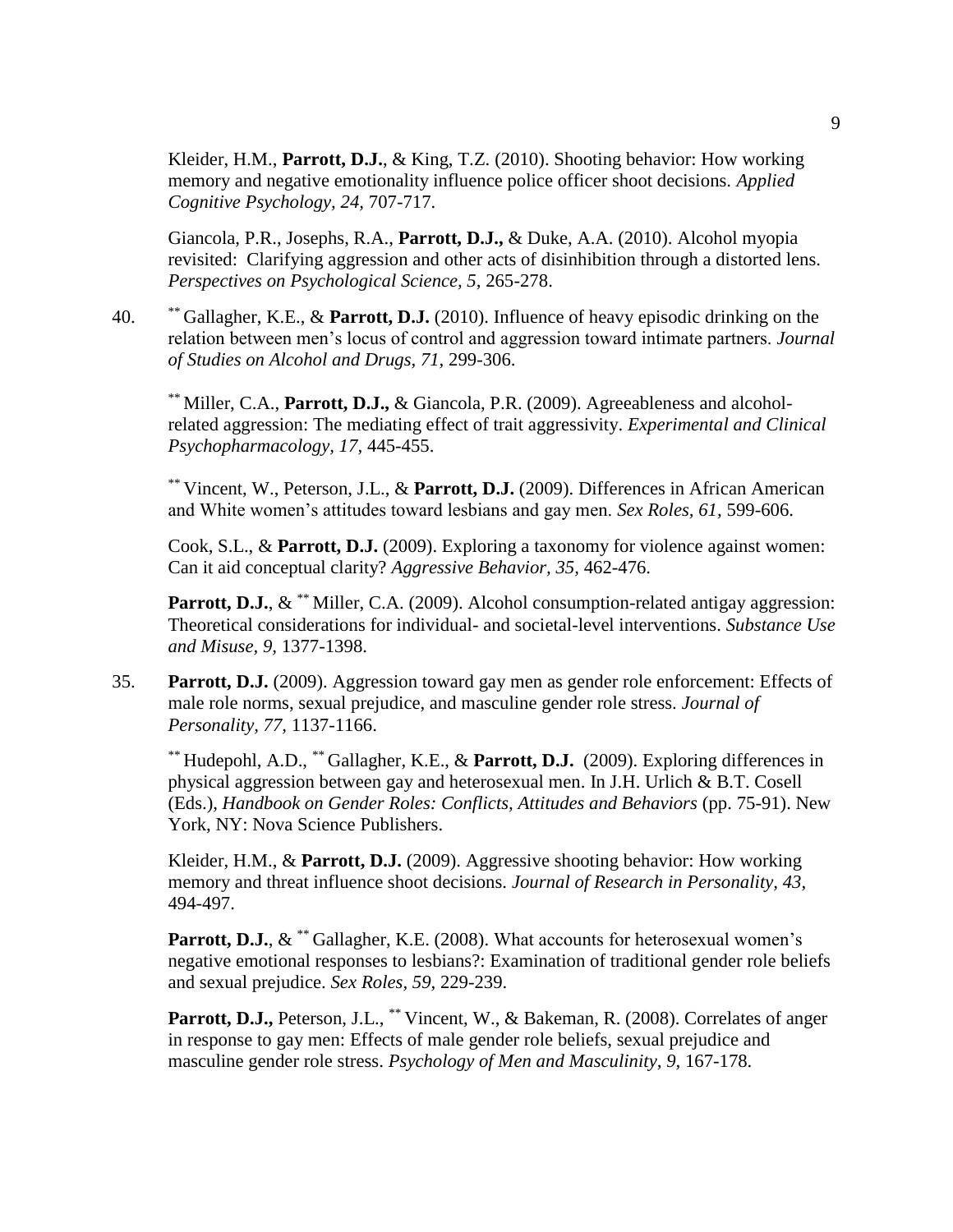Kleider, H.M., **Parrott, D.J.**, & King, T.Z. (2010). Shooting behavior: How working memory and negative emotionality influence police officer shoot decisions. *Applied Cognitive Psychology, 24,* 707-717.

Giancola, P.R., Josephs, R.A., **Parrott, D.J.,** & Duke, A.A. (2010). Alcohol myopia revisited: Clarifying aggression and other acts of disinhibition through a distorted lens. *Perspectives on Psychological Science, 5,* 265-278.

40. ** Gallagher, K.E., & **Parrott, D.J.** (2010). Influence of heavy episodic drinking on the relation between men's locus of control and aggression toward intimate partners. *Journal of Studies on Alcohol and Drugs, 71,* 299-306.

** Miller, C.A., **Parrott, D.J.,** & Giancola, P.R. (2009). Agreeableness and alcohol-related aggression: The mediating effect of trait aggressivity. *Experimental and Clinical Psychopharmacology, 17,* 445-455.

** Vincent, W., Peterson, J.L., & **Parrott, D.J.** (2009). Differences in African American and White women's attitudes toward lesbians and gay men. *Sex Roles, 61,* 599-606.

Cook, S.L., & **Parrott, D.J.** (2009). Exploring a taxonomy for violence against women: Can it aid conceptual clarity? *Aggressive Behavior, 35,* 462-476.

**Parrott, D.J.**, & ** Miller, C.A. (2009). Alcohol consumption-related antigay aggression: Theoretical considerations for individual- and societal-level interventions. *Substance Use and Misuse, 9,* 1377-1398.

35. **Parrott, D.J.** (2009). Aggression toward gay men as gender role enforcement: Effects of male role norms, sexual prejudice, and masculine gender role stress. *Journal of Personality, 77,* 1137-1166.

** Hudepohl, A.D., ** Gallagher, K.E., & **Parrott, D.J.** (2009). Exploring differences in physical aggression between gay and heterosexual men. In J.H. Urlich & B.T. Cosell (Eds.), *Handbook on Gender Roles: Conflicts, Attitudes and Behaviors* (pp. 75-91). New York, NY: Nova Science Publishers.

Kleider, H.M., & **Parrott, D.J.** (2009). Aggressive shooting behavior: How working memory and threat influence shoot decisions. *Journal of Research in Personality, 43,* 494-497.

**Parrott, D.J.**, & ** Gallagher, K.E. (2008). What accounts for heterosexual women's negative emotional responses to lesbians?: Examination of traditional gender role beliefs and sexual prejudice. *Sex Roles, 59,* 229-239.

**Parrott, D.J.,** Peterson, J.L., ** Vincent, W., & Bakeman, R. (2008). Correlates of anger in response to gay men: Effects of male gender role beliefs, sexual prejudice and masculine gender role stress. *Psychology of Men and Masculinity, 9,* 167-178.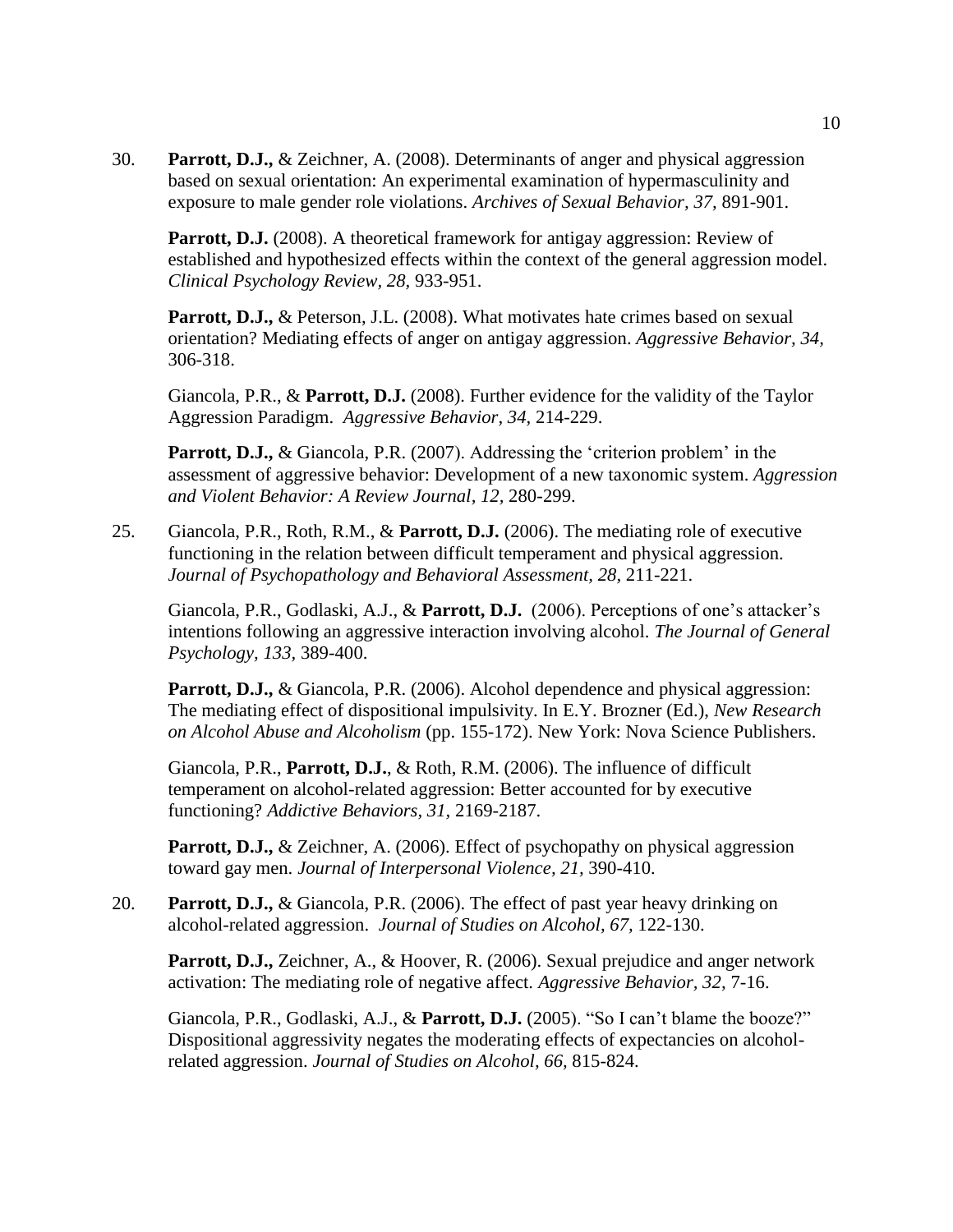30. **Parrott, D.J.,** & Zeichner, A. (2008). Determinants of anger and physical aggression based on sexual orientation: An experimental examination of hypermasculinity and exposure to male gender role violations. *Archives of Sexual Behavior, 37,* 891-901.

    **Parrott, D.J.** (2008). A theoretical framework for antigay aggression: Review of established and hypothesized effects within the context of the general aggression model. *Clinical Psychology Review, 28,* 933-951.

    **Parrott, D.J.,** & Peterson, J.L. (2008). What motivates hate crimes based on sexual orientation? Mediating effects of anger on antigay aggression. *Aggressive Behavior, 34,* 306-318.

    Giancola, P.R., & **Parrott, D.J.** (2008). Further evidence for the validity of the Taylor Aggression Paradigm. *Aggressive Behavior, 34,* 214-229.

    **Parrott, D.J.,** & Giancola, P.R. (2007). Addressing the 'criterion problem' in the assessment of aggressive behavior: Development of a new taxonomic system. *Aggression and Violent Behavior: A Review Journal, 12,* 280-299.

25. Giancola, P.R., Roth, R.M., & **Parrott, D.J.** (2006). The mediating role of executive functioning in the relation between difficult temperament and physical aggression. *Journal of Psychopathology and Behavioral Assessment, 28,* 211-221.

    Giancola, P.R., Godlaski, A.J., & **Parrott, D.J.** (2006). Perceptions of one's attacker's intentions following an aggressive interaction involving alcohol. *The Journal of General Psychology, 133,* 389-400.

    **Parrott, D.J.,** & Giancola, P.R. (2006). Alcohol dependence and physical aggression: The mediating effect of dispositional impulsivity. In E.Y. Brozner (Ed.), *New Research on Alcohol Abuse and Alcoholism* (pp. 155-172). New York: Nova Science Publishers.

    Giancola, P.R., **Parrott, D.J.**, & Roth, R.M. (2006). The influence of difficult temperament on alcohol-related aggression: Better accounted for by executive functioning? *Addictive Behaviors, 31,* 2169-2187.

    **Parrott, D.J.,** & Zeichner, A. (2006). Effect of psychopathy on physical aggression toward gay men. *Journal of Interpersonal Violence, 21,* 390-410.

20. **Parrott, D.J.,** & Giancola, P.R. (2006). The effect of past year heavy drinking on alcohol-related aggression. *Journal of Studies on Alcohol, 67,* 122-130.

    **Parrott, D.J.,** Zeichner, A., & Hoover, R. (2006). Sexual prejudice and anger network activation: The mediating role of negative affect. *Aggressive Behavior, 32,* 7-16.

    Giancola, P.R., Godlaski, A.J., & **Parrott, D.J.** (2005). "So I can't blame the booze?" Dispositional aggressivity negates the moderating effects of expectancies on alcohol-related aggression. *Journal of Studies on Alcohol, 66,* 815-824.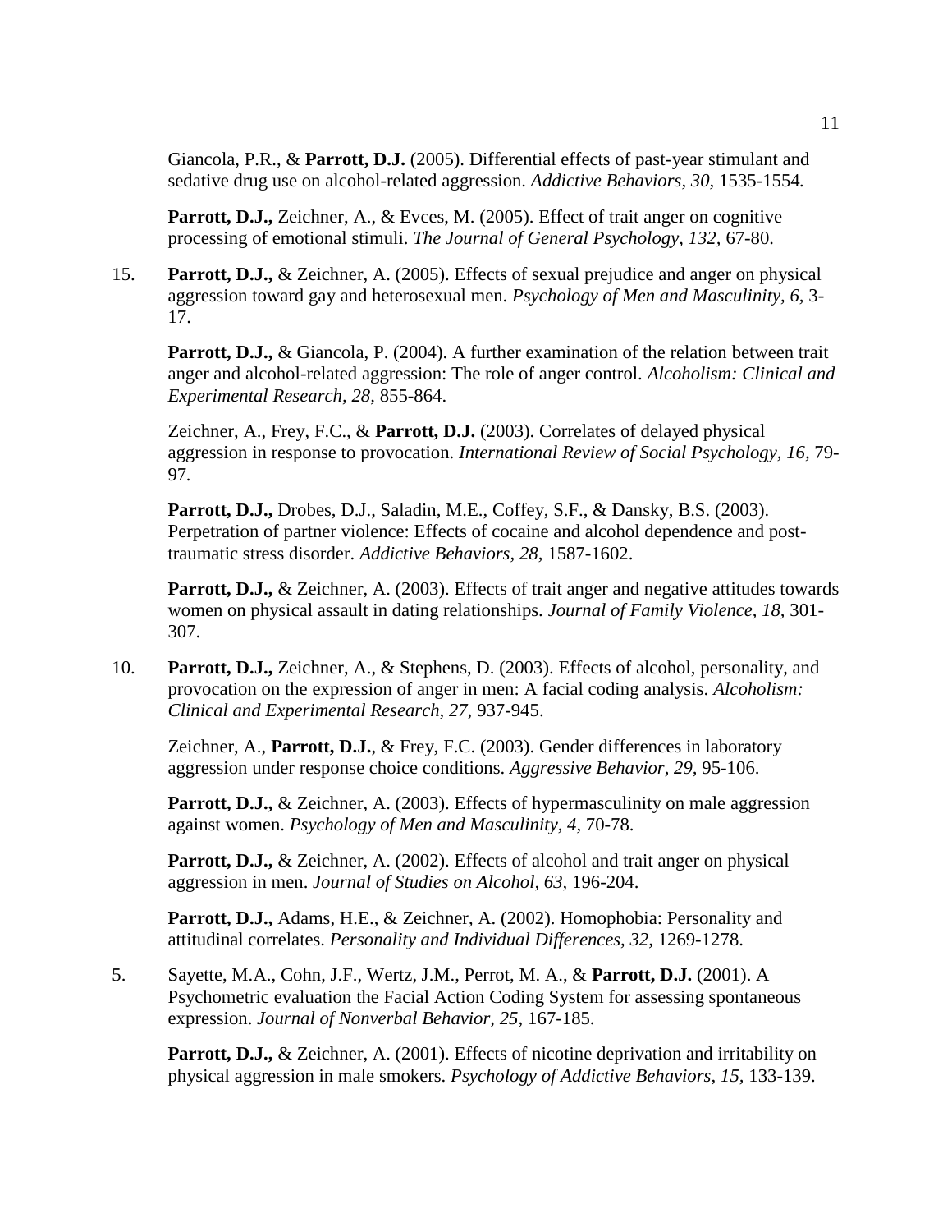Giancola, P.R., & **Parrott, D.J.** (2005). Differential effects of past-year stimulant and sedative drug use on alcohol-related aggression. *Addictive Behaviors, 30,* 1535-1554*.*

**Parrott, D.J.,** Zeichner, A., & Evces, M. (2005). Effect of trait anger on cognitive processing of emotional stimuli. *The Journal of General Psychology, 132,* 67-80.

15. **Parrott, D.J.,** & Zeichner, A. (2005). Effects of sexual prejudice and anger on physical aggression toward gay and heterosexual men. *Psychology of Men and Masculinity, 6,* 3-17.

**Parrott, D.J.,** & Giancola, P. (2004). A further examination of the relation between trait anger and alcohol-related aggression: The role of anger control. *Alcoholism: Clinical and Experimental Research, 28,* 855-864.

Zeichner, A., Frey, F.C., & **Parrott, D.J.** (2003). Correlates of delayed physical aggression in response to provocation. *International Review of Social Psychology, 16,* 79-97*.*

**Parrott, D.J.,** Drobes, D.J., Saladin, M.E., Coffey, S.F., & Dansky, B.S. (2003). Perpetration of partner violence: Effects of cocaine and alcohol dependence and post-traumatic stress disorder. *Addictive Behaviors, 28,* 1587-1602.

**Parrott, D.J.,** & Zeichner, A. (2003). Effects of trait anger and negative attitudes towards women on physical assault in dating relationships. *Journal of Family Violence, 18,* 301-307.

10. **Parrott, D.J.,** Zeichner, A., & Stephens, D. (2003). Effects of alcohol, personality, and provocation on the expression of anger in men: A facial coding analysis. *Alcoholism: Clinical and Experimental Research, 27,* 937-945.

Zeichner, A., **Parrott, D.J.**, & Frey, F.C. (2003). Gender differences in laboratory aggression under response choice conditions. *Aggressive Behavior, 29,* 95-106.

**Parrott, D.J.,** & Zeichner, A. (2003). Effects of hypermasculinity on male aggression against women. *Psychology of Men and Masculinity, 4,* 70-78.

**Parrott, D.J.,** & Zeichner, A. (2002). Effects of alcohol and trait anger on physical aggression in men. *Journal of Studies on Alcohol, 63,* 196-204.

**Parrott, D.J.,** Adams, H.E., & Zeichner, A. (2002). Homophobia: Personality and attitudinal correlates. *Personality and Individual Differences, 32,* 1269-1278.

5. Sayette, M.A., Cohn, J.F., Wertz, J.M., Perrot, M. A., & **Parrott, D.J.** (2001). A Psychometric evaluation the Facial Action Coding System for assessing spontaneous expression. *Journal of Nonverbal Behavior, 25,* 167-185.

**Parrott, D.J.,** & Zeichner, A. (2001). Effects of nicotine deprivation and irritability on physical aggression in male smokers. *Psychology of Addictive Behaviors, 15,* 133-139.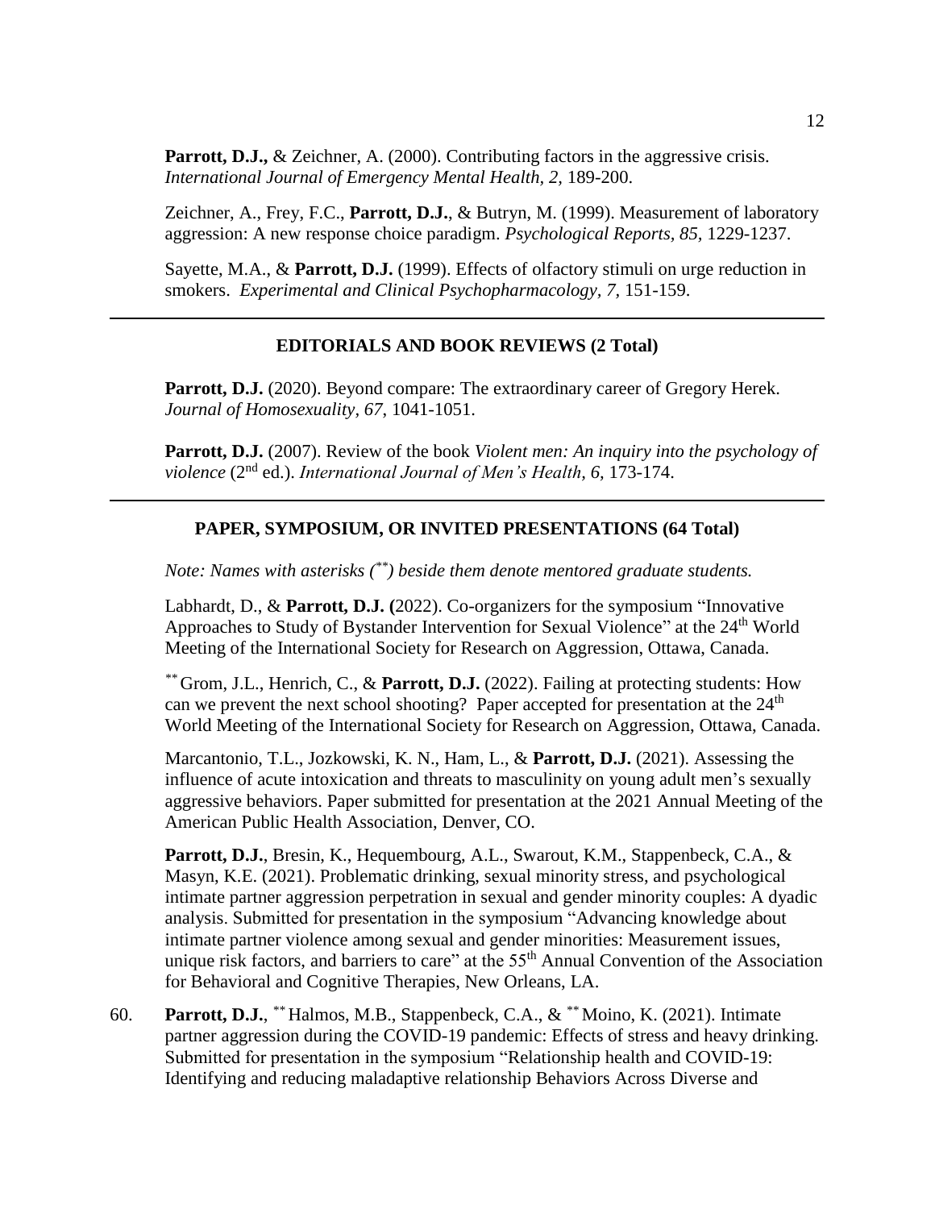**Parrott, D.J.,** & Zeichner, A. (2000). Contributing factors in the aggressive crisis. *International Journal of Emergency Mental Health, 2,* 189-200.

Zeichner, A., Frey, F.C., **Parrott, D.J.**, & Butryn, M. (1999). Measurement of laboratory aggression: A new response choice paradigm. *Psychological Reports, 85,* 1229-1237.

Sayette, M.A., & **Parrott, D.J.** (1999). Effects of olfactory stimuli on urge reduction in smokers. *Experimental and Clinical Psychopharmacology, 7,* 151-159.

---

## EDITORIALS AND BOOK REVIEWS (2 Total)

**Parrott, D.J.** (2020). Beyond compare: The extraordinary career of Gregory Herek. *Journal of Homosexuality, 67*, 1041-1051.

**Parrott, D.J.** (2007). Review of the book *Violent men: An inquiry into the psychology of violence* (2nd ed.). *International Journal of Men's Health, 6,* 173-174.

---

## PAPER, SYMPOSIUM, OR INVITED PRESENTATIONS (64 Total)

*Note: Names with asterisks (\*\*) beside them denote mentored graduate students.*

Labhardt, D., & **Parrott, D.J. (**2022). Co-organizers for the symposium "Innovative Approaches to Study of Bystander Intervention for Sexual Violence" at the 24th World Meeting of the International Society for Research on Aggression, Ottawa, Canada.

\*\* Grom, J.L., Henrich, C., & **Parrott, D.J.** (2022). Failing at protecting students: How can we prevent the next school shooting? Paper accepted for presentation at the 24th World Meeting of the International Society for Research on Aggression, Ottawa, Canada.

Marcantonio, T.L., Jozkowski, K. N., Ham, L., & **Parrott, D.J.** (2021). Assessing the influence of acute intoxication and threats to masculinity on young adult men's sexually aggressive behaviors. Paper submitted for presentation at the 2021 Annual Meeting of the American Public Health Association, Denver, CO.

**Parrott, D.J.**, Bresin, K., Hequembourg, A.L., Swarout, K.M., Stappenbeck, C.A., & Masyn, K.E. (2021). Problematic drinking, sexual minority stress, and psychological intimate partner aggression perpetration in sexual and gender minority couples: A dyadic analysis. Submitted for presentation in the symposium "Advancing knowledge about intimate partner violence among sexual and gender minorities: Measurement issues, unique risk factors, and barriers to care" at the 55th Annual Convention of the Association for Behavioral and Cognitive Therapies, New Orleans, LA.

60. **Parrott, D.J.**, \*\* Halmos, M.B., Stappenbeck, C.A., & \*\* Moino, K. (2021). Intimate partner aggression during the COVID-19 pandemic: Effects of stress and heavy drinking. Submitted for presentation in the symposium "Relationship health and COVID-19: Identifying and reducing maladaptive relationship Behaviors Across Diverse and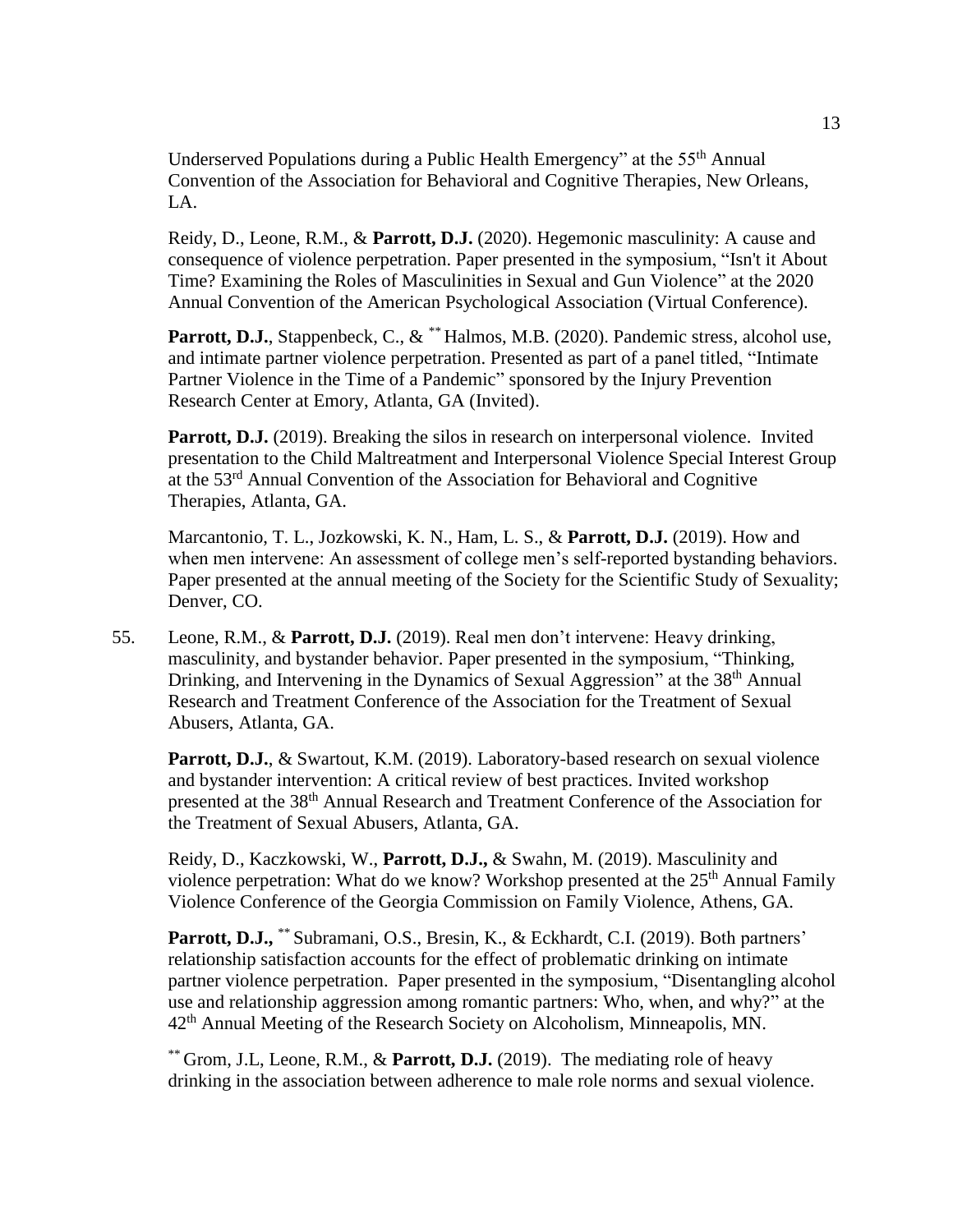Underserved Populations during a Public Health Emergency" at the 55th Annual Convention of the Association for Behavioral and Cognitive Therapies, New Orleans, LA.

Reidy, D., Leone, R.M., & **Parrott, D.J.** (2020). Hegemonic masculinity: A cause and consequence of violence perpetration. Paper presented in the symposium, "Isn't it About Time? Examining the Roles of Masculinities in Sexual and Gun Violence" at the 2020 Annual Convention of the American Psychological Association (Virtual Conference).

**Parrott, D.J.**, Stappenbeck, C., & [**] Halmos, M.B. (2020). Pandemic stress, alcohol use, and intimate partner violence perpetration. Presented as part of a panel titled, "Intimate Partner Violence in the Time of a Pandemic" sponsored by the Injury Prevention Research Center at Emory, Atlanta, GA (Invited).

**Parrott, D.J.** (2019). Breaking the silos in research on interpersonal violence. Invited presentation to the Child Maltreatment and Interpersonal Violence Special Interest Group at the 53rd Annual Convention of the Association for Behavioral and Cognitive Therapies, Atlanta, GA.

Marcantonio, T. L., Jozkowski, K. N., Ham, L. S., & **Parrott, D.J.** (2019). How and when men intervene: An assessment of college men's self-reported bystanding behaviors. Paper presented at the annual meeting of the Society for the Scientific Study of Sexuality; Denver, CO.

55. Leone, R.M., & **Parrott, D.J.** (2019). Real men don't intervene: Heavy drinking, masculinity, and bystander behavior. Paper presented in the symposium, "Thinking, Drinking, and Intervening in the Dynamics of Sexual Aggression" at the 38th Annual Research and Treatment Conference of the Association for the Treatment of Sexual Abusers, Atlanta, GA.

**Parrott, D.J.**, & Swartout, K.M. (2019). Laboratory-based research on sexual violence and bystander intervention: A critical review of best practices. Invited workshop presented at the 38th Annual Research and Treatment Conference of the Association for the Treatment of Sexual Abusers, Atlanta, GA.

Reidy, D., Kaczkowski, W., **Parrott, D.J.,** & Swahn, M. (2019). Masculinity and violence perpetration: What do we know? Workshop presented at the 25th Annual Family Violence Conference of the Georgia Commission on Family Violence, Athens, GA.

**Parrott, D.J.,** [**] Subramani, O.S., Bresin, K., & Eckhardt, C.I. (2019). Both partners' relationship satisfaction accounts for the effect of problematic drinking on intimate partner violence perpetration. Paper presented in the symposium, "Disentangling alcohol use and relationship aggression among romantic partners: Who, when, and why?" at the 42th Annual Meeting of the Research Society on Alcoholism, Minneapolis, MN.

[**] Grom, J.L, Leone, R.M., & **Parrott, D.J.** (2019). The mediating role of heavy drinking in the association between adherence to male role norms and sexual violence.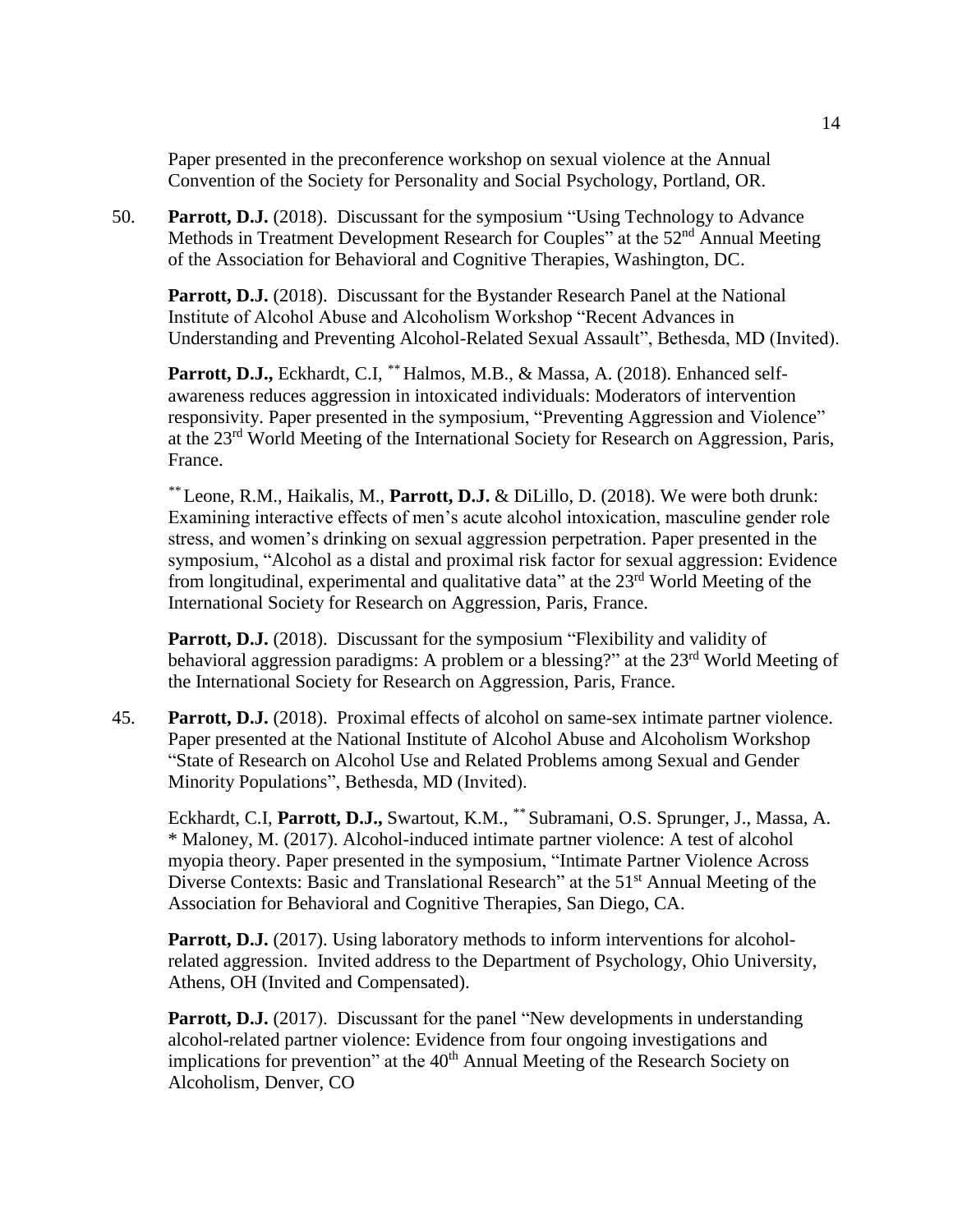Paper presented in the preconference workshop on sexual violence at the Annual Convention of the Society for Personality and Social Psychology, Portland, OR.

50. **Parrott, D.J.** (2018). Discussant for the symposium "Using Technology to Advance Methods in Treatment Development Research for Couples" at the 52nd Annual Meeting of the Association for Behavioral and Cognitive Therapies, Washington, DC.

    **Parrott, D.J.** (2018). Discussant for the Bystander Research Panel at the National Institute of Alcohol Abuse and Alcoholism Workshop "Recent Advances in Understanding and Preventing Alcohol-Related Sexual Assault", Bethesda, MD (Invited).

    **Parrott, D.J.,** Eckhardt, C.I, ** Halmos, M.B., & Massa, A. (2018). Enhanced self-awareness reduces aggression in intoxicated individuals: Moderators of intervention responsivity. Paper presented in the symposium, "Preventing Aggression and Violence" at the 23rd World Meeting of the International Society for Research on Aggression, Paris, France.

    ** Leone, R.M., Haikalis, M., **Parrott, D.J.** & DiLillo, D. (2018). We were both drunk: Examining interactive effects of men's acute alcohol intoxication, masculine gender role stress, and women's drinking on sexual aggression perpetration. Paper presented in the symposium, "Alcohol as a distal and proximal risk factor for sexual aggression: Evidence from longitudinal, experimental and qualitative data" at the 23rd World Meeting of the International Society for Research on Aggression, Paris, France.

    **Parrott, D.J.** (2018). Discussant for the symposium "Flexibility and validity of behavioral aggression paradigms: A problem or a blessing?" at the 23rd World Meeting of the International Society for Research on Aggression, Paris, France.

45. **Parrott, D.J.** (2018). Proximal effects of alcohol on same-sex intimate partner violence. Paper presented at the National Institute of Alcohol Abuse and Alcoholism Workshop "State of Research on Alcohol Use and Related Problems among Sexual and Gender Minority Populations", Bethesda, MD (Invited).

    Eckhardt, C.I, **Parrott, D.J.,** Swartout, K.M., ** Subramani, O.S. Sprunger, J., Massa, A. * Maloney, M. (2017). Alcohol-induced intimate partner violence: A test of alcohol myopia theory. Paper presented in the symposium, "Intimate Partner Violence Across Diverse Contexts: Basic and Translational Research" at the 51st Annual Meeting of the Association for Behavioral and Cognitive Therapies, San Diego, CA.

    **Parrott, D.J.** (2017). Using laboratory methods to inform interventions for alcohol-related aggression. Invited address to the Department of Psychology, Ohio University, Athens, OH (Invited and Compensated).

    **Parrott, D.J.** (2017). Discussant for the panel "New developments in understanding alcohol-related partner violence: Evidence from four ongoing investigations and implications for prevention" at the 40th Annual Meeting of the Research Society on Alcoholism, Denver, CO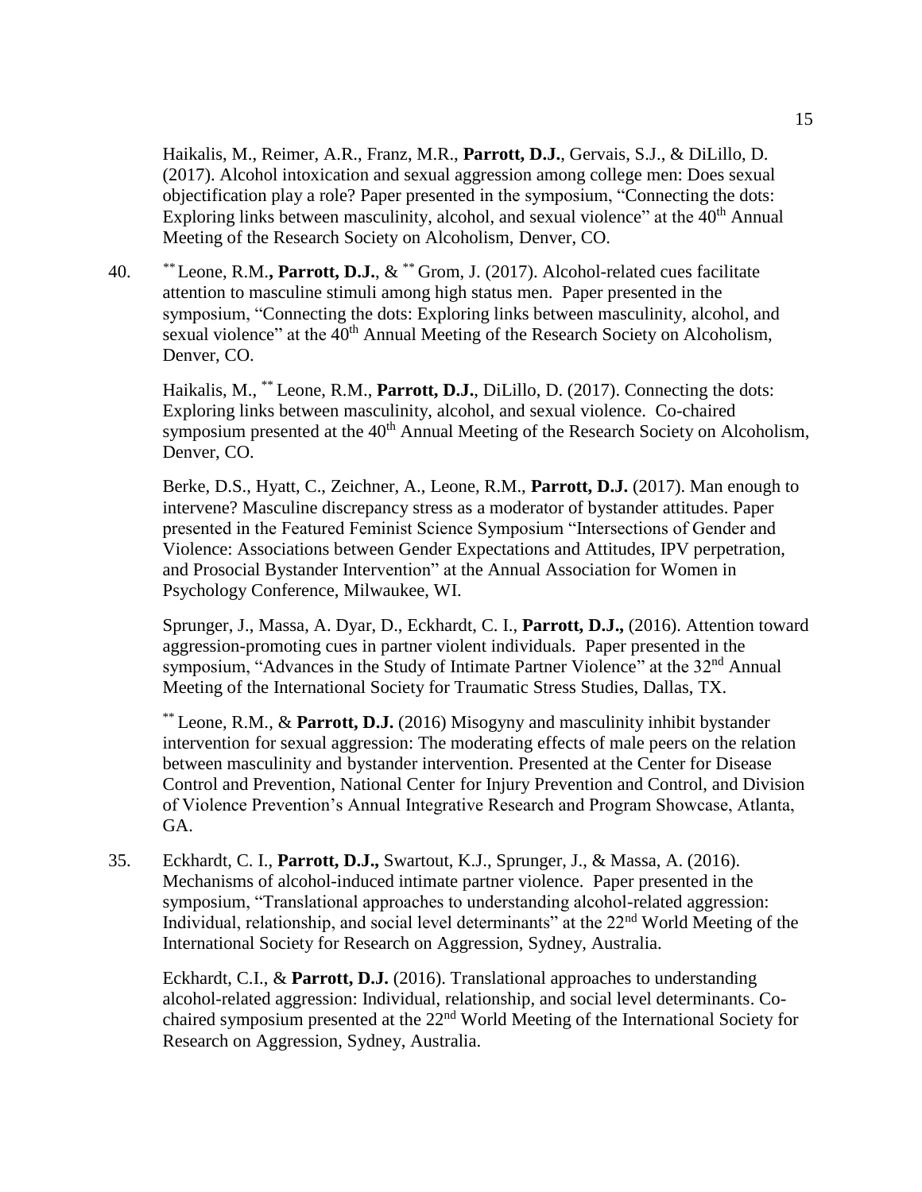Haikalis, M., Reimer, A.R., Franz, M.R., **Parrott, D.J.**, Gervais, S.J., & DiLillo, D. (2017). Alcohol intoxication and sexual aggression among college men: Does sexual objectification play a role? Paper presented in the symposium, "Connecting the dots: Exploring links between masculinity, alcohol, and sexual violence" at the 40th Annual Meeting of the Research Society on Alcoholism, Denver, CO.

40. [**] Leone, R.M.**, Parrott, D.J.**, & [**] Grom, J. (2017). Alcohol-related cues facilitate attention to masculine stimuli among high status men. Paper presented in the symposium, "Connecting the dots: Exploring links between masculinity, alcohol, and sexual violence" at the 40th Annual Meeting of the Research Society on Alcoholism, Denver, CO.

Haikalis, M., [**] Leone, R.M., **Parrott, D.J.**, DiLillo, D. (2017). Connecting the dots: Exploring links between masculinity, alcohol, and sexual violence. Co-chaired symposium presented at the 40th Annual Meeting of the Research Society on Alcoholism, Denver, CO.

Berke, D.S., Hyatt, C., Zeichner, A., Leone, R.M., **Parrott, D.J.** (2017). Man enough to intervene? Masculine discrepancy stress as a moderator of bystander attitudes. Paper presented in the Featured Feminist Science Symposium "Intersections of Gender and Violence: Associations between Gender Expectations and Attitudes, IPV perpetration, and Prosocial Bystander Intervention" at the Annual Association for Women in Psychology Conference, Milwaukee, WI.

Sprunger, J., Massa, A. Dyar, D., Eckhardt, C. I., **Parrott, D.J.,** (2016). Attention toward aggression-promoting cues in partner violent individuals. Paper presented in the symposium, "Advances in the Study of Intimate Partner Violence" at the 32nd Annual Meeting of the International Society for Traumatic Stress Studies, Dallas, TX.

[**] Leone, R.M., & **Parrott, D.J.** (2016) Misogyny and masculinity inhibit bystander intervention for sexual aggression: The moderating effects of male peers on the relation between masculinity and bystander intervention. Presented at the Center for Disease Control and Prevention, National Center for Injury Prevention and Control, and Division of Violence Prevention's Annual Integrative Research and Program Showcase, Atlanta, GA.

35. Eckhardt, C. I., **Parrott, D.J.,** Swartout, K.J., Sprunger, J., & Massa, A. (2016). Mechanisms of alcohol-induced intimate partner violence. Paper presented in the symposium, "Translational approaches to understanding alcohol-related aggression: Individual, relationship, and social level determinants" at the 22nd World Meeting of the International Society for Research on Aggression, Sydney, Australia.

Eckhardt, C.I., & **Parrott, D.J.** (2016). Translational approaches to understanding alcohol-related aggression: Individual, relationship, and social level determinants. Co-chaired symposium presented at the 22nd World Meeting of the International Society for Research on Aggression, Sydney, Australia.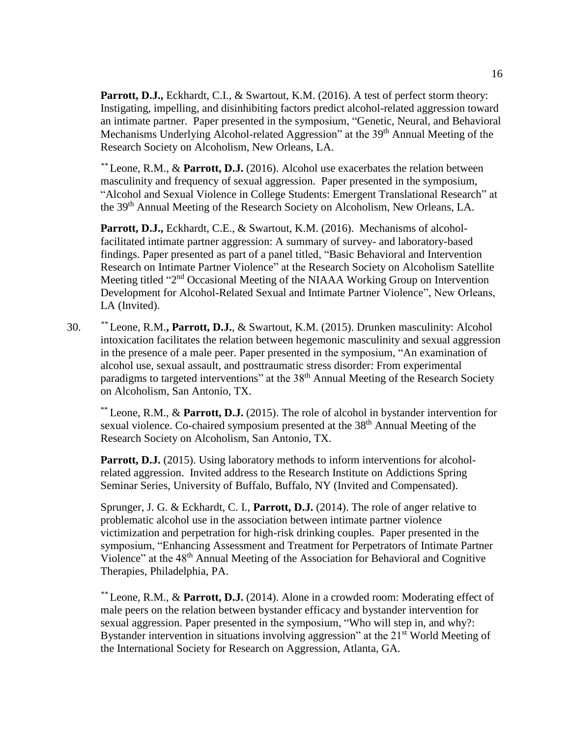**Parrott, D.J.,** Eckhardt, C.I., & Swartout, K.M. (2016). A test of perfect storm theory: Instigating, impelling, and disinhibiting factors predict alcohol-related aggression toward an intimate partner. Paper presented in the symposium, "Genetic, Neural, and Behavioral Mechanisms Underlying Alcohol-related Aggression" at the 39th Annual Meeting of the Research Society on Alcoholism, New Orleans, LA.

** Leone, R.M., & **Parrott, D.J.** (2016). Alcohol use exacerbates the relation between masculinity and frequency of sexual aggression. Paper presented in the symposium, "Alcohol and Sexual Violence in College Students: Emergent Translational Research" at the 39th Annual Meeting of the Research Society on Alcoholism, New Orleans, LA.

**Parrott, D.J.,** Eckhardt, C.E., & Swartout, K.M. (2016). Mechanisms of alcohol-facilitated intimate partner aggression: A summary of survey- and laboratory-based findings. Paper presented as part of a panel titled, "Basic Behavioral and Intervention Research on Intimate Partner Violence" at the Research Society on Alcoholism Satellite Meeting titled "2nd Occasional Meeting of the NIAAA Working Group on Intervention Development for Alcohol-Related Sexual and Intimate Partner Violence", New Orleans, LA (Invited).

30. ** Leone, R.M.**, Parrott, D.J.**, & Swartout, K.M. (2015). Drunken masculinity: Alcohol intoxication facilitates the relation between hegemonic masculinity and sexual aggression in the presence of a male peer. Paper presented in the symposium, "An examination of alcohol use, sexual assault, and posttraumatic stress disorder: From experimental paradigms to targeted interventions" at the 38th Annual Meeting of the Research Society on Alcoholism, San Antonio, TX.

** Leone, R.M., & **Parrott, D.J.** (2015). The role of alcohol in bystander intervention for sexual violence. Co-chaired symposium presented at the 38th Annual Meeting of the Research Society on Alcoholism, San Antonio, TX.

**Parrott, D.J.** (2015). Using laboratory methods to inform interventions for alcohol-related aggression. Invited address to the Research Institute on Addictions Spring Seminar Series, University of Buffalo, Buffalo, NY (Invited and Compensated).

Sprunger, J. G. & Eckhardt, C. I., **Parrott, D.J.** (2014). The role of anger relative to problematic alcohol use in the association between intimate partner violence victimization and perpetration for high-risk drinking couples. Paper presented in the symposium, "Enhancing Assessment and Treatment for Perpetrators of Intimate Partner Violence" at the 48th Annual Meeting of the Association for Behavioral and Cognitive Therapies, Philadelphia, PA.

** Leone, R.M., & **Parrott, D.J.** (2014). Alone in a crowded room: Moderating effect of male peers on the relation between bystander efficacy and bystander intervention for sexual aggression. Paper presented in the symposium, "Who will step in, and why?: Bystander intervention in situations involving aggression" at the 21st World Meeting of the International Society for Research on Aggression, Atlanta, GA.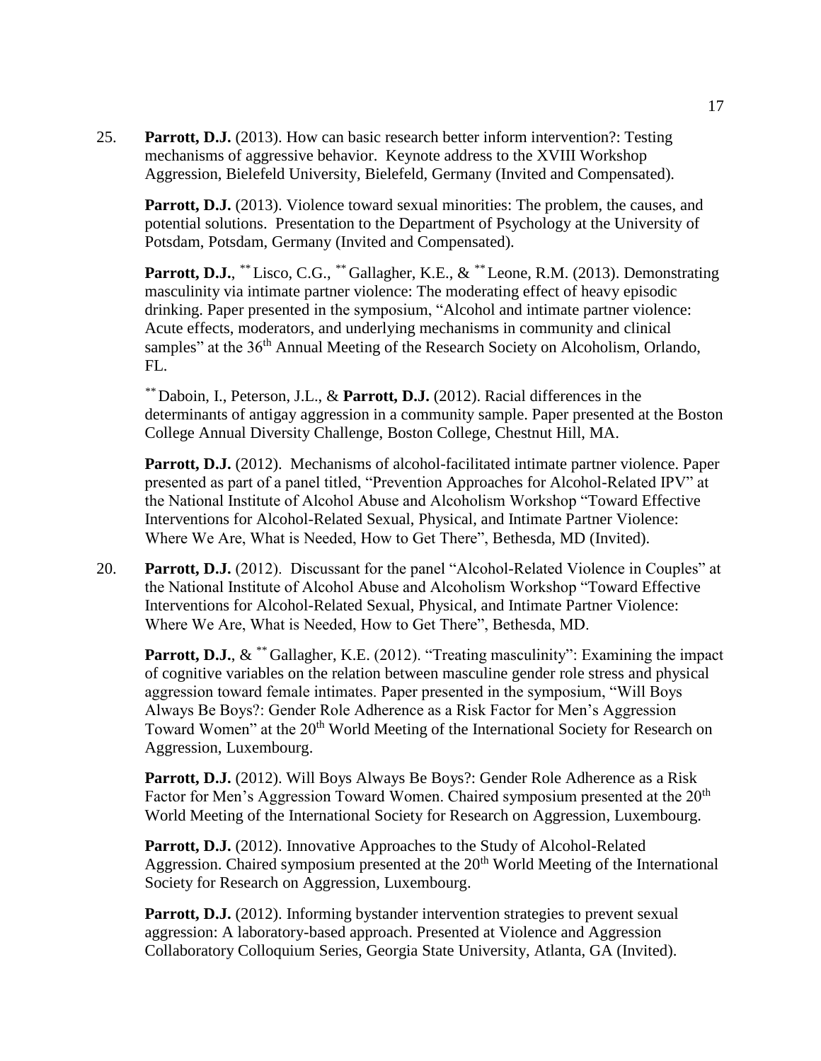25. **Parrott, D.J.** (2013). How can basic research better inform intervention?: Testing mechanisms of aggressive behavior. Keynote address to the XVIII Workshop Aggression, Bielefeld University, Bielefeld, Germany (Invited and Compensated).

    **Parrott, D.J.** (2013). Violence toward sexual minorities: The problem, the causes, and potential solutions. Presentation to the Department of Psychology at the University of Potsdam, Potsdam, Germany (Invited and Compensated).

    **Parrott, D.J.**, ** Lisco, C.G., ** Gallagher, K.E., & ** Leone, R.M. (2013). Demonstrating masculinity via intimate partner violence: The moderating effect of heavy episodic drinking. Paper presented in the symposium, "Alcohol and intimate partner violence: Acute effects, moderators, and underlying mechanisms in community and clinical samples" at the 36th Annual Meeting of the Research Society on Alcoholism, Orlando, FL.

    ** Daboin, I., Peterson, J.L., & **Parrott, D.J.** (2012). Racial differences in the determinants of antigay aggression in a community sample. Paper presented at the Boston College Annual Diversity Challenge, Boston College, Chestnut Hill, MA.

    **Parrott, D.J.** (2012). Mechanisms of alcohol-facilitated intimate partner violence. Paper presented as part of a panel titled, "Prevention Approaches for Alcohol-Related IPV" at the National Institute of Alcohol Abuse and Alcoholism Workshop "Toward Effective Interventions for Alcohol-Related Sexual, Physical, and Intimate Partner Violence: Where We Are, What is Needed, How to Get There", Bethesda, MD (Invited).

20. **Parrott, D.J.** (2012). Discussant for the panel "Alcohol-Related Violence in Couples" at the National Institute of Alcohol Abuse and Alcoholism Workshop "Toward Effective Interventions for Alcohol-Related Sexual, Physical, and Intimate Partner Violence: Where We Are, What is Needed, How to Get There", Bethesda, MD.

    **Parrott, D.J.**, & ** Gallagher, K.E. (2012). "Treating masculinity": Examining the impact of cognitive variables on the relation between masculine gender role stress and physical aggression toward female intimates. Paper presented in the symposium, "Will Boys Always Be Boys?: Gender Role Adherence as a Risk Factor for Men's Aggression Toward Women" at the 20th World Meeting of the International Society for Research on Aggression, Luxembourg.

    **Parrott, D.J.** (2012). Will Boys Always Be Boys?: Gender Role Adherence as a Risk Factor for Men's Aggression Toward Women. Chaired symposium presented at the 20th World Meeting of the International Society for Research on Aggression, Luxembourg.

    **Parrott, D.J.** (2012). Innovative Approaches to the Study of Alcohol-Related Aggression. Chaired symposium presented at the 20th World Meeting of the International Society for Research on Aggression, Luxembourg.

    **Parrott, D.J.** (2012). Informing bystander intervention strategies to prevent sexual aggression: A laboratory-based approach. Presented at Violence and Aggression Collaboratory Colloquium Series, Georgia State University, Atlanta, GA (Invited).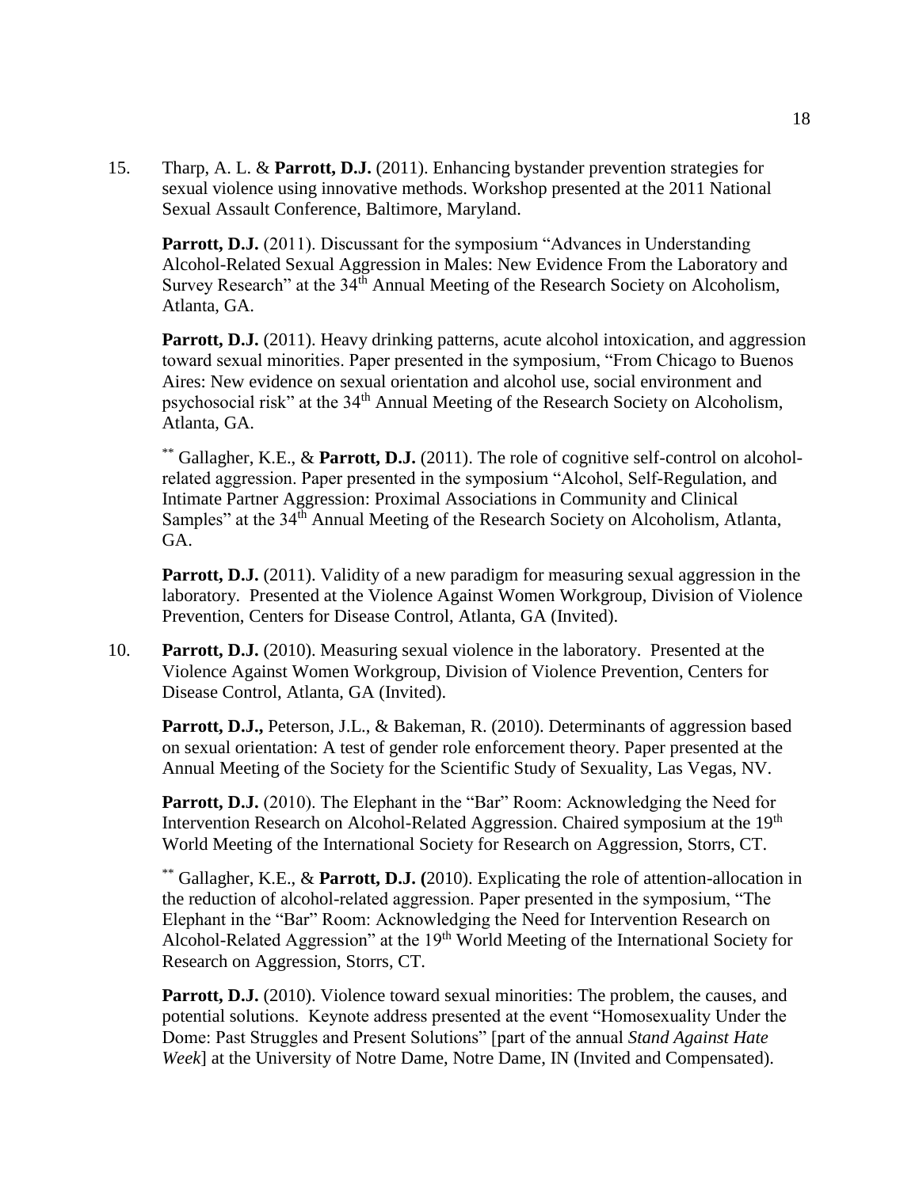15. Tharp, A. L. & **Parrott, D.J.** (2011). Enhancing bystander prevention strategies for sexual violence using innovative methods. Workshop presented at the 2011 National Sexual Assault Conference, Baltimore, Maryland.

    **Parrott, D.J.** (2011). Discussant for the symposium "Advances in Understanding Alcohol-Related Sexual Aggression in Males: New Evidence From the Laboratory and Survey Research" at the 34th Annual Meeting of the Research Society on Alcoholism, Atlanta, GA.

    **Parrott, D.J.** (2011). Heavy drinking patterns, acute alcohol intoxication, and aggression toward sexual minorities. Paper presented in the symposium, "From Chicago to Buenos Aires: New evidence on sexual orientation and alcohol use, social environment and psychosocial risk" at the 34th Annual Meeting of the Research Society on Alcoholism, Atlanta, GA.

    ** Gallagher, K.E., & **Parrott, D.J.** (2011). The role of cognitive self-control on alcohol-related aggression. Paper presented in the symposium "Alcohol, Self-Regulation, and Intimate Partner Aggression: Proximal Associations in Community and Clinical Samples" at the 34th Annual Meeting of the Research Society on Alcoholism, Atlanta, GA.

    **Parrott, D.J.** (2011). Validity of a new paradigm for measuring sexual aggression in the laboratory. Presented at the Violence Against Women Workgroup, Division of Violence Prevention, Centers for Disease Control, Atlanta, GA (Invited).

10. **Parrott, D.J.** (2010). Measuring sexual violence in the laboratory. Presented at the Violence Against Women Workgroup, Division of Violence Prevention, Centers for Disease Control, Atlanta, GA (Invited).

    **Parrott, D.J.,** Peterson, J.L., & Bakeman, R. (2010). Determinants of aggression based on sexual orientation: A test of gender role enforcement theory. Paper presented at the Annual Meeting of the Society for the Scientific Study of Sexuality, Las Vegas, NV.

    **Parrott, D.J.** (2010). The Elephant in the "Bar" Room: Acknowledging the Need for Intervention Research on Alcohol-Related Aggression. Chaired symposium at the 19th World Meeting of the International Society for Research on Aggression, Storrs, CT.

    ** Gallagher, K.E., & **Parrott, D.J. (**2010). Explicating the role of attention-allocation in the reduction of alcohol-related aggression. Paper presented in the symposium, "The Elephant in the "Bar" Room: Acknowledging the Need for Intervention Research on Alcohol-Related Aggression" at the 19th World Meeting of the International Society for Research on Aggression, Storrs, CT.

    **Parrott, D.J.** (2010). Violence toward sexual minorities: The problem, the causes, and potential solutions. Keynote address presented at the event "Homosexuality Under the Dome: Past Struggles and Present Solutions" [part of the annual *Stand Against Hate Week*] at the University of Notre Dame, Notre Dame, IN (Invited and Compensated).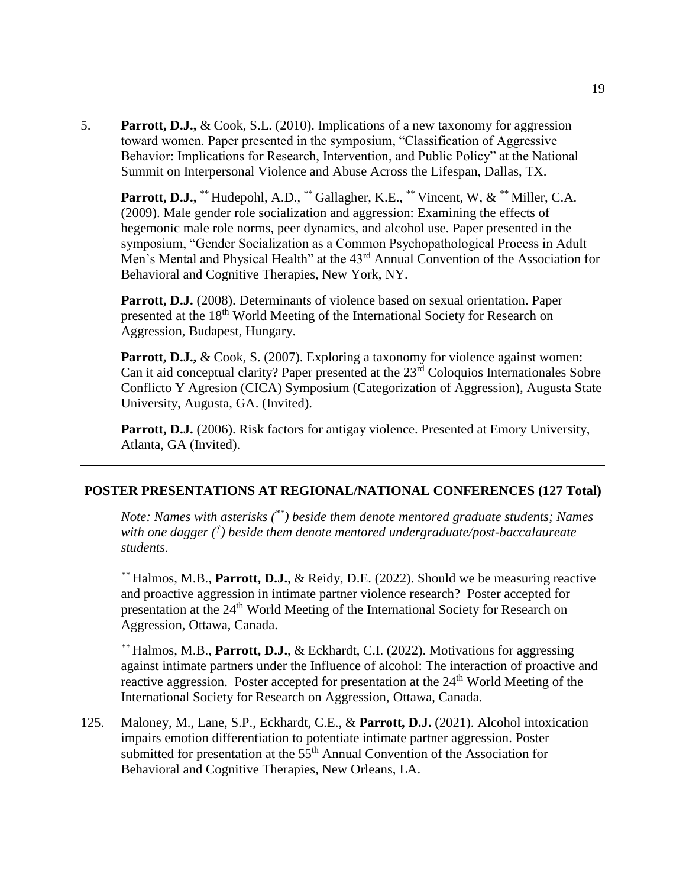5. **Parrott, D.J.,** & Cook, S.L. (2010). Implications of a new taxonomy for aggression toward women. Paper presented in the symposium, "Classification of Aggressive Behavior: Implications for Research, Intervention, and Public Policy" at the National Summit on Interpersonal Violence and Abuse Across the Lifespan, Dallas, TX.

   **Parrott, D.J.,** ** Hudepohl, A.D., ** Gallagher, K.E., ** Vincent, W, & ** Miller, C.A. (2009). Male gender role socialization and aggression: Examining the effects of hegemonic male role norms, peer dynamics, and alcohol use. Paper presented in the symposium, "Gender Socialization as a Common Psychopathological Process in Adult Men's Mental and Physical Health" at the 43rd Annual Convention of the Association for Behavioral and Cognitive Therapies, New York, NY.

   **Parrott, D.J.** (2008). Determinants of violence based on sexual orientation. Paper presented at the 18th World Meeting of the International Society for Research on Aggression, Budapest, Hungary.

   **Parrott, D.J.,** & Cook, S. (2007). Exploring a taxonomy for violence against women: Can it aid conceptual clarity? Paper presented at the 23rd Coloquios Internationales Sobre Conflicto Y Agresion (CICA) Symposium (Categorization of Aggression), Augusta State University, Augusta, GA. (Invited).

   **Parrott, D.J.** (2006). Risk factors for antigay violence. Presented at Emory University, Atlanta, GA (Invited).

---

## POSTER PRESENTATIONS AT REGIONAL/NATIONAL CONFERENCES (127 Total)

*Note: Names with asterisks (\*\*) beside them denote mentored graduate students; Names with one dagger (†) beside them denote mentored undergraduate/post-baccalaureate students.*

** Halmos, M.B., **Parrott, D.J.**, & Reidy, D.E. (2022). Should we be measuring reactive and proactive aggression in intimate partner violence research? Poster accepted for presentation at the 24th World Meeting of the International Society for Research on Aggression, Ottawa, Canada.

** Halmos, M.B., **Parrott, D.J.**, & Eckhardt, C.I. (2022). Motivations for aggressing against intimate partners under the Influence of alcohol: The interaction of proactive and reactive aggression. Poster accepted for presentation at the 24th World Meeting of the International Society for Research on Aggression, Ottawa, Canada.

125. Maloney, M., Lane, S.P., Eckhardt, C.E., & **Parrott, D.J.** (2021). Alcohol intoxication impairs emotion differentiation to potentiate intimate partner aggression. Poster submitted for presentation at the 55th Annual Convention of the Association for Behavioral and Cognitive Therapies, New Orleans, LA.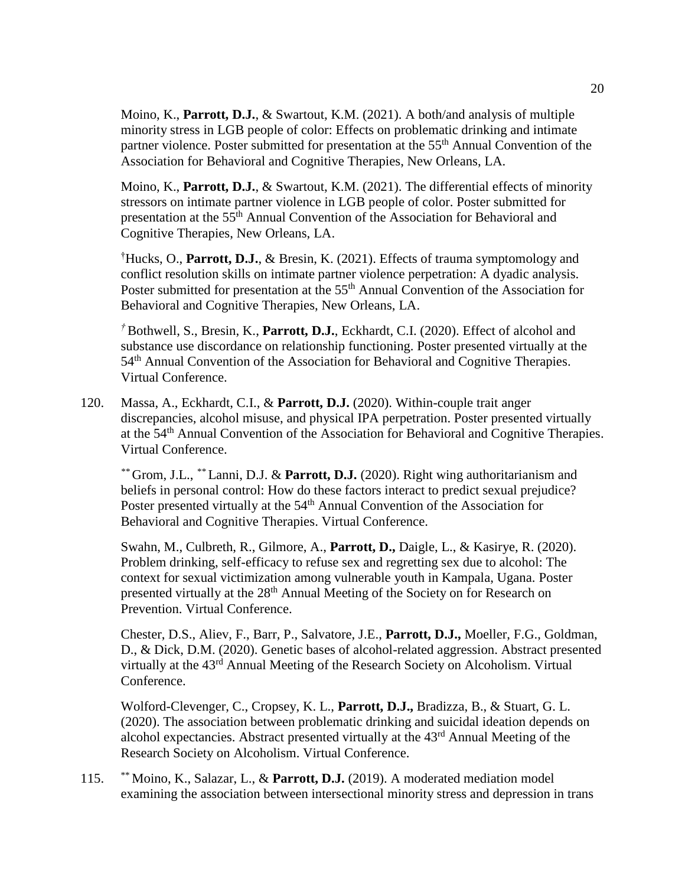Moino, K., **Parrott, D.J.**, & Swartout, K.M. (2021). A both/and analysis of multiple minority stress in LGB people of color: Effects on problematic drinking and intimate partner violence. Poster submitted for presentation at the 55th Annual Convention of the Association for Behavioral and Cognitive Therapies, New Orleans, LA.

Moino, K., **Parrott, D.J.**, & Swartout, K.M. (2021). The differential effects of minority stressors on intimate partner violence in LGB people of color. Poster submitted for presentation at the 55th Annual Convention of the Association for Behavioral and Cognitive Therapies, New Orleans, LA.

[†]Hucks, O., **Parrott, D.J.**, & Bresin, K. (2021). Effects of trauma symptomology and conflict resolution skills on intimate partner violence perpetration: A dyadic analysis. Poster submitted for presentation at the 55th Annual Convention of the Association for Behavioral and Cognitive Therapies, New Orleans, LA.

[†] Bothwell, S., Bresin, K., **Parrott, D.J.**, Eckhardt, C.I. (2020). Effect of alcohol and substance use discordance on relationship functioning. Poster presented virtually at the 54th Annual Convention of the Association for Behavioral and Cognitive Therapies. Virtual Conference.

120. Massa, A., Eckhardt, C.I., & **Parrott, D.J.** (2020). Within-couple trait anger discrepancies, alcohol misuse, and physical IPA perpetration. Poster presented virtually at the 54th Annual Convention of the Association for Behavioral and Cognitive Therapies. Virtual Conference.

[**] Grom, J.L., [**] Lanni, D.J. & **Parrott, D.J.** (2020). Right wing authoritarianism and beliefs in personal control: How do these factors interact to predict sexual prejudice? Poster presented virtually at the 54th Annual Convention of the Association for Behavioral and Cognitive Therapies. Virtual Conference.

Swahn, M., Culbreth, R., Gilmore, A., **Parrott, D.,** Daigle, L., & Kasirye, R. (2020). Problem drinking, self-efficacy to refuse sex and regretting sex due to alcohol: The context for sexual victimization among vulnerable youth in Kampala, Ugana. Poster presented virtually at the 28th Annual Meeting of the Society on for Research on Prevention. Virtual Conference.

Chester, D.S., Aliev, F., Barr, P., Salvatore, J.E., **Parrott, D.J.,** Moeller, F.G., Goldman, D., & Dick, D.M. (2020). Genetic bases of alcohol-related aggression. Abstract presented virtually at the 43rd Annual Meeting of the Research Society on Alcoholism. Virtual Conference.

Wolford-Clevenger, C., Cropsey, K. L., **Parrott, D.J.,** Bradizza, B., & Stuart, G. L. (2020). The association between problematic drinking and suicidal ideation depends on alcohol expectancies. Abstract presented virtually at the 43rd Annual Meeting of the Research Society on Alcoholism. Virtual Conference.

115. [**] Moino, K., Salazar, L., & **Parrott, D.J.** (2019). A moderated mediation model examining the association between intersectional minority stress and depression in trans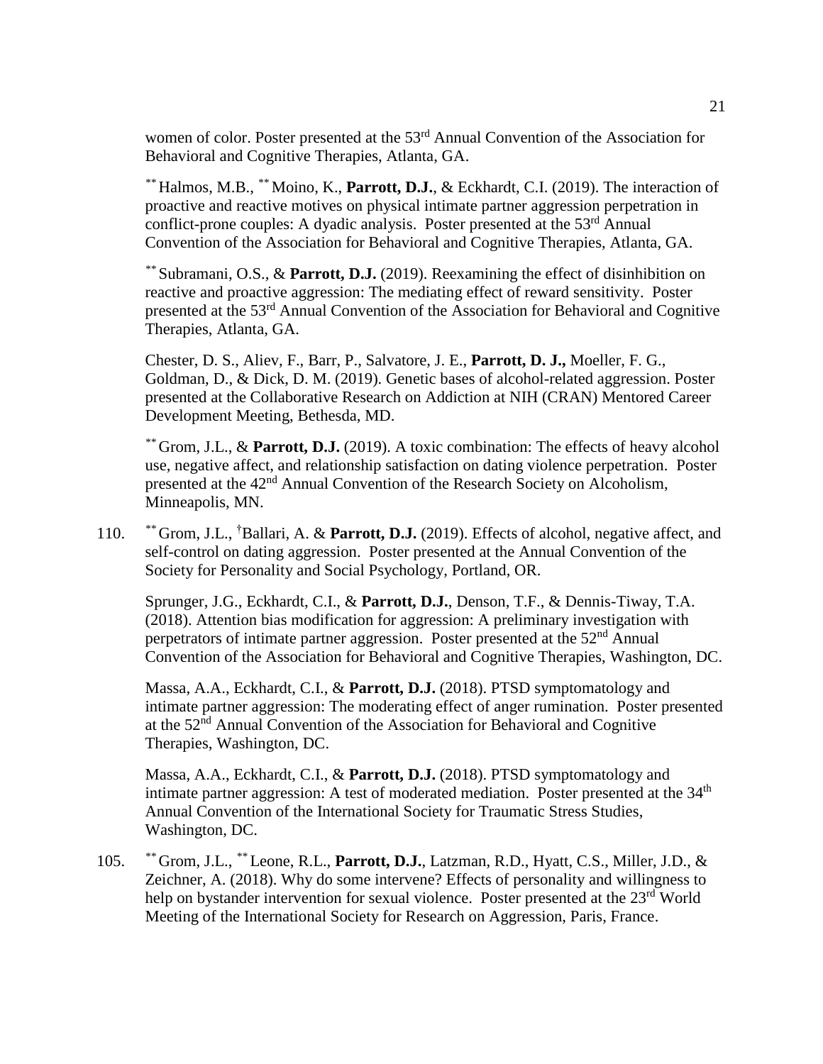women of color. Poster presented at the 53rd Annual Convention of the Association for Behavioral and Cognitive Therapies, Atlanta, GA.

[**] Halmos, M.B., [**] Moino, K., **Parrott, D.J.**, & Eckhardt, C.I. (2019). The interaction of proactive and reactive motives on physical intimate partner aggression perpetration in conflict-prone couples: A dyadic analysis. Poster presented at the 53rd Annual Convention of the Association for Behavioral and Cognitive Therapies, Atlanta, GA.

[**] Subramani, O.S., & **Parrott, D.J.** (2019). Reexamining the effect of disinhibition on reactive and proactive aggression: The mediating effect of reward sensitivity. Poster presented at the 53rd Annual Convention of the Association for Behavioral and Cognitive Therapies, Atlanta, GA.

Chester, D. S., Aliev, F., Barr, P., Salvatore, J. E., **Parrott, D. J.,** Moeller, F. G., Goldman, D., & Dick, D. M. (2019). Genetic bases of alcohol-related aggression. Poster presented at the Collaborative Research on Addiction at NIH (CRAN) Mentored Career Development Meeting, Bethesda, MD.

[**] Grom, J.L., & **Parrott, D.J.** (2019). A toxic combination: The effects of heavy alcohol use, negative affect, and relationship satisfaction on dating violence perpetration. Poster presented at the 42nd Annual Convention of the Research Society on Alcoholism, Minneapolis, MN.

110. [**] Grom, J.L., [†]Ballari, A. & **Parrott, D.J.** (2019). Effects of alcohol, negative affect, and self-control on dating aggression. Poster presented at the Annual Convention of the Society for Personality and Social Psychology, Portland, OR.

Sprunger, J.G., Eckhardt, C.I., & **Parrott, D.J.**, Denson, T.F., & Dennis-Tiway, T.A. (2018). Attention bias modification for aggression: A preliminary investigation with perpetrators of intimate partner aggression. Poster presented at the 52nd Annual Convention of the Association for Behavioral and Cognitive Therapies, Washington, DC.

Massa, A.A., Eckhardt, C.I., & **Parrott, D.J.** (2018). PTSD symptomatology and intimate partner aggression: The moderating effect of anger rumination. Poster presented at the 52nd Annual Convention of the Association for Behavioral and Cognitive Therapies, Washington, DC.

Massa, A.A., Eckhardt, C.I., & **Parrott, D.J.** (2018). PTSD symptomatology and intimate partner aggression: A test of moderated mediation. Poster presented at the 34th Annual Convention of the International Society for Traumatic Stress Studies, Washington, DC.

105. [**] Grom, J.L., [**] Leone, R.L., **Parrott, D.J.**, Latzman, R.D., Hyatt, C.S., Miller, J.D., & Zeichner, A. (2018). Why do some intervene? Effects of personality and willingness to help on bystander intervention for sexual violence. Poster presented at the 23rd World Meeting of the International Society for Research on Aggression, Paris, France.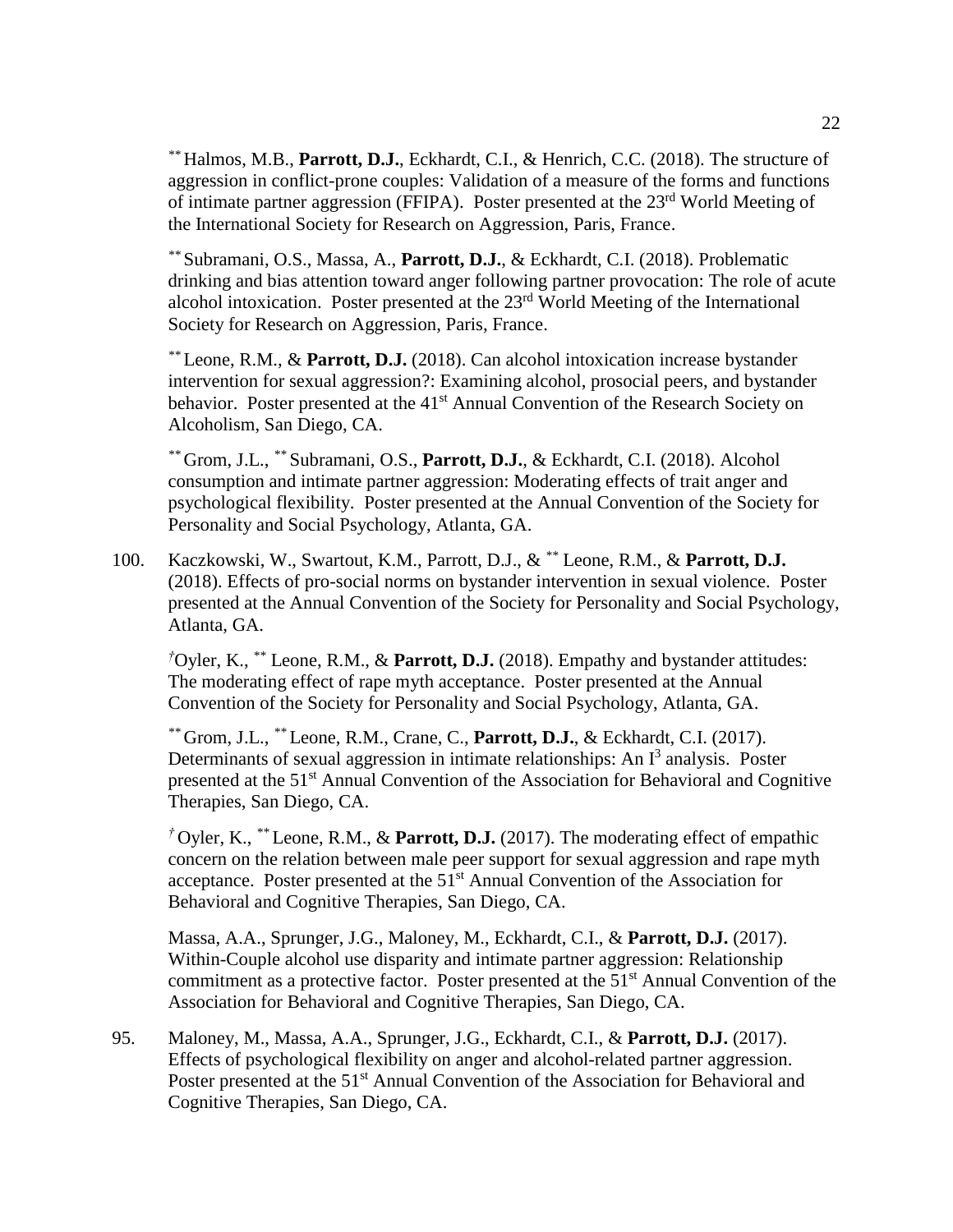[**] Halmos, M.B., **Parrott, D.J.**, Eckhardt, C.I., & Henrich, C.C. (2018). The structure of aggression in conflict-prone couples: Validation of a measure of the forms and functions of intimate partner aggression (FFIPA). Poster presented at the 23rd World Meeting of the International Society for Research on Aggression, Paris, France.

[**] Subramani, O.S., Massa, A., **Parrott, D.J.**, & Eckhardt, C.I. (2018). Problematic drinking and bias attention toward anger following partner provocation: The role of acute alcohol intoxication. Poster presented at the 23rd World Meeting of the International Society for Research on Aggression, Paris, France.

[**] Leone, R.M., & **Parrott, D.J.** (2018). Can alcohol intoxication increase bystander intervention for sexual aggression?: Examining alcohol, prosocial peers, and bystander behavior. Poster presented at the 41st Annual Convention of the Research Society on Alcoholism, San Diego, CA.

[**] Grom, J.L., [**] Subramani, O.S., **Parrott, D.J.**, & Eckhardt, C.I. (2018). Alcohol consumption and intimate partner aggression: Moderating effects of trait anger and psychological flexibility. Poster presented at the Annual Convention of the Society for Personality and Social Psychology, Atlanta, GA.

100. Kaczkowski, W., Swartout, K.M., Parrott, D.J., & [**] Leone, R.M., & **Parrott, D.J.** (2018). Effects of pro-social norms on bystander intervention in sexual violence. Poster presented at the Annual Convention of the Society for Personality and Social Psychology, Atlanta, GA.

[†]Oyler, K., [**] Leone, R.M., & **Parrott, D.J.** (2018). Empathy and bystander attitudes: The moderating effect of rape myth acceptance. Poster presented at the Annual Convention of the Society for Personality and Social Psychology, Atlanta, GA.

[**] Grom, J.L., [**] Leone, R.M., Crane, C., **Parrott, D.J.**, & Eckhardt, C.I. (2017). Determinants of sexual aggression in intimate relationships: An $I^3$ analysis. Poster presented at the 51st Annual Convention of the Association for Behavioral and Cognitive Therapies, San Diego, CA.

[†] Oyler, K., [**] Leone, R.M., & **Parrott, D.J.** (2017). The moderating effect of empathic concern on the relation between male peer support for sexual aggression and rape myth acceptance. Poster presented at the 51st Annual Convention of the Association for Behavioral and Cognitive Therapies, San Diego, CA.

Massa, A.A., Sprunger, J.G., Maloney, M., Eckhardt, C.I., & **Parrott, D.J.** (2017). Within-Couple alcohol use disparity and intimate partner aggression: Relationship commitment as a protective factor. Poster presented at the 51st Annual Convention of the Association for Behavioral and Cognitive Therapies, San Diego, CA.

95. Maloney, M., Massa, A.A., Sprunger, J.G., Eckhardt, C.I., & **Parrott, D.J.** (2017). Effects of psychological flexibility on anger and alcohol-related partner aggression. Poster presented at the 51st Annual Convention of the Association for Behavioral and Cognitive Therapies, San Diego, CA.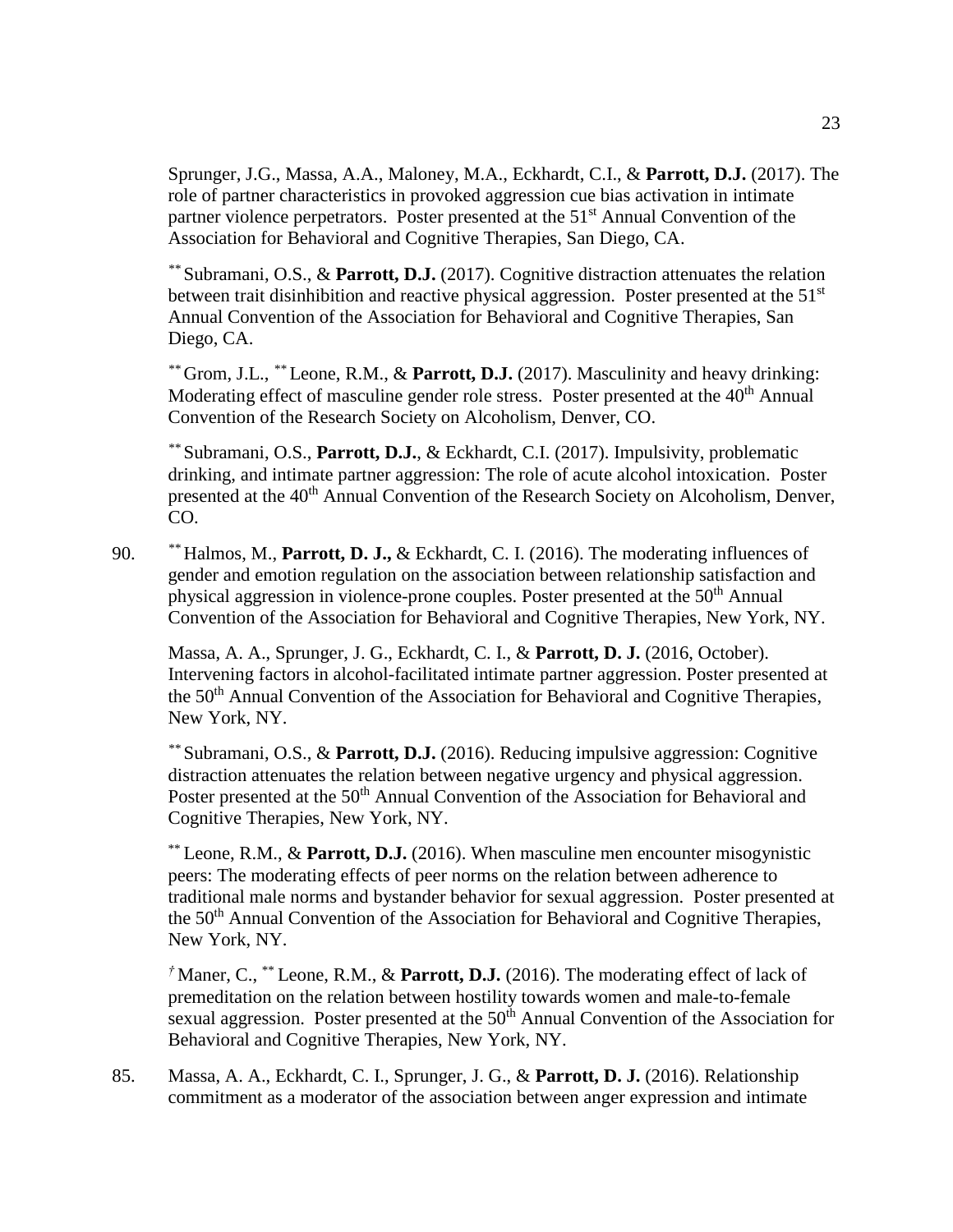Sprunger, J.G., Massa, A.A., Maloney, M.A., Eckhardt, C.I., & **Parrott, D.J.** (2017). The role of partner characteristics in provoked aggression cue bias activation in intimate partner violence perpetrators. Poster presented at the 51st Annual Convention of the Association for Behavioral and Cognitive Therapies, San Diego, CA.

** Subramani, O.S., & **Parrott, D.J.** (2017). Cognitive distraction attenuates the relation between trait disinhibition and reactive physical aggression. Poster presented at the 51st Annual Convention of the Association for Behavioral and Cognitive Therapies, San Diego, CA.

** Grom, J.L., ** Leone, R.M., & **Parrott, D.J.** (2017). Masculinity and heavy drinking: Moderating effect of masculine gender role stress. Poster presented at the 40th Annual Convention of the Research Society on Alcoholism, Denver, CO.

** Subramani, O.S., **Parrott, D.J.**, & Eckhardt, C.I. (2017). Impulsivity, problematic drinking, and intimate partner aggression: The role of acute alcohol intoxication. Poster presented at the 40th Annual Convention of the Research Society on Alcoholism, Denver, CO.

90. ** Halmos, M., **Parrott, D. J.,** & Eckhardt, C. I. (2016). The moderating influences of gender and emotion regulation on the association between relationship satisfaction and physical aggression in violence-prone couples. Poster presented at the 50th Annual Convention of the Association for Behavioral and Cognitive Therapies, New York, NY.

Massa, A. A., Sprunger, J. G., Eckhardt, C. I., & **Parrott, D. J.** (2016, October). Intervening factors in alcohol-facilitated intimate partner aggression. Poster presented at the 50th Annual Convention of the Association for Behavioral and Cognitive Therapies, New York, NY.

** Subramani, O.S., & **Parrott, D.J.** (2016). Reducing impulsive aggression: Cognitive distraction attenuates the relation between negative urgency and physical aggression. Poster presented at the 50th Annual Convention of the Association for Behavioral and Cognitive Therapies, New York, NY.

** Leone, R.M., & **Parrott, D.J.** (2016). When masculine men encounter misogynistic peers: The moderating effects of peer norms on the relation between adherence to traditional male norms and bystander behavior for sexual aggression. Poster presented at the 50th Annual Convention of the Association for Behavioral and Cognitive Therapies, New York, NY.

† Maner, C., ** Leone, R.M., & **Parrott, D.J.** (2016). The moderating effect of lack of premeditation on the relation between hostility towards women and male-to-female sexual aggression. Poster presented at the 50th Annual Convention of the Association for Behavioral and Cognitive Therapies, New York, NY.

85. Massa, A. A., Eckhardt, C. I., Sprunger, J. G., & **Parrott, D. J.** (2016). Relationship commitment as a moderator of the association between anger expression and intimate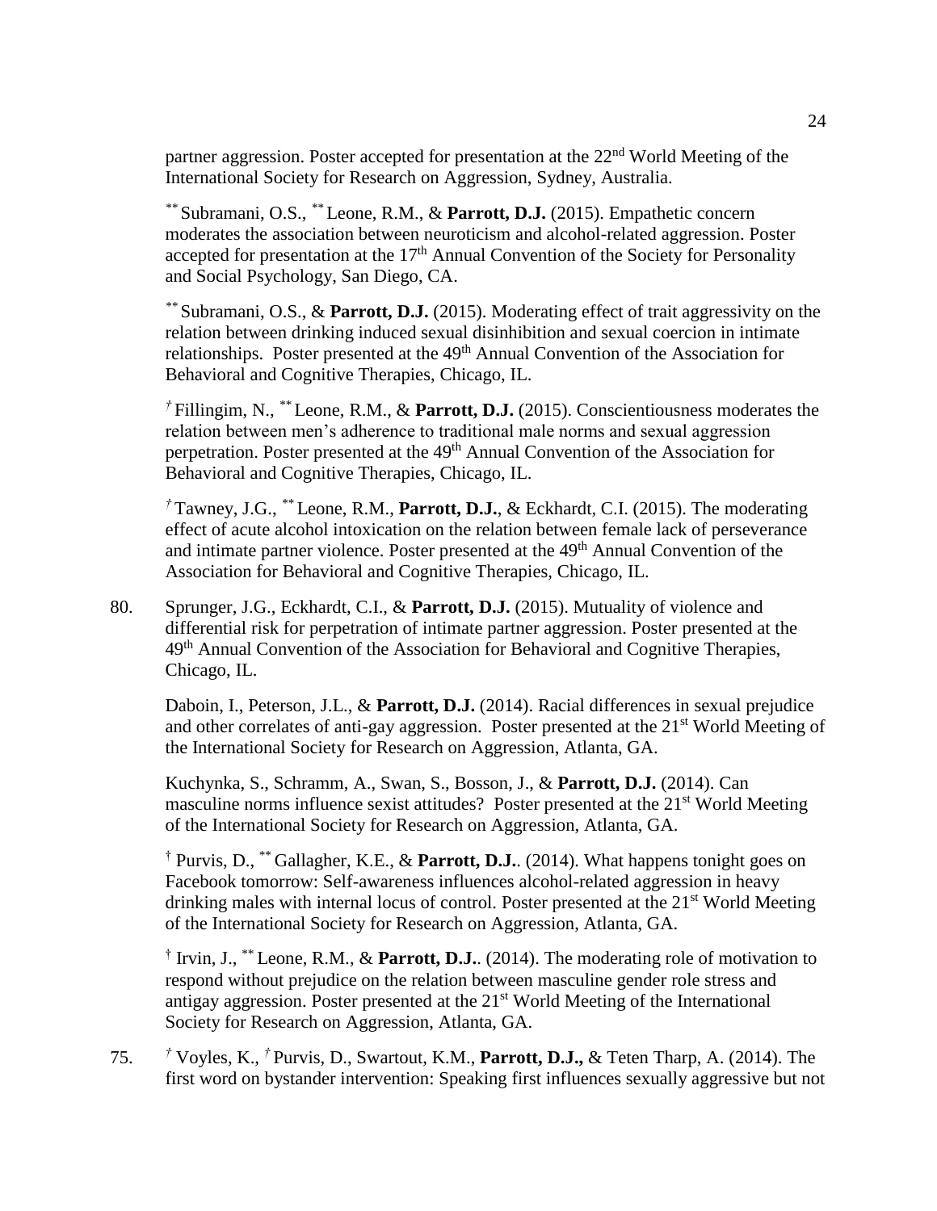partner aggression. Poster accepted for presentation at the 22nd World Meeting of the International Society for Research on Aggression, Sydney, Australia.

[**] Subramani, O.S., [**] Leone, R.M., & **Parrott, D.J.** (2015). Empathetic concern moderates the association between neuroticism and alcohol-related aggression. Poster accepted for presentation at the 17th Annual Convention of the Society for Personality and Social Psychology, San Diego, CA.

[**] Subramani, O.S., & **Parrott, D.J.** (2015). Moderating effect of trait aggressivity on the relation between drinking induced sexual disinhibition and sexual coercion in intimate relationships. Poster presented at the 49th Annual Convention of the Association for Behavioral and Cognitive Therapies, Chicago, IL.

[†] Fillingim, N., [**] Leone, R.M., & **Parrott, D.J.** (2015). Conscientiousness moderates the relation between men's adherence to traditional male norms and sexual aggression perpetration. Poster presented at the 49th Annual Convention of the Association for Behavioral and Cognitive Therapies, Chicago, IL.

[†] Tawney, J.G., [**] Leone, R.M., **Parrott, D.J.**, & Eckhardt, C.I. (2015). The moderating effect of acute alcohol intoxication on the relation between female lack of perseverance and intimate partner violence. Poster presented at the 49th Annual Convention of the Association for Behavioral and Cognitive Therapies, Chicago, IL.

80. Sprunger, J.G., Eckhardt, C.I., & **Parrott, D.J.** (2015). Mutuality of violence and differential risk for perpetration of intimate partner aggression. Poster presented at the 49th Annual Convention of the Association for Behavioral and Cognitive Therapies, Chicago, IL.

Daboin, I., Peterson, J.L., & **Parrott, D.J.** (2014). Racial differences in sexual prejudice and other correlates of anti-gay aggression. Poster presented at the 21st World Meeting of the International Society for Research on Aggression, Atlanta, GA.

Kuchynka, S., Schramm, A., Swan, S., Bosson, J., & **Parrott, D.J.** (2014). Can masculine norms influence sexist attitudes? Poster presented at the 21st World Meeting of the International Society for Research on Aggression, Atlanta, GA.

[†] Purvis, D., [**] Gallagher, K.E., & **Parrott, D.J.**. (2014). What happens tonight goes on Facebook tomorrow: Self-awareness influences alcohol-related aggression in heavy drinking males with internal locus of control. Poster presented at the 21st World Meeting of the International Society for Research on Aggression, Atlanta, GA.

[†] Irvin, J., [**] Leone, R.M., & **Parrott, D.J.**. (2014). The moderating role of motivation to respond without prejudice on the relation between masculine gender role stress and antigay aggression. Poster presented at the 21st World Meeting of the International Society for Research on Aggression, Atlanta, GA.

75. [†] Voyles, K., [†] Purvis, D., Swartout, K.M., **Parrott, D.J.,** & Teten Tharp, A. (2014). The first word on bystander intervention: Speaking first influences sexually aggressive but not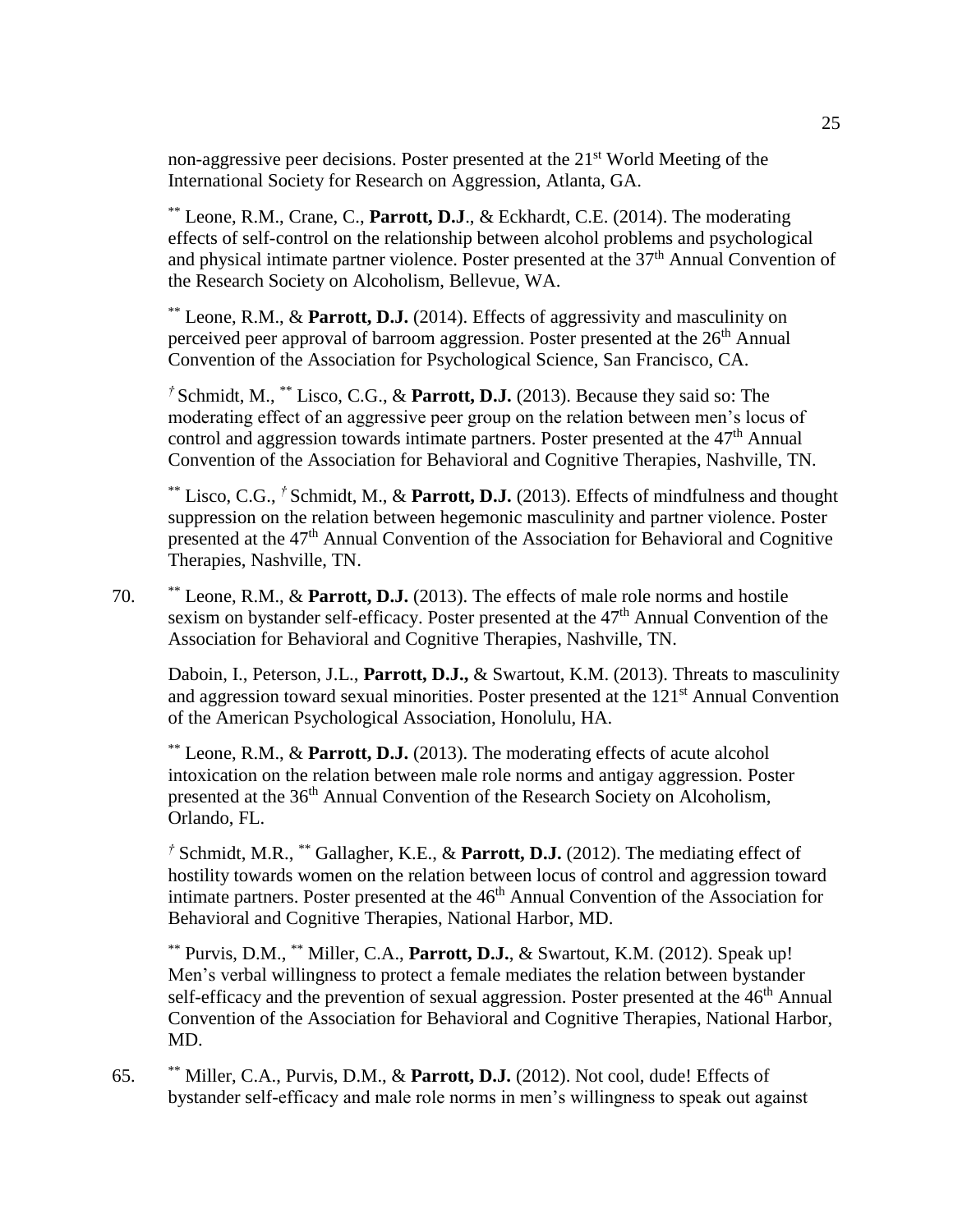non-aggressive peer decisions. Poster presented at the 21st World Meeting of the International Society for Research on Aggression, Atlanta, GA.

** Leone, R.M., Crane, C., **Parrott, D.J**., & Eckhardt, C.E. (2014). The moderating effects of self-control on the relationship between alcohol problems and psychological and physical intimate partner violence. Poster presented at the 37th Annual Convention of the Research Society on Alcoholism, Bellevue, WA.

** Leone, R.M., & **Parrott, D.J.** (2014). Effects of aggressivity and masculinity on perceived peer approval of barroom aggression. Poster presented at the 26th Annual Convention of the Association for Psychological Science, San Francisco, CA.

† Schmidt, M., ** Lisco, C.G., & **Parrott, D.J.** (2013). Because they said so: The moderating effect of an aggressive peer group on the relation between men's locus of control and aggression towards intimate partners. Poster presented at the 47th Annual Convention of the Association for Behavioral and Cognitive Therapies, Nashville, TN.

** Lisco, C.G., † Schmidt, M., & **Parrott, D.J.** (2013). Effects of mindfulness and thought suppression on the relation between hegemonic masculinity and partner violence. Poster presented at the 47th Annual Convention of the Association for Behavioral and Cognitive Therapies, Nashville, TN.

70. ** Leone, R.M., & **Parrott, D.J.** (2013). The effects of male role norms and hostile sexism on bystander self-efficacy. Poster presented at the 47th Annual Convention of the Association for Behavioral and Cognitive Therapies, Nashville, TN.

Daboin, I., Peterson, J.L., **Parrott, D.J.,** & Swartout, K.M. (2013). Threats to masculinity and aggression toward sexual minorities. Poster presented at the 121st Annual Convention of the American Psychological Association, Honolulu, HA.

** Leone, R.M., & **Parrott, D.J.** (2013). The moderating effects of acute alcohol intoxication on the relation between male role norms and antigay aggression. Poster presented at the 36th Annual Convention of the Research Society on Alcoholism, Orlando, FL.

† Schmidt, M.R., ** Gallagher, K.E., & **Parrott, D.J.** (2012). The mediating effect of hostility towards women on the relation between locus of control and aggression toward intimate partners. Poster presented at the 46th Annual Convention of the Association for Behavioral and Cognitive Therapies, National Harbor, MD.

** Purvis, D.M., ** Miller, C.A., **Parrott, D.J.**, & Swartout, K.M. (2012). Speak up! Men's verbal willingness to protect a female mediates the relation between bystander self-efficacy and the prevention of sexual aggression. Poster presented at the 46th Annual Convention of the Association for Behavioral and Cognitive Therapies, National Harbor, MD.

65. ** Miller, C.A., Purvis, D.M., & **Parrott, D.J.** (2012). Not cool, dude! Effects of bystander self-efficacy and male role norms in men's willingness to speak out against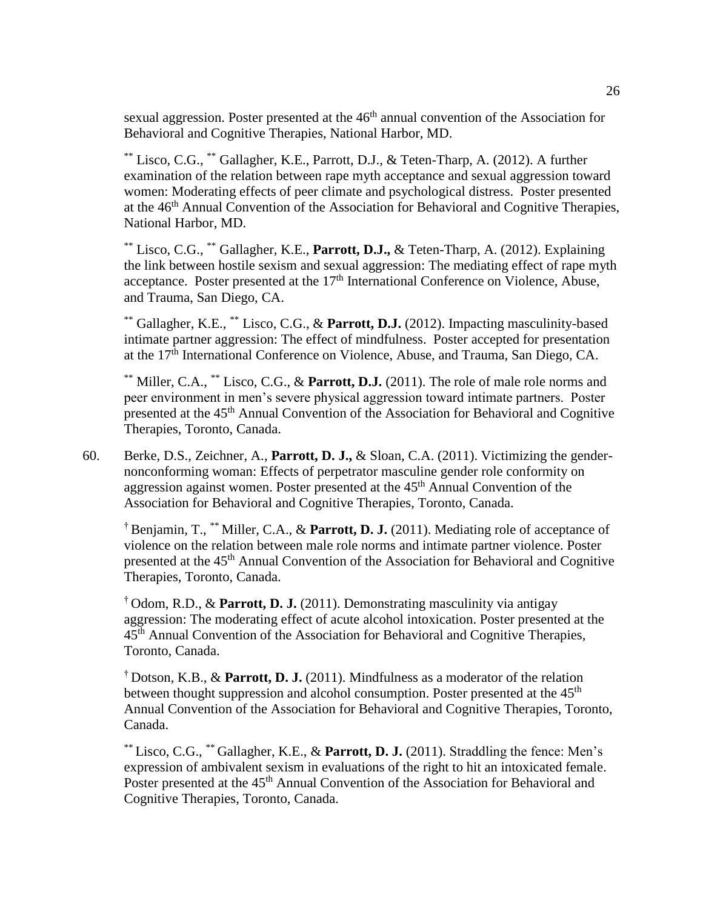sexual aggression. Poster presented at the 46th annual convention of the Association for Behavioral and Cognitive Therapies, National Harbor, MD.

[**] Lisco, C.G., [**] Gallagher, K.E., Parrott, D.J., & Teten-Tharp, A. (2012). A further examination of the relation between rape myth acceptance and sexual aggression toward women: Moderating effects of peer climate and psychological distress. Poster presented at the 46th Annual Convention of the Association for Behavioral and Cognitive Therapies, National Harbor, MD.

[**] Lisco, C.G., [**] Gallagher, K.E., **Parrott, D.J.,** & Teten-Tharp, A. (2012). Explaining the link between hostile sexism and sexual aggression: The mediating effect of rape myth acceptance. Poster presented at the 17th International Conference on Violence, Abuse, and Trauma, San Diego, CA.

[**] Gallagher, K.E., [**] Lisco, C.G., & **Parrott, D.J.** (2012). Impacting masculinity-based intimate partner aggression: The effect of mindfulness. Poster accepted for presentation at the 17th International Conference on Violence, Abuse, and Trauma, San Diego, CA.

[**] Miller, C.A., [**] Lisco, C.G., & **Parrott, D.J.** (2011). The role of male role norms and peer environment in men's severe physical aggression toward intimate partners. Poster presented at the 45th Annual Convention of the Association for Behavioral and Cognitive Therapies, Toronto, Canada.

60. Berke, D.S., Zeichner, A., **Parrott, D. J.,** & Sloan, C.A. (2011). Victimizing the gender-nonconforming woman: Effects of perpetrator masculine gender role conformity on aggression against women. Poster presented at the 45th Annual Convention of the Association for Behavioral and Cognitive Therapies, Toronto, Canada.

[†] Benjamin, T., [**] Miller, C.A., & **Parrott, D. J.** (2011). Mediating role of acceptance of violence on the relation between male role norms and intimate partner violence. Poster presented at the 45th Annual Convention of the Association for Behavioral and Cognitive Therapies, Toronto, Canada.

[†] Odom, R.D., & **Parrott, D. J.** (2011). Demonstrating masculinity via antigay aggression: The moderating effect of acute alcohol intoxication. Poster presented at the 45th Annual Convention of the Association for Behavioral and Cognitive Therapies, Toronto, Canada.

[†] Dotson, K.B., & **Parrott, D. J.** (2011). Mindfulness as a moderator of the relation between thought suppression and alcohol consumption. Poster presented at the 45th Annual Convention of the Association for Behavioral and Cognitive Therapies, Toronto, Canada.

[**] Lisco, C.G., [**] Gallagher, K.E., & **Parrott, D. J.** (2011). Straddling the fence: Men's expression of ambivalent sexism in evaluations of the right to hit an intoxicated female. Poster presented at the 45th Annual Convention of the Association for Behavioral and Cognitive Therapies, Toronto, Canada.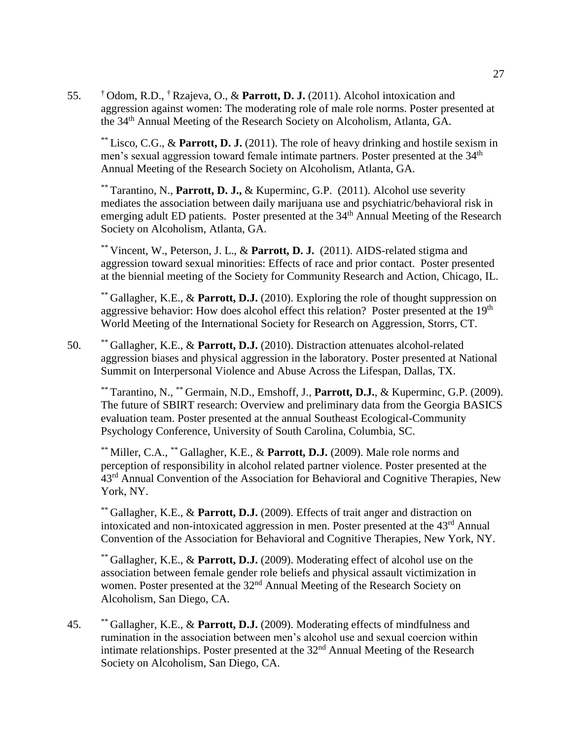55. [†] Odom, R.D., [†] Rzajeva, O., & **Parrott, D. J.** (2011). Alcohol intoxication and aggression against women: The moderating role of male role norms. Poster presented at the 34th Annual Meeting of the Research Society on Alcoholism, Atlanta, GA.

[**] Lisco, C.G., & **Parrott, D. J.** (2011). The role of heavy drinking and hostile sexism in men's sexual aggression toward female intimate partners. Poster presented at the 34th Annual Meeting of the Research Society on Alcoholism, Atlanta, GA.

[**] Tarantino, N., **Parrott, D. J.,** & Kuperminc, G.P. (2011). Alcohol use severity mediates the association between daily marijuana use and psychiatric/behavioral risk in emerging adult ED patients. Poster presented at the 34th Annual Meeting of the Research Society on Alcoholism, Atlanta, GA.

[**] Vincent, W., Peterson, J. L., & **Parrott, D. J.** (2011). AIDS-related stigma and aggression toward sexual minorities: Effects of race and prior contact. Poster presented at the biennial meeting of the Society for Community Research and Action, Chicago, IL.

[**] Gallagher, K.E., & **Parrott, D.J.** (2010). Exploring the role of thought suppression on aggressive behavior: How does alcohol effect this relation? Poster presented at the 19th World Meeting of the International Society for Research on Aggression, Storrs, CT.

50. [**] Gallagher, K.E., & **Parrott, D.J.** (2010). Distraction attenuates alcohol-related aggression biases and physical aggression in the laboratory. Poster presented at National Summit on Interpersonal Violence and Abuse Across the Lifespan, Dallas, TX.

[**] Tarantino, N., [**] Germain, N.D., Emshoff, J., **Parrott, D.J.**, & Kuperminc, G.P. (2009). The future of SBIRT research: Overview and preliminary data from the Georgia BASICS evaluation team. Poster presented at the annual Southeast Ecological-Community Psychology Conference, University of South Carolina, Columbia, SC.

[**] Miller, C.A., [**] Gallagher, K.E., & **Parrott, D.J.** (2009). Male role norms and perception of responsibility in alcohol related partner violence. Poster presented at the 43rd Annual Convention of the Association for Behavioral and Cognitive Therapies, New York, NY.

[**] Gallagher, K.E., & **Parrott, D.J.** (2009). Effects of trait anger and distraction on intoxicated and non-intoxicated aggression in men. Poster presented at the 43rd Annual Convention of the Association for Behavioral and Cognitive Therapies, New York, NY.

[**] Gallagher, K.E., & **Parrott, D.J.** (2009). Moderating effect of alcohol use on the association between female gender role beliefs and physical assault victimization in women. Poster presented at the 32nd Annual Meeting of the Research Society on Alcoholism, San Diego, CA.

45. [**] Gallagher, K.E., & **Parrott, D.J.** (2009). Moderating effects of mindfulness and rumination in the association between men's alcohol use and sexual coercion within intimate relationships. Poster presented at the 32nd Annual Meeting of the Research Society on Alcoholism, San Diego, CA.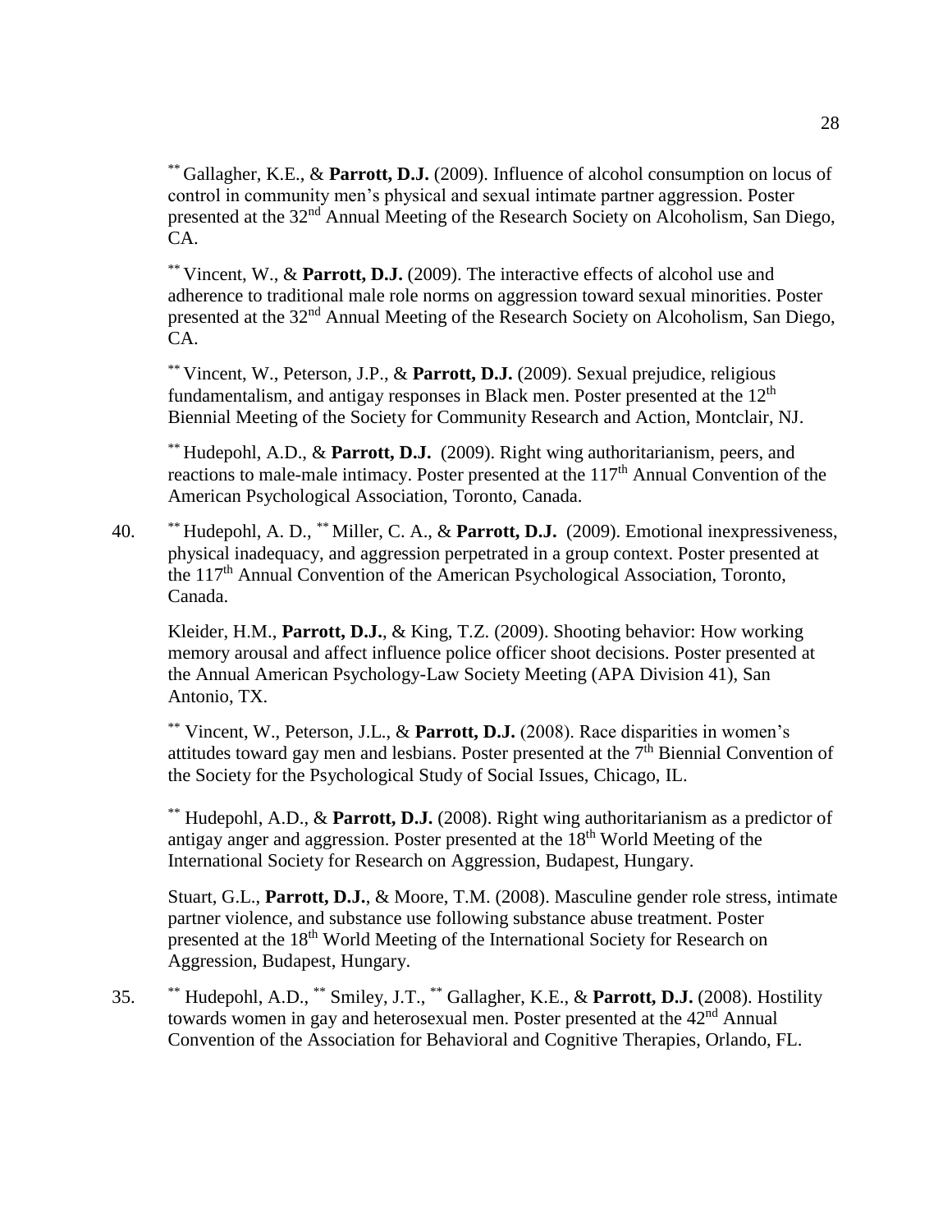** Gallagher, K.E., & **Parrott, D.J.** (2009). Influence of alcohol consumption on locus of control in community men's physical and sexual intimate partner aggression. Poster presented at the 32nd Annual Meeting of the Research Society on Alcoholism, San Diego, CA.

** Vincent, W., & **Parrott, D.J.** (2009). The interactive effects of alcohol use and adherence to traditional male role norms on aggression toward sexual minorities. Poster presented at the 32nd Annual Meeting of the Research Society on Alcoholism, San Diego, CA.

** Vincent, W., Peterson, J.P., & **Parrott, D.J.** (2009). Sexual prejudice, religious fundamentalism, and antigay responses in Black men. Poster presented at the 12th Biennial Meeting of the Society for Community Research and Action, Montclair, NJ.

** Hudepohl, A.D., & **Parrott, D.J.** (2009). Right wing authoritarianism, peers, and reactions to male-male intimacy. Poster presented at the 117th Annual Convention of the American Psychological Association, Toronto, Canada.

40. ** Hudepohl, A. D., ** Miller, C. A., & **Parrott, D.J.** (2009). Emotional inexpressiveness, physical inadequacy, and aggression perpetrated in a group context. Poster presented at the 117th Annual Convention of the American Psychological Association, Toronto, Canada.

Kleider, H.M., **Parrott, D.J.**, & King, T.Z. (2009). Shooting behavior: How working memory arousal and affect influence police officer shoot decisions. Poster presented at the Annual American Psychology-Law Society Meeting (APA Division 41), San Antonio, TX.

** Vincent, W., Peterson, J.L., & **Parrott, D.J.** (2008). Race disparities in women's attitudes toward gay men and lesbians. Poster presented at the 7th Biennial Convention of the Society for the Psychological Study of Social Issues, Chicago, IL.

** Hudepohl, A.D., & **Parrott, D.J.** (2008). Right wing authoritarianism as a predictor of antigay anger and aggression. Poster presented at the 18th World Meeting of the International Society for Research on Aggression, Budapest, Hungary.

Stuart, G.L., **Parrott, D.J.**, & Moore, T.M. (2008). Masculine gender role stress, intimate partner violence, and substance use following substance abuse treatment. Poster presented at the 18th World Meeting of the International Society for Research on Aggression, Budapest, Hungary.

35. ** Hudepohl, A.D., ** Smiley, J.T., ** Gallagher, K.E., & **Parrott, D.J.** (2008). Hostility towards women in gay and heterosexual men. Poster presented at the 42nd Annual Convention of the Association for Behavioral and Cognitive Therapies, Orlando, FL.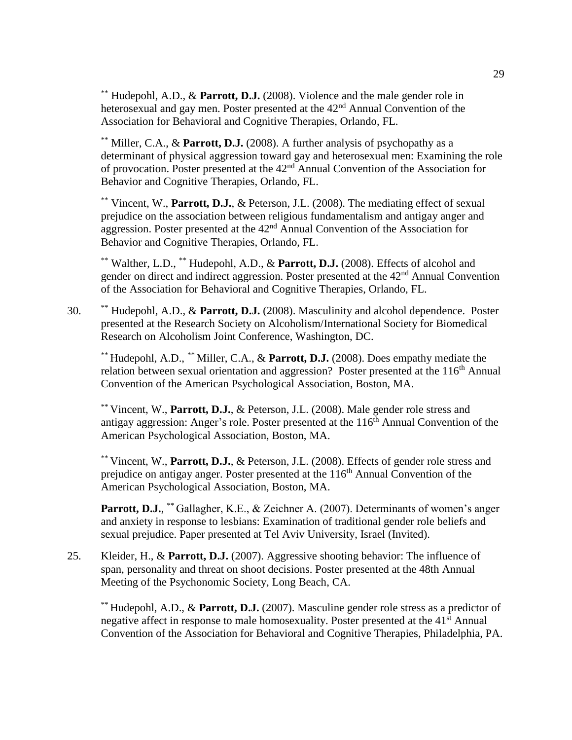[**] Hudepohl, A.D., & **Parrott, D.J.** (2008). Violence and the male gender role in heterosexual and gay men. Poster presented at the 42[nd] Annual Convention of the Association for Behavioral and Cognitive Therapies, Orlando, FL.

[**] Miller, C.A., & **Parrott, D.J.** (2008). A further analysis of psychopathy as a determinant of physical aggression toward gay and heterosexual men: Examining the role of provocation. Poster presented at the 42[nd] Annual Convention of the Association for Behavior and Cognitive Therapies, Orlando, FL.

[**] Vincent, W., **Parrott, D.J.**, & Peterson, J.L. (2008). The mediating effect of sexual prejudice on the association between religious fundamentalism and antigay anger and aggression. Poster presented at the 42[nd] Annual Convention of the Association for Behavior and Cognitive Therapies, Orlando, FL.

[**] Walther, L.D., [**] Hudepohl, A.D., & **Parrott, D.J.** (2008). Effects of alcohol and gender on direct and indirect aggression. Poster presented at the 42[nd] Annual Convention of the Association for Behavioral and Cognitive Therapies, Orlando, FL.

30. [**] Hudepohl, A.D., & **Parrott, D.J.** (2008). Masculinity and alcohol dependence. Poster presented at the Research Society on Alcoholism/International Society for Biomedical Research on Alcoholism Joint Conference, Washington, DC.

[**] Hudepohl, A.D., [**] Miller, C.A., & **Parrott, D.J.** (2008). Does empathy mediate the relation between sexual orientation and aggression? Poster presented at the 116[th] Annual Convention of the American Psychological Association, Boston, MA.

[**] Vincent, W., **Parrott, D.J.**, & Peterson, J.L. (2008). Male gender role stress and antigay aggression: Anger's role. Poster presented at the 116[th] Annual Convention of the American Psychological Association, Boston, MA.

[**] Vincent, W., **Parrott, D.J.**, & Peterson, J.L. (2008). Effects of gender role stress and prejudice on antigay anger. Poster presented at the 116[th] Annual Convention of the American Psychological Association, Boston, MA.

**Parrott, D.J.**, [**] Gallagher, K.E., & Zeichner A. (2007). Determinants of women's anger and anxiety in response to lesbians: Examination of traditional gender role beliefs and sexual prejudice. Paper presented at Tel Aviv University, Israel (Invited).

25. Kleider, H., & **Parrott, D.J.** (2007). Aggressive shooting behavior: The influence of span, personality and threat on shoot decisions. Poster presented at the 48th Annual Meeting of the Psychonomic Society, Long Beach, CA.

[**] Hudepohl, A.D., & **Parrott, D.J.** (2007). Masculine gender role stress as a predictor of negative affect in response to male homosexuality. Poster presented at the 41[st] Annual Convention of the Association for Behavioral and Cognitive Therapies, Philadelphia, PA.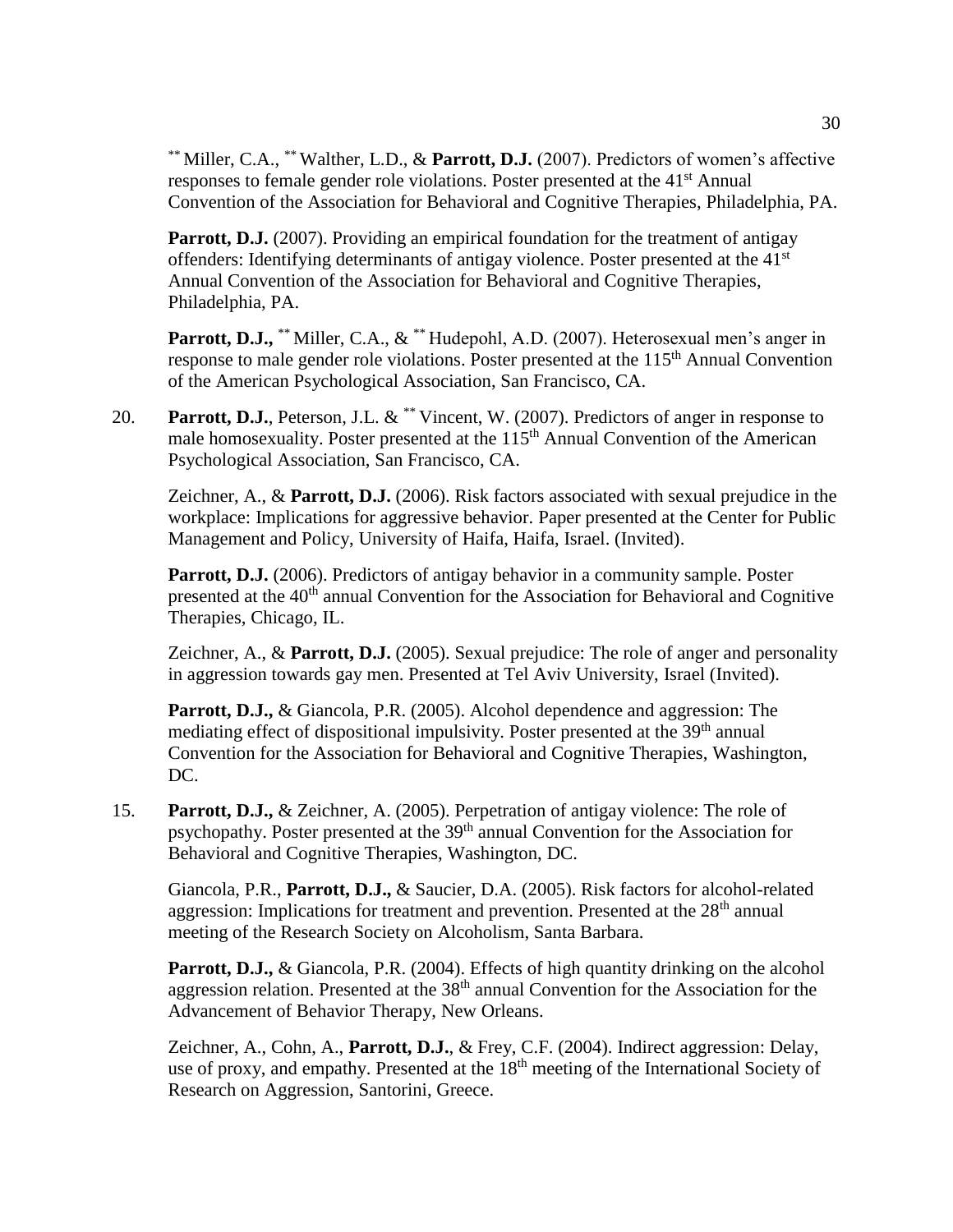** Miller, C.A., ** Walther, L.D., & **Parrott, D.J.** (2007). Predictors of women's affective responses to female gender role violations. Poster presented at the 41st Annual Convention of the Association for Behavioral and Cognitive Therapies, Philadelphia, PA.

**Parrott, D.J.** (2007). Providing an empirical foundation for the treatment of antigay offenders: Identifying determinants of antigay violence. Poster presented at the 41st Annual Convention of the Association for Behavioral and Cognitive Therapies, Philadelphia, PA.

**Parrott, D.J.,** ** Miller, C.A., & ** Hudepohl, A.D. (2007). Heterosexual men's anger in response to male gender role violations. Poster presented at the 115th Annual Convention of the American Psychological Association, San Francisco, CA.

20. **Parrott, D.J.**, Peterson, J.L. & ** Vincent, W. (2007). Predictors of anger in response to male homosexuality. Poster presented at the 115th Annual Convention of the American Psychological Association, San Francisco, CA.

Zeichner, A., & **Parrott, D.J.** (2006). Risk factors associated with sexual prejudice in the workplace: Implications for aggressive behavior. Paper presented at the Center for Public Management and Policy, University of Haifa, Haifa, Israel. (Invited).

**Parrott, D.J.** (2006). Predictors of antigay behavior in a community sample. Poster presented at the 40th annual Convention for the Association for Behavioral and Cognitive Therapies, Chicago, IL.

Zeichner, A., & **Parrott, D.J.** (2005). Sexual prejudice: The role of anger and personality in aggression towards gay men. Presented at Tel Aviv University, Israel (Invited).

**Parrott, D.J.,** & Giancola, P.R. (2005). Alcohol dependence and aggression: The mediating effect of dispositional impulsivity. Poster presented at the 39th annual Convention for the Association for Behavioral and Cognitive Therapies, Washington, DC.

15. **Parrott, D.J.,** & Zeichner, A. (2005). Perpetration of antigay violence: The role of psychopathy. Poster presented at the 39th annual Convention for the Association for Behavioral and Cognitive Therapies, Washington, DC.

Giancola, P.R., **Parrott, D.J.,** & Saucier, D.A. (2005). Risk factors for alcohol-related aggression: Implications for treatment and prevention. Presented at the 28th annual meeting of the Research Society on Alcoholism, Santa Barbara.

**Parrott, D.J.,** & Giancola, P.R. (2004). Effects of high quantity drinking on the alcohol aggression relation. Presented at the 38th annual Convention for the Association for the Advancement of Behavior Therapy, New Orleans.

Zeichner, A., Cohn, A., **Parrott, D.J.**, & Frey, C.F. (2004). Indirect aggression: Delay, use of proxy, and empathy. Presented at the 18th meeting of the International Society of Research on Aggression, Santorini, Greece.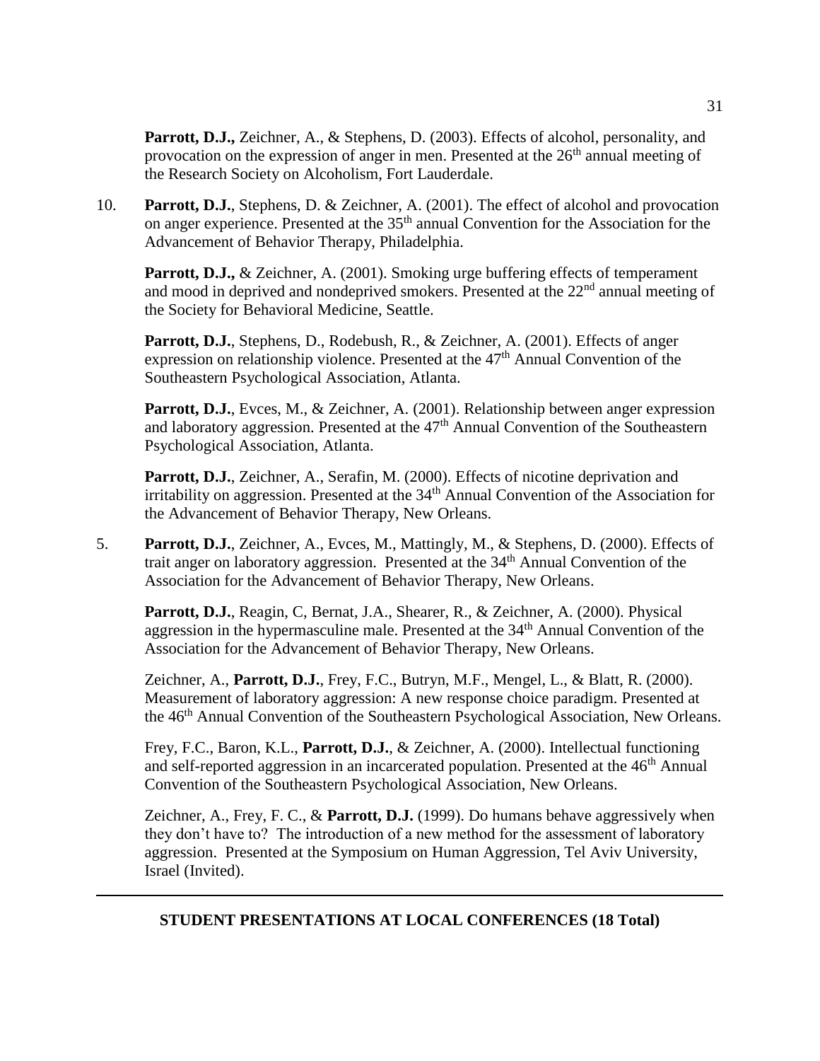**Parrott, D.J.,** Zeichner, A., & Stephens, D. (2003). Effects of alcohol, personality, and provocation on the expression of anger in men. Presented at the 26th annual meeting of the Research Society on Alcoholism, Fort Lauderdale.

10. **Parrott, D.J.**, Stephens, D. & Zeichner, A. (2001). The effect of alcohol and provocation on anger experience. Presented at the 35th annual Convention for the Association for the Advancement of Behavior Therapy, Philadelphia.

**Parrott, D.J.,** & Zeichner, A. (2001). Smoking urge buffering effects of temperament and mood in deprived and nondeprived smokers. Presented at the 22nd annual meeting of the Society for Behavioral Medicine, Seattle.

**Parrott, D.J.**, Stephens, D., Rodebush, R., & Zeichner, A. (2001). Effects of anger expression on relationship violence. Presented at the 47th Annual Convention of the Southeastern Psychological Association, Atlanta.

**Parrott, D.J.**, Evces, M., & Zeichner, A. (2001). Relationship between anger expression and laboratory aggression. Presented at the 47th Annual Convention of the Southeastern Psychological Association, Atlanta.

**Parrott, D.J.**, Zeichner, A., Serafin, M. (2000). Effects of nicotine deprivation and irritability on aggression. Presented at the 34th Annual Convention of the Association for the Advancement of Behavior Therapy, New Orleans.

5. **Parrott, D.J.**, Zeichner, A., Evces, M., Mattingly, M., & Stephens, D. (2000). Effects of trait anger on laboratory aggression. Presented at the 34th Annual Convention of the Association for the Advancement of Behavior Therapy, New Orleans.

**Parrott, D.J.**, Reagin, C, Bernat, J.A., Shearer, R., & Zeichner, A. (2000). Physical aggression in the hypermasculine male. Presented at the 34th Annual Convention of the Association for the Advancement of Behavior Therapy, New Orleans.

Zeichner, A., **Parrott, D.J.**, Frey, F.C., Butryn, M.F., Mengel, L., & Blatt, R. (2000). Measurement of laboratory aggression: A new response choice paradigm. Presented at the 46th Annual Convention of the Southeastern Psychological Association, New Orleans.

Frey, F.C., Baron, K.L., **Parrott, D.J.**, & Zeichner, A. (2000). Intellectual functioning and self-reported aggression in an incarcerated population. Presented at the 46th Annual Convention of the Southeastern Psychological Association, New Orleans.

Zeichner, A., Frey, F. C., & **Parrott, D.J.** (1999). Do humans behave aggressively when they don't have to? The introduction of a new method for the assessment of laboratory aggression. Presented at the Symposium on Human Aggression, Tel Aviv University, Israel (Invited).

---

## STUDENT PRESENTATIONS AT LOCAL CONFERENCES (18 Total)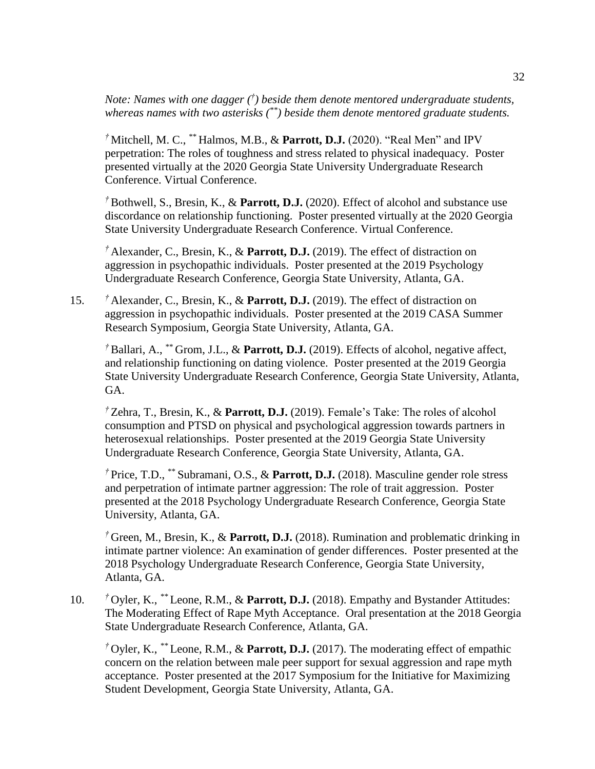*Note: Names with one dagger (†) beside them denote mentored undergraduate students, whereas names with two asterisks (\*\*) beside them denote mentored graduate students.*

† Mitchell, M. C., \*\* Halmos, M.B., & **Parrott, D.J.** (2020). "Real Men" and IPV perpetration: The roles of toughness and stress related to physical inadequacy. Poster presented virtually at the 2020 Georgia State University Undergraduate Research Conference. Virtual Conference.

† Bothwell, S., Bresin, K., & **Parrott, D.J.** (2020). Effect of alcohol and substance use discordance on relationship functioning. Poster presented virtually at the 2020 Georgia State University Undergraduate Research Conference. Virtual Conference.

† Alexander, C., Bresin, K., & **Parrott, D.J.** (2019). The effect of distraction on aggression in psychopathic individuals. Poster presented at the 2019 Psychology Undergraduate Research Conference, Georgia State University, Atlanta, GA.

15. † Alexander, C., Bresin, K., & **Parrott, D.J.** (2019). The effect of distraction on aggression in psychopathic individuals. Poster presented at the 2019 CASA Summer Research Symposium, Georgia State University, Atlanta, GA.

† Ballari, A., \*\* Grom, J.L., & **Parrott, D.J.** (2019). Effects of alcohol, negative affect, and relationship functioning on dating violence. Poster presented at the 2019 Georgia State University Undergraduate Research Conference, Georgia State University, Atlanta, GA.

† Zehra, T., Bresin, K., & **Parrott, D.J.** (2019). Female's Take: The roles of alcohol consumption and PTSD on physical and psychological aggression towards partners in heterosexual relationships. Poster presented at the 2019 Georgia State University Undergraduate Research Conference, Georgia State University, Atlanta, GA.

† Price, T.D., \*\* Subramani, O.S., & **Parrott, D.J.** (2018). Masculine gender role stress and perpetration of intimate partner aggression: The role of trait aggression. Poster presented at the 2018 Psychology Undergraduate Research Conference, Georgia State University, Atlanta, GA.

† Green, M., Bresin, K., & **Parrott, D.J.** (2018). Rumination and problematic drinking in intimate partner violence: An examination of gender differences. Poster presented at the 2018 Psychology Undergraduate Research Conference, Georgia State University, Atlanta, GA.

10. † Oyler, K., \*\* Leone, R.M., & **Parrott, D.J.** (2018). Empathy and Bystander Attitudes: The Moderating Effect of Rape Myth Acceptance. Oral presentation at the 2018 Georgia State Undergraduate Research Conference, Atlanta, GA.

† Oyler, K., \*\* Leone, R.M., & **Parrott, D.J.** (2017). The moderating effect of empathic concern on the relation between male peer support for sexual aggression and rape myth acceptance. Poster presented at the 2017 Symposium for the Initiative for Maximizing Student Development, Georgia State University, Atlanta, GA.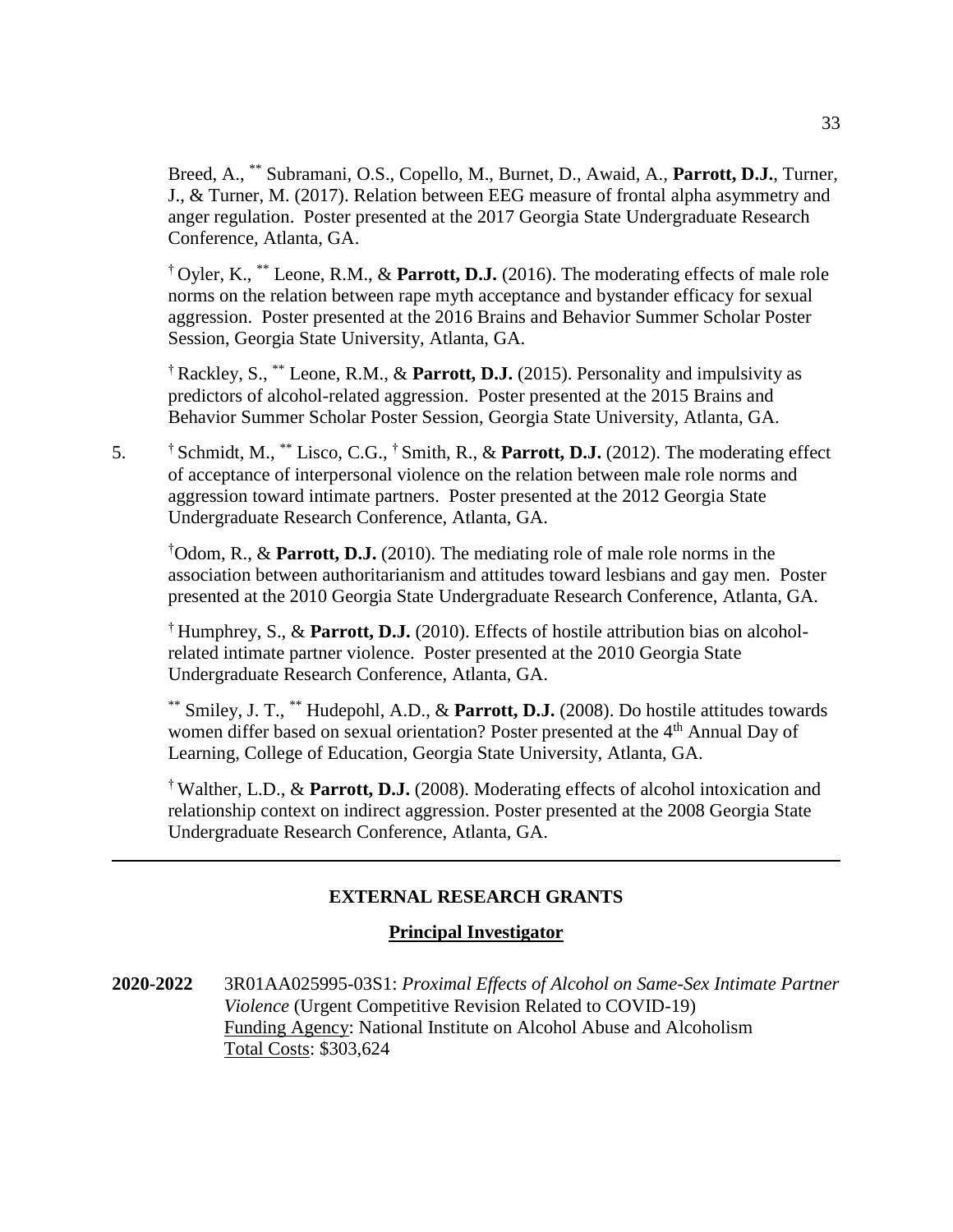Breed, A., [**] Subramani, O.S., Copello, M., Burnet, D., Awaid, A., **Parrott, D.J.**, Turner, J., & Turner, M. (2017). Relation between EEG measure of frontal alpha asymmetry and anger regulation. Poster presented at the 2017 Georgia State Undergraduate Research Conference, Atlanta, GA.

[†] Oyler, K., [**] Leone, R.M., & **Parrott, D.J.** (2016). The moderating effects of male role norms on the relation between rape myth acceptance and bystander efficacy for sexual aggression. Poster presented at the 2016 Brains and Behavior Summer Scholar Poster Session, Georgia State University, Atlanta, GA.

[†] Rackley, S., [**] Leone, R.M., & **Parrott, D.J.** (2015). Personality and impulsivity as predictors of alcohol-related aggression. Poster presented at the 2015 Brains and Behavior Summer Scholar Poster Session, Georgia State University, Atlanta, GA.

5. [†] Schmidt, M., [**] Lisco, C.G., [†] Smith, R., & **Parrott, D.J.** (2012). The moderating effect of acceptance of interpersonal violence on the relation between male role norms and aggression toward intimate partners. Poster presented at the 2012 Georgia State Undergraduate Research Conference, Atlanta, GA.

[†]Odom, R., & **Parrott, D.J.** (2010). The mediating role of male role norms in the association between authoritarianism and attitudes toward lesbians and gay men. Poster presented at the 2010 Georgia State Undergraduate Research Conference, Atlanta, GA.

[†] Humphrey, S., & **Parrott, D.J.** (2010). Effects of hostile attribution bias on alcohol-related intimate partner violence. Poster presented at the 2010 Georgia State Undergraduate Research Conference, Atlanta, GA.

[**] Smiley, J. T., [**] Hudepohl, A.D., & **Parrott, D.J.** (2008). Do hostile attitudes towards women differ based on sexual orientation? Poster presented at the 4th Annual Day of Learning, College of Education, Georgia State University, Atlanta, GA.

[†] Walther, L.D., & **Parrott, D.J.** (2008). Moderating effects of alcohol intoxication and relationship context on indirect aggression. Poster presented at the 2008 Georgia State Undergraduate Research Conference, Atlanta, GA.

---

## EXTERNAL RESEARCH GRANTS

### Principal Investigator

**2020-2022** 3R01AA025995-03S1: *Proximal Effects of Alcohol on Same-Sex Intimate Partner Violence* (Urgent Competitive Revision Related to COVID-19)
Funding Agency: National Institute on Alcohol Abuse and Alcoholism
Total Costs: $303,624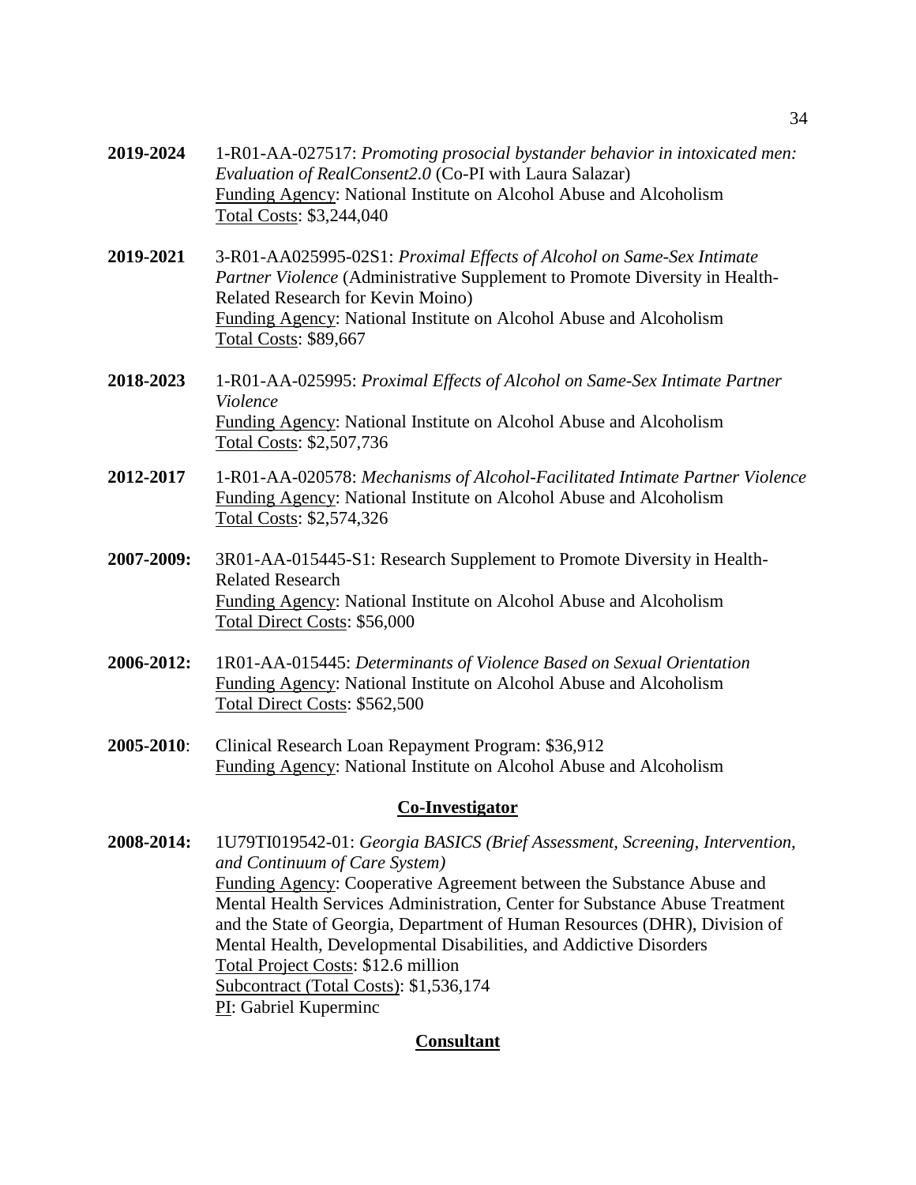**2019-2024** 1-R01-AA-027517: *Promoting prosocial bystander behavior in intoxicated men: Evaluation of RealConsent2.0* (Co-PI with Laura Salazar)
Funding Agency: National Institute on Alcohol Abuse and Alcoholism
Total Costs: $3,244,040

**2019-2021** 3-R01-AA025995-02S1: *Proximal Effects of Alcohol on Same-Sex Intimate Partner Violence* (Administrative Supplement to Promote Diversity in Health-Related Research for Kevin Moino)
Funding Agency: National Institute on Alcohol Abuse and Alcoholism
Total Costs: $89,667

**2018-2023** 1-R01-AA-025995: *Proximal Effects of Alcohol on Same-Sex Intimate Partner Violence*
Funding Agency: National Institute on Alcohol Abuse and Alcoholism
Total Costs: $2,507,736

**2012-2017** 1-R01-AA-020578: *Mechanisms of Alcohol-Facilitated Intimate Partner Violence*
Funding Agency: National Institute on Alcohol Abuse and Alcoholism
Total Costs: $2,574,326

**2007-2009:** 3R01-AA-015445-S1: Research Supplement to Promote Diversity in Health-Related Research
Funding Agency: National Institute on Alcohol Abuse and Alcoholism
Total Direct Costs: $56,000

**2006-2012:** 1R01-AA-015445: *Determinants of Violence Based on Sexual Orientation*
Funding Agency: National Institute on Alcohol Abuse and Alcoholism
Total Direct Costs: $562,500

**2005-2010**: Clinical Research Loan Repayment Program: $36,912
Funding Agency: National Institute on Alcohol Abuse and Alcoholism

## Co-Investigator

**2008-2014:** 1U79TI019542-01: *Georgia BASICS (Brief Assessment, Screening, Intervention, and Continuum of Care System)*
Funding Agency: Cooperative Agreement between the Substance Abuse and Mental Health Services Administration, Center for Substance Abuse Treatment and the State of Georgia, Department of Human Resources (DHR), Division of Mental Health, Developmental Disabilities, and Addictive Disorders
Total Project Costs: $12.6 million
Subcontract (Total Costs): $1,536,174
PI: Gabriel Kuperminc

## Consultant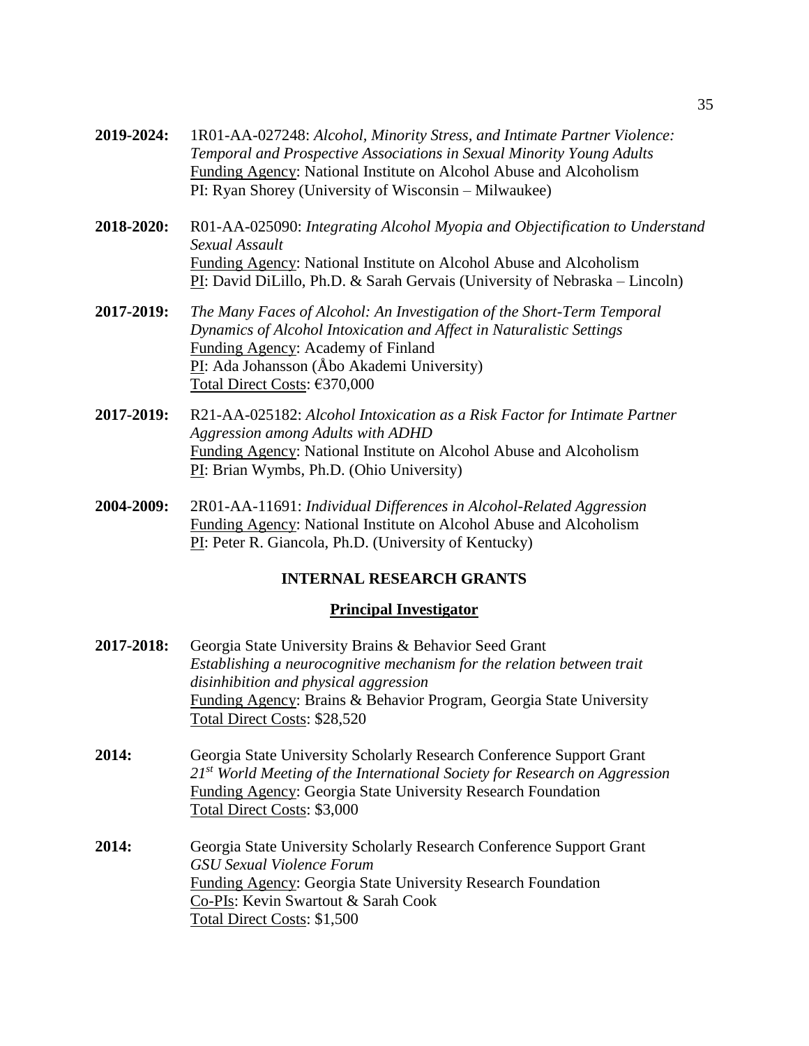**2019-2024:** 1R01-AA-027248: *Alcohol, Minority Stress, and Intimate Partner Violence: Temporal and Prospective Associations in Sexual Minority Young Adults*
Funding Agency: National Institute on Alcohol Abuse and Alcoholism
PI: Ryan Shorey (University of Wisconsin – Milwaukee)

**2018-2020:** R01-AA-025090: *Integrating Alcohol Myopia and Objectification to Understand Sexual Assault*
Funding Agency: National Institute on Alcohol Abuse and Alcoholism
PI: David DiLillo, Ph.D. & Sarah Gervais (University of Nebraska – Lincoln)

**2017-2019:** *The Many Faces of Alcohol: An Investigation of the Short-Term Temporal Dynamics of Alcohol Intoxication and Affect in Naturalistic Settings*
Funding Agency: Academy of Finland
PI: Ada Johansson (Åbo Akademi University)
Total Direct Costs: €370,000

**2017-2019:** R21-AA-025182: *Alcohol Intoxication as a Risk Factor for Intimate Partner Aggression among Adults with ADHD*
Funding Agency: National Institute on Alcohol Abuse and Alcoholism
PI: Brian Wymbs, Ph.D. (Ohio University)

**2004-2009:** 2R01-AA-11691: *Individual Differences in Alcohol-Related Aggression*
Funding Agency: National Institute on Alcohol Abuse and Alcoholism
PI: Peter R. Giancola, Ph.D. (University of Kentucky)

## INTERNAL RESEARCH GRANTS

### Principal Investigator

**2017-2018:** Georgia State University Brains & Behavior Seed Grant
*Establishing a neurocognitive mechanism for the relation between trait disinhibition and physical aggression*
Funding Agency: Brains & Behavior Program, Georgia State University
Total Direct Costs: $28,520

**2014:** Georgia State University Scholarly Research Conference Support Grant
*21st World Meeting of the International Society for Research on Aggression*
Funding Agency: Georgia State University Research Foundation
Total Direct Costs: $3,000

**2014:** Georgia State University Scholarly Research Conference Support Grant
*GSU Sexual Violence Forum*
Funding Agency: Georgia State University Research Foundation
Co-PIs: Kevin Swartout & Sarah Cook
Total Direct Costs: $1,500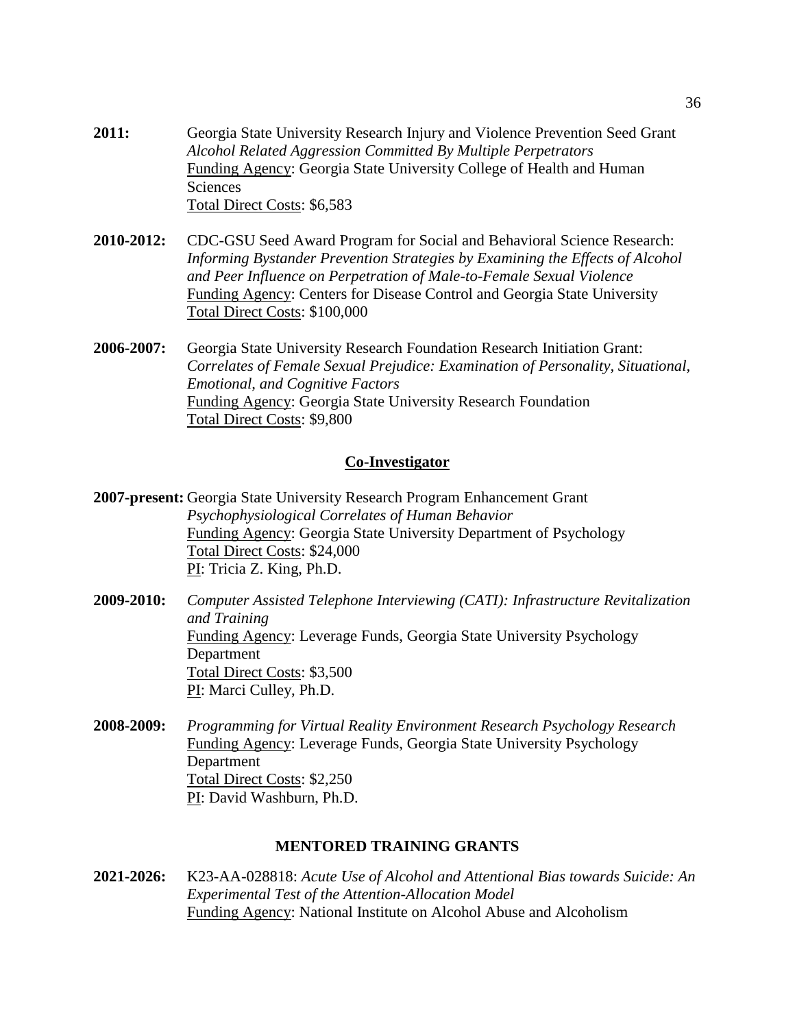**2011:** Georgia State University Research Injury and Violence Prevention Seed Grant
*Alcohol Related Aggression Committed By Multiple Perpetrators*
Funding Agency: Georgia State University College of Health and Human Sciences
Total Direct Costs: $6,583

**2010-2012:** CDC-GSU Seed Award Program for Social and Behavioral Science Research: *Informing Bystander Prevention Strategies by Examining the Effects of Alcohol and Peer Influence on Perpetration of Male-to-Female Sexual Violence*
Funding Agency: Centers for Disease Control and Georgia State University
Total Direct Costs: $100,000

**2006-2007:** Georgia State University Research Foundation Research Initiation Grant: *Correlates of Female Sexual Prejudice: Examination of Personality, Situational, Emotional, and Cognitive Factors*
Funding Agency: Georgia State University Research Foundation
Total Direct Costs: $9,800

### Co-Investigator

**2007-present:** Georgia State University Research Program Enhancement Grant
*Psychophysiological Correlates of Human Behavior*
Funding Agency: Georgia State University Department of Psychology
Total Direct Costs: $24,000
PI: Tricia Z. King, Ph.D.

**2009-2010:** *Computer Assisted Telephone Interviewing (CATI): Infrastructure Revitalization and Training*
Funding Agency: Leverage Funds, Georgia State University Psychology Department
Total Direct Costs: $3,500
PI: Marci Culley, Ph.D.

**2008-2009:** *Programming for Virtual Reality Environment Research Psychology Research*
Funding Agency: Leverage Funds, Georgia State University Psychology Department
Total Direct Costs: $2,250
PI: David Washburn, Ph.D.

## MENTORED TRAINING GRANTS

**2021-2026:** K23-AA-028818: *Acute Use of Alcohol and Attentional Bias towards Suicide: An Experimental Test of the Attention-Allocation Model*
Funding Agency: National Institute on Alcohol Abuse and Alcoholism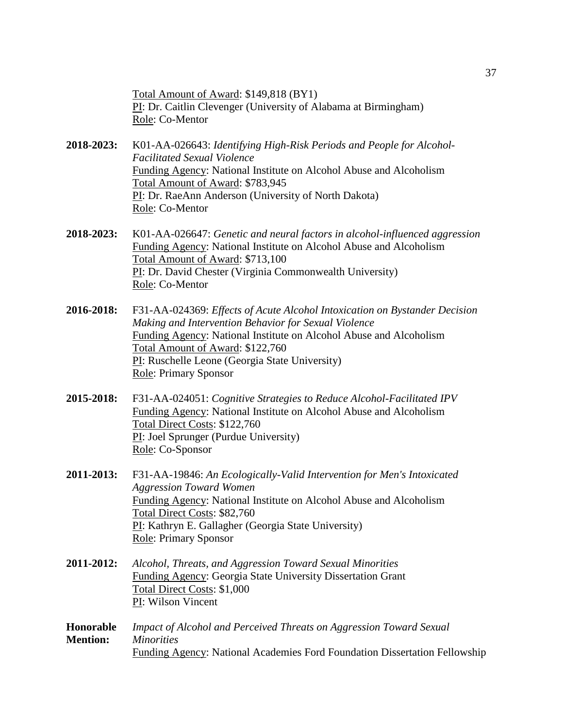Total Amount of Award: $149,818 (BY1)
PI: Dr. Caitlin Clevenger (University of Alabama at Birmingham)
Role: Co-Mentor

**2018-2023:** K01-AA-026643: *Identifying High-Risk Periods and People for Alcohol-Facilitated Sexual Violence*
Funding Agency: National Institute on Alcohol Abuse and Alcoholism
Total Amount of Award: $783,945
PI: Dr. RaeAnn Anderson (University of North Dakota)
Role: Co-Mentor

**2018-2023:** K01-AA-026647: *Genetic and neural factors in alcohol-influenced aggression*
Funding Agency: National Institute on Alcohol Abuse and Alcoholism
Total Amount of Award: $713,100
PI: Dr. David Chester (Virginia Commonwealth University)
Role: Co-Mentor

**2016-2018:** F31-AA-024369: *Effects of Acute Alcohol Intoxication on Bystander Decision Making and Intervention Behavior for Sexual Violence*
Funding Agency: National Institute on Alcohol Abuse and Alcoholism
Total Amount of Award: $122,760
PI: Ruschelle Leone (Georgia State University)
Role: Primary Sponsor

**2015-2018:** F31-AA-024051: *Cognitive Strategies to Reduce Alcohol-Facilitated IPV*
Funding Agency: National Institute on Alcohol Abuse and Alcoholism
Total Direct Costs: $122,760
PI: Joel Sprunger (Purdue University)
Role: Co-Sponsor

**2011-2013:** F31-AA-19846: *An Ecologically-Valid Intervention for Men's Intoxicated Aggression Toward Women*
Funding Agency: National Institute on Alcohol Abuse and Alcoholism
Total Direct Costs: $82,760
PI: Kathryn E. Gallagher (Georgia State University)
Role: Primary Sponsor

**2011-2012:** *Alcohol, Threats, and Aggression Toward Sexual Minorities*
Funding Agency: Georgia State University Dissertation Grant
Total Direct Costs: $1,000
PI: Wilson Vincent

**Honorable Mention:** *Impact of Alcohol and Perceived Threats on Aggression Toward Sexual Minorities*
Funding Agency: National Academies Ford Foundation Dissertation Fellowship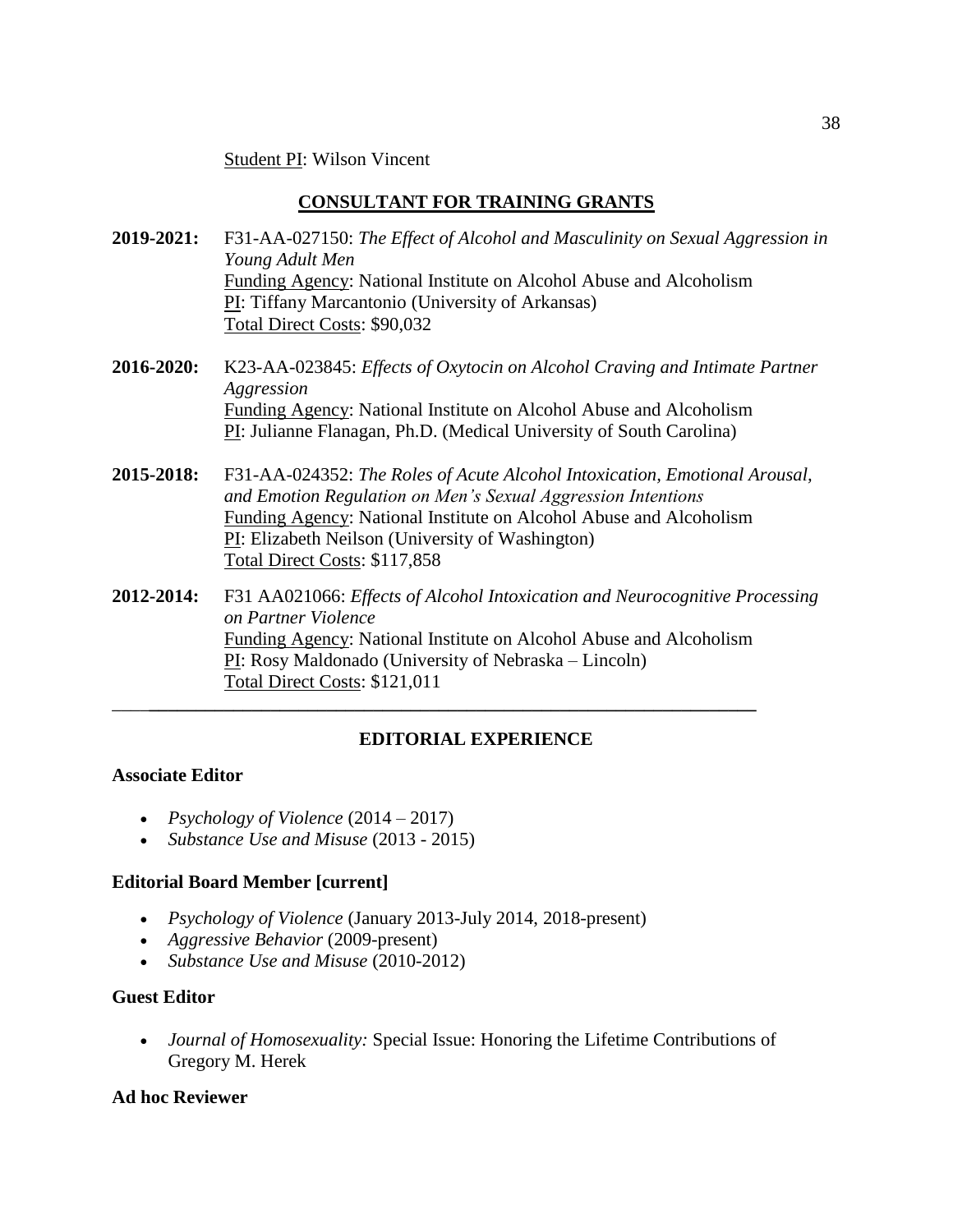Student PI: Wilson Vincent

## CONSULTANT FOR TRAINING GRANTS

**2019-2021:** F31-AA-027150: *The Effect of Alcohol and Masculinity on Sexual Aggression in Young Adult Men*
Funding Agency: National Institute on Alcohol Abuse and Alcoholism
PI: Tiffany Marcantonio (University of Arkansas)
Total Direct Costs: $90,032

**2016-2020:** K23-AA-023845: *Effects of Oxytocin on Alcohol Craving and Intimate Partner Aggression*
Funding Agency: National Institute on Alcohol Abuse and Alcoholism
PI: Julianne Flanagan, Ph.D. (Medical University of South Carolina)

**2015-2018:** F31-AA-024352: *The Roles of Acute Alcohol Intoxication, Emotional Arousal, and Emotion Regulation on Men's Sexual Aggression Intentions*
Funding Agency: National Institute on Alcohol Abuse and Alcoholism
PI: Elizabeth Neilson (University of Washington)
Total Direct Costs: $117,858

**2012-2014:** F31 AA021066: *Effects of Alcohol Intoxication and Neurocognitive Processing on Partner Violence*
Funding Agency: National Institute on Alcohol Abuse and Alcoholism
PI: Rosy Maldonado (University of Nebraska – Lincoln)
Total Direct Costs: $121,011

---

## EDITORIAL EXPERIENCE

### Associate Editor

- *Psychology of Violence* (2014 – 2017)
- *Substance Use and Misuse* (2013 - 2015)

### Editorial Board Member [current]

- *Psychology of Violence* (January 2013-July 2014, 2018-present)
- *Aggressive Behavior* (2009-present)
- *Substance Use and Misuse* (2010-2012)

### Guest Editor

- *Journal of Homosexuality:* Special Issue: Honoring the Lifetime Contributions of Gregory M. Herek

### Ad hoc Reviewer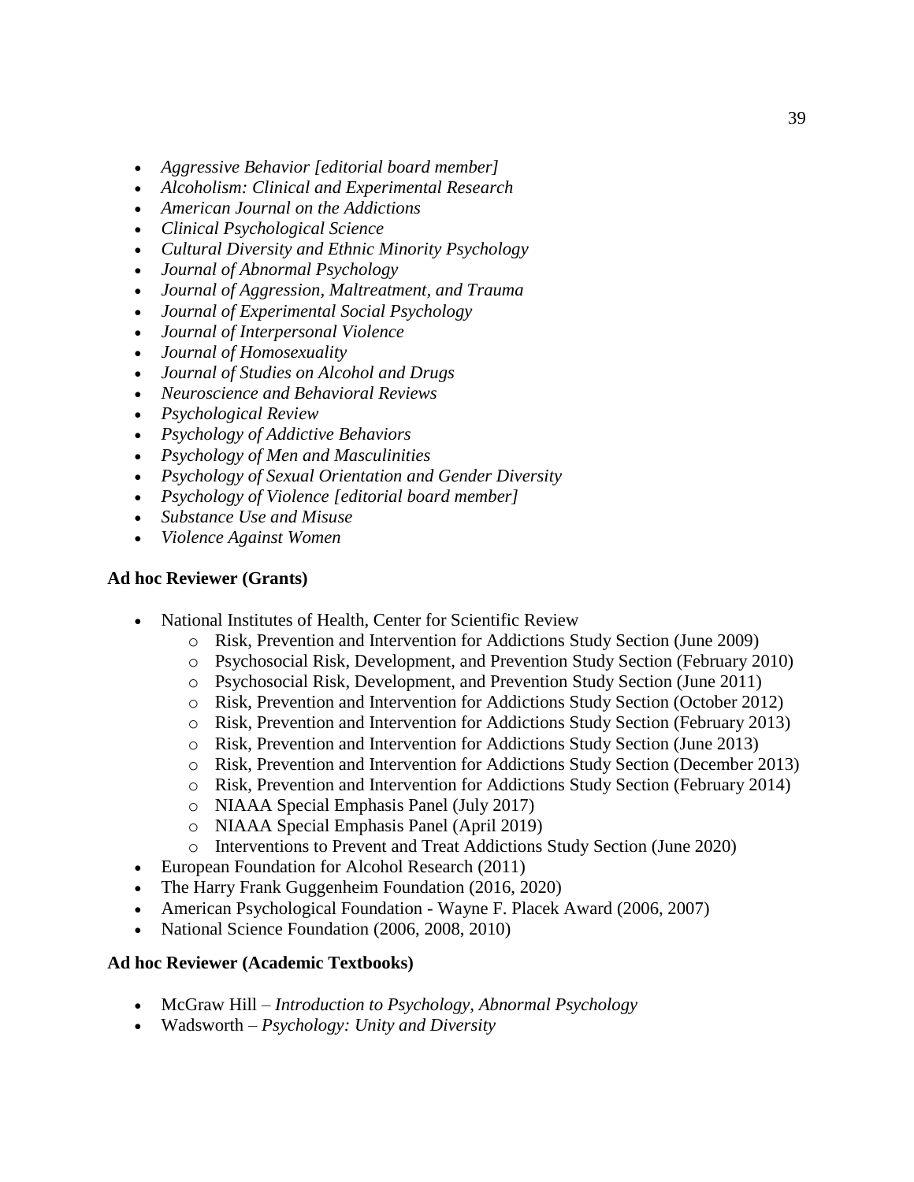- *Aggressive Behavior [editorial board member]*
- *Alcoholism: Clinical and Experimental Research*
- *American Journal on the Addictions*
- *Clinical Psychological Science*
- *Cultural Diversity and Ethnic Minority Psychology*
- *Journal of Abnormal Psychology*
- *Journal of Aggression, Maltreatment, and Trauma*
- *Journal of Experimental Social Psychology*
- *Journal of Interpersonal Violence*
- *Journal of Homosexuality*
- *Journal of Studies on Alcohol and Drugs*
- *Neuroscience and Behavioral Reviews*
- *Psychological Review*
- *Psychology of Addictive Behaviors*
- *Psychology of Men and Masculinities*
- *Psychology of Sexual Orientation and Gender Diversity*
- *Psychology of Violence [editorial board member]*
- *Substance Use and Misuse*
- *Violence Against Women*

**Ad hoc Reviewer (Grants)**

- National Institutes of Health, Center for Scientific Review
  - Risk, Prevention and Intervention for Addictions Study Section (June 2009)
  - Psychosocial Risk, Development, and Prevention Study Section (February 2010)
  - Psychosocial Risk, Development, and Prevention Study Section (June 2011)
  - Risk, Prevention and Intervention for Addictions Study Section (October 2012)
  - Risk, Prevention and Intervention for Addictions Study Section (February 2013)
  - Risk, Prevention and Intervention for Addictions Study Section (June 2013)
  - Risk, Prevention and Intervention for Addictions Study Section (December 2013)
  - Risk, Prevention and Intervention for Addictions Study Section (February 2014)
  - NIAAA Special Emphasis Panel (July 2017)
  - NIAAA Special Emphasis Panel (April 2019)
  - Interventions to Prevent and Treat Addictions Study Section (June 2020)
- European Foundation for Alcohol Research (2011)
- The Harry Frank Guggenheim Foundation (2016, 2020)
- American Psychological Foundation - Wayne F. Placek Award (2006, 2007)
- National Science Foundation (2006, 2008, 2010)

**Ad hoc Reviewer (Academic Textbooks)**

- McGraw Hill – *Introduction to Psychology, Abnormal Psychology*
- Wadsworth – *Psychology: Unity and Diversity*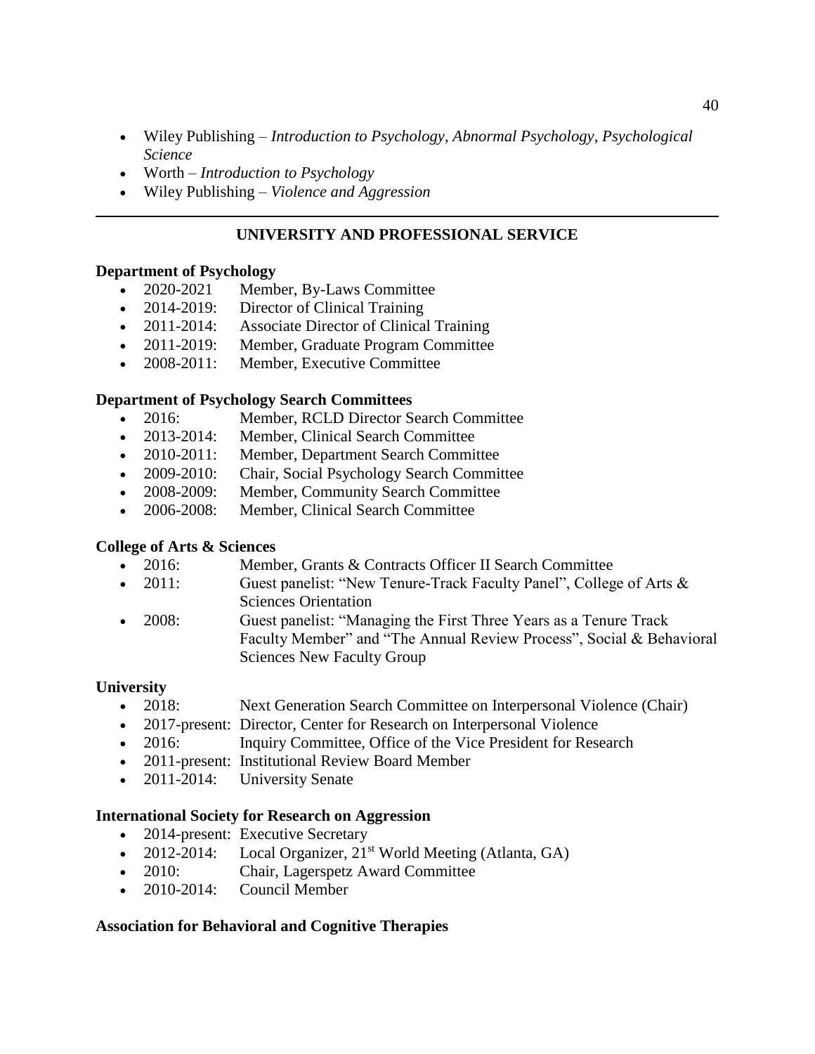- Wiley Publishing – *Introduction to Psychology*, *Abnormal Psychology*, *Psychological Science*
- Worth – *Introduction to Psychology*
- Wiley Publishing – *Violence and Aggression*

---

## UNIVERSITY AND PROFESSIONAL SERVICE

### Department of Psychology

- 2020-2021 Member, By-Laws Committee
- 2014-2019: Director of Clinical Training
- 2011-2014: Associate Director of Clinical Training
- 2011-2019: Member, Graduate Program Committee
- 2008-2011: Member, Executive Committee

### Department of Psychology Search Committees

- 2016: Member, RCLD Director Search Committee
- 2013-2014: Member, Clinical Search Committee
- 2010-2011: Member, Department Search Committee
- 2009-2010: Chair, Social Psychology Search Committee
- 2008-2009: Member, Community Search Committee
- 2006-2008: Member, Clinical Search Committee

### College of Arts & Sciences

- 2016: Member, Grants & Contracts Officer II Search Committee
- 2011: Guest panelist: "New Tenure-Track Faculty Panel", College of Arts & Sciences Orientation
- 2008: Guest panelist: "Managing the First Three Years as a Tenure Track Faculty Member" and "The Annual Review Process", Social & Behavioral Sciences New Faculty Group

### University

- 2018: Next Generation Search Committee on Interpersonal Violence (Chair)
- 2017-present: Director, Center for Research on Interpersonal Violence
- 2016: Inquiry Committee, Office of the Vice President for Research
- 2011-present: Institutional Review Board Member
- 2011-2014: University Senate

### International Society for Research on Aggression

- 2014-present: Executive Secretary
- 2012-2014: Local Organizer, 21st World Meeting (Atlanta, GA)
- 2010: Chair, Lagerspetz Award Committee
- 2010-2014: Council Member

### Association for Behavioral and Cognitive Therapies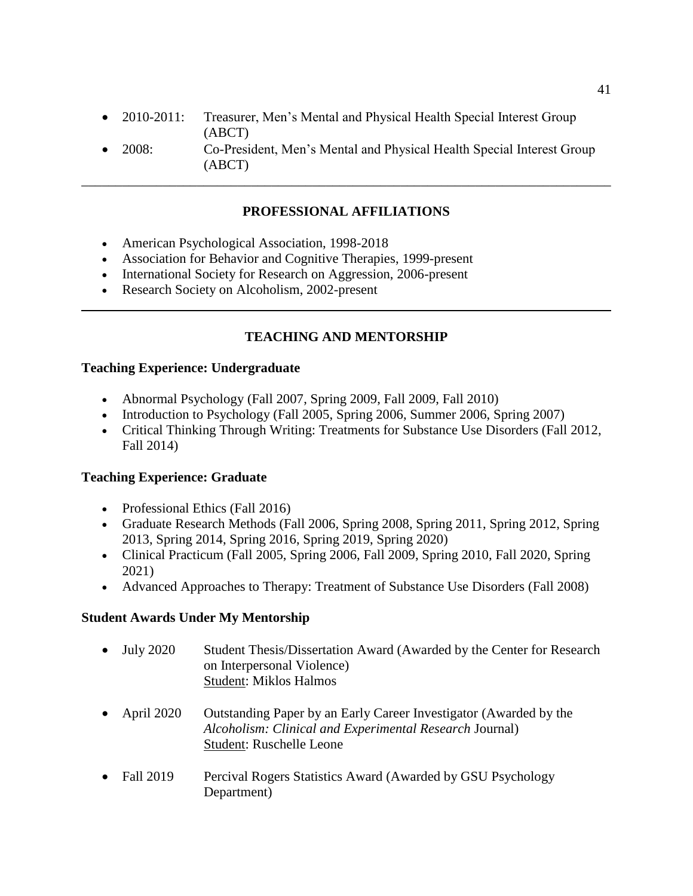- 2010-2011: Treasurer, Men's Mental and Physical Health Special Interest Group (ABCT)
- 2008: Co-President, Men's Mental and Physical Health Special Interest Group (ABCT)

---

## PROFESSIONAL AFFILIATIONS

- American Psychological Association, 1998-2018
- Association for Behavior and Cognitive Therapies, 1999-present
- International Society for Research on Aggression, 2006-present
- Research Society on Alcoholism, 2002-present

---

## TEACHING AND MENTORSHIP

### Teaching Experience: Undergraduate

- Abnormal Psychology (Fall 2007, Spring 2009, Fall 2009, Fall 2010)
- Introduction to Psychology (Fall 2005, Spring 2006, Summer 2006, Spring 2007)
- Critical Thinking Through Writing: Treatments for Substance Use Disorders (Fall 2012, Fall 2014)

### Teaching Experience: Graduate

- Professional Ethics (Fall 2016)
- Graduate Research Methods (Fall 2006, Spring 2008, Spring 2011, Spring 2012, Spring 2013, Spring 2014, Spring 2016, Spring 2019, Spring 2020)
- Clinical Practicum (Fall 2005, Spring 2006, Fall 2009, Spring 2010, Fall 2020, Spring 2021)
- Advanced Approaches to Therapy: Treatment of Substance Use Disorders (Fall 2008)

### Student Awards Under My Mentorship

- July 2020 Student Thesis/Dissertation Award (Awarded by the Center for Research on Interpersonal Violence)
  Student: Miklos Halmos

- April 2020 Outstanding Paper by an Early Career Investigator (Awarded by the *Alcoholism: Clinical and Experimental Research* Journal)
  Student: Ruschelle Leone

- Fall 2019 Percival Rogers Statistics Award (Awarded by GSU Psychology Department)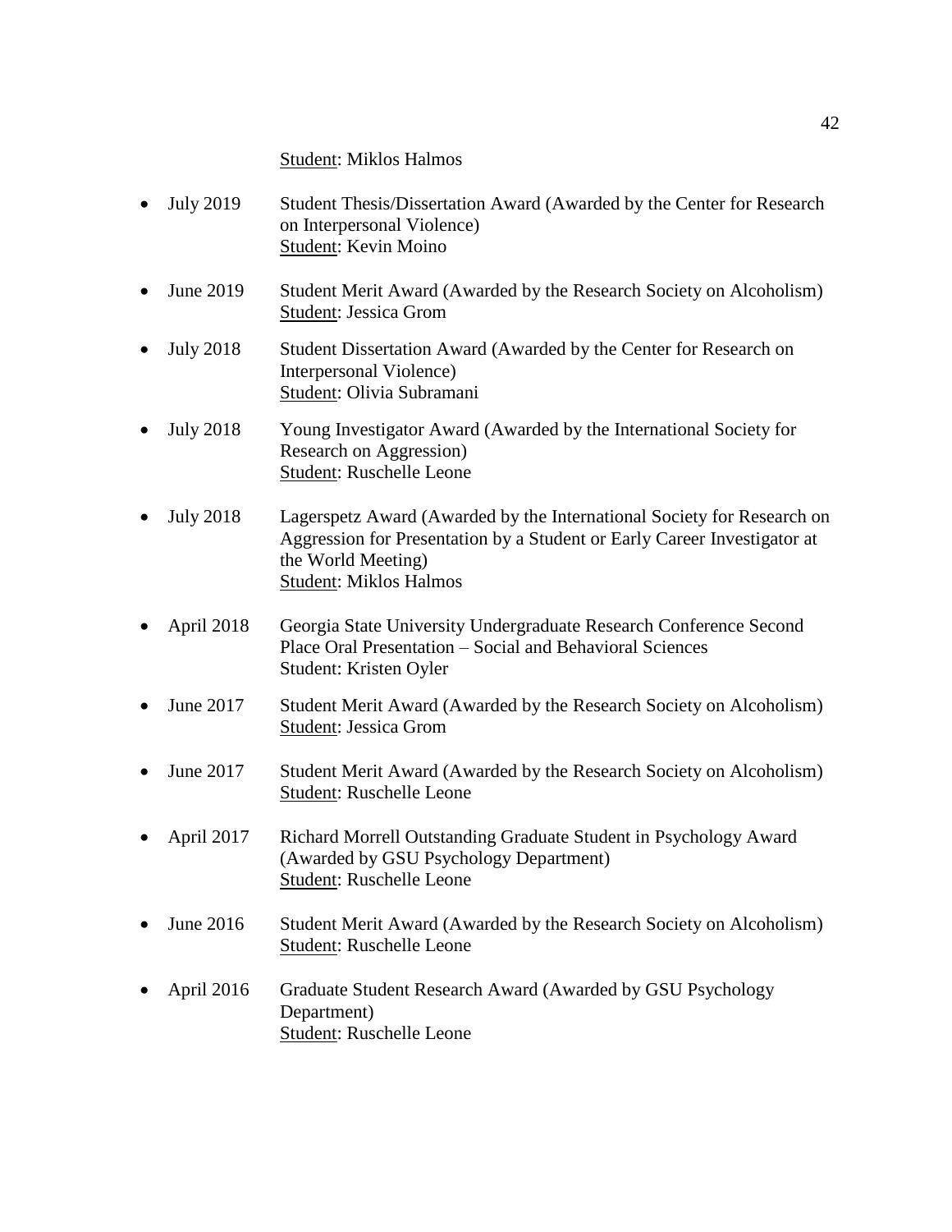<u>Student</u>: Miklos Halmos

- July 2019 Student Thesis/Dissertation Award (Awarded by the Center for Research on Interpersonal Violence)
  <u>Student</u>: Kevin Moino

- June 2019 Student Merit Award (Awarded by the Research Society on Alcoholism)
  <u>Student</u>: Jessica Grom

- July 2018 Student Dissertation Award (Awarded by the Center for Research on Interpersonal Violence)
  <u>Student</u>: Olivia Subramani

- July 2018 Young Investigator Award (Awarded by the International Society for Research on Aggression)
  <u>Student</u>: Ruschelle Leone

- July 2018 Lagerspetz Award (Awarded by the International Society for Research on Aggression for Presentation by a Student or Early Career Investigator at the World Meeting)
  <u>Student</u>: Miklos Halmos

- April 2018 Georgia State University Undergraduate Research Conference Second Place Oral Presentation – Social and Behavioral Sciences
  Student: Kristen Oyler

- June 2017 Student Merit Award (Awarded by the Research Society on Alcoholism)
  <u>Student</u>: Jessica Grom

- June 2017 Student Merit Award (Awarded by the Research Society on Alcoholism)
  <u>Student</u>: Ruschelle Leone

- April 2017 Richard Morrell Outstanding Graduate Student in Psychology Award (Awarded by GSU Psychology Department)
  <u>Student</u>: Ruschelle Leone

- June 2016 Student Merit Award (Awarded by the Research Society on Alcoholism)
  <u>Student</u>: Ruschelle Leone

- April 2016 Graduate Student Research Award (Awarded by GSU Psychology Department)
  <u>Student</u>: Ruschelle Leone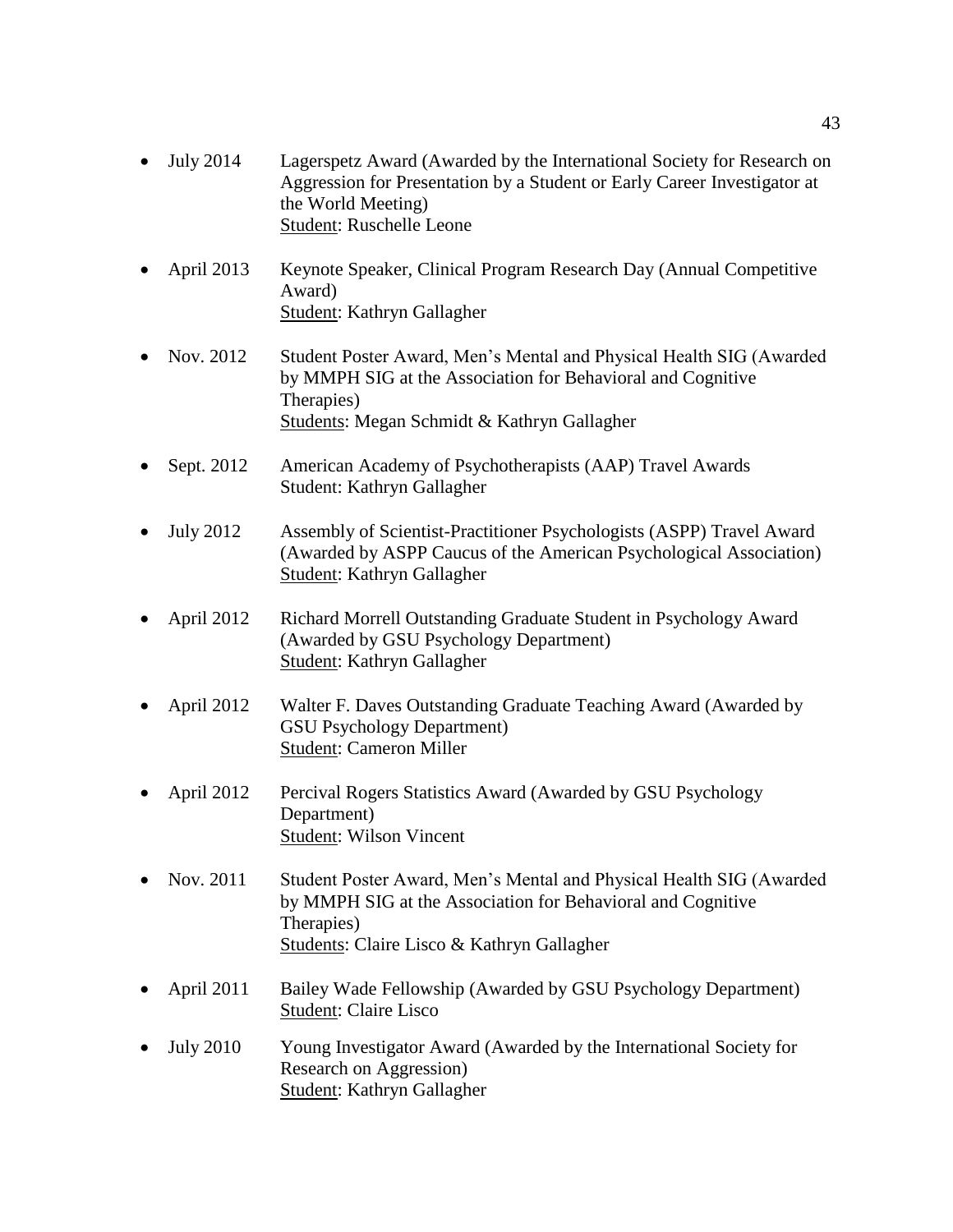- July 2014 Lagerspetz Award (Awarded by the International Society for Research on Aggression for Presentation by a Student or Early Career Investigator at the World Meeting)
  <u>Student</u>: Ruschelle Leone

- April 2013 Keynote Speaker, Clinical Program Research Day (Annual Competitive Award)
  <u>Student</u>: Kathryn Gallagher

- Nov. 2012 Student Poster Award, Men's Mental and Physical Health SIG (Awarded by MMPH SIG at the Association for Behavioral and Cognitive Therapies)
  <u>Students</u>: Megan Schmidt & Kathryn Gallagher

- Sept. 2012 American Academy of Psychotherapists (AAP) Travel Awards
  Student: Kathryn Gallagher

- July 2012 Assembly of Scientist-Practitioner Psychologists (ASPP) Travel Award (Awarded by ASPP Caucus of the American Psychological Association)
  <u>Student</u>: Kathryn Gallagher

- April 2012 Richard Morrell Outstanding Graduate Student in Psychology Award (Awarded by GSU Psychology Department)
  <u>Student</u>: Kathryn Gallagher

- April 2012 Walter F. Daves Outstanding Graduate Teaching Award (Awarded by GSU Psychology Department)
  <u>Student</u>: Cameron Miller

- April 2012 Percival Rogers Statistics Award (Awarded by GSU Psychology Department)
  <u>Student</u>: Wilson Vincent

- Nov. 2011 Student Poster Award, Men's Mental and Physical Health SIG (Awarded by MMPH SIG at the Association for Behavioral and Cognitive Therapies)
  <u>Students</u>: Claire Lisco & Kathryn Gallagher

- April 2011 Bailey Wade Fellowship (Awarded by GSU Psychology Department)
  <u>Student</u>: Claire Lisco

- July 2010 Young Investigator Award (Awarded by the International Society for Research on Aggression)
  <u>Student</u>: Kathryn Gallagher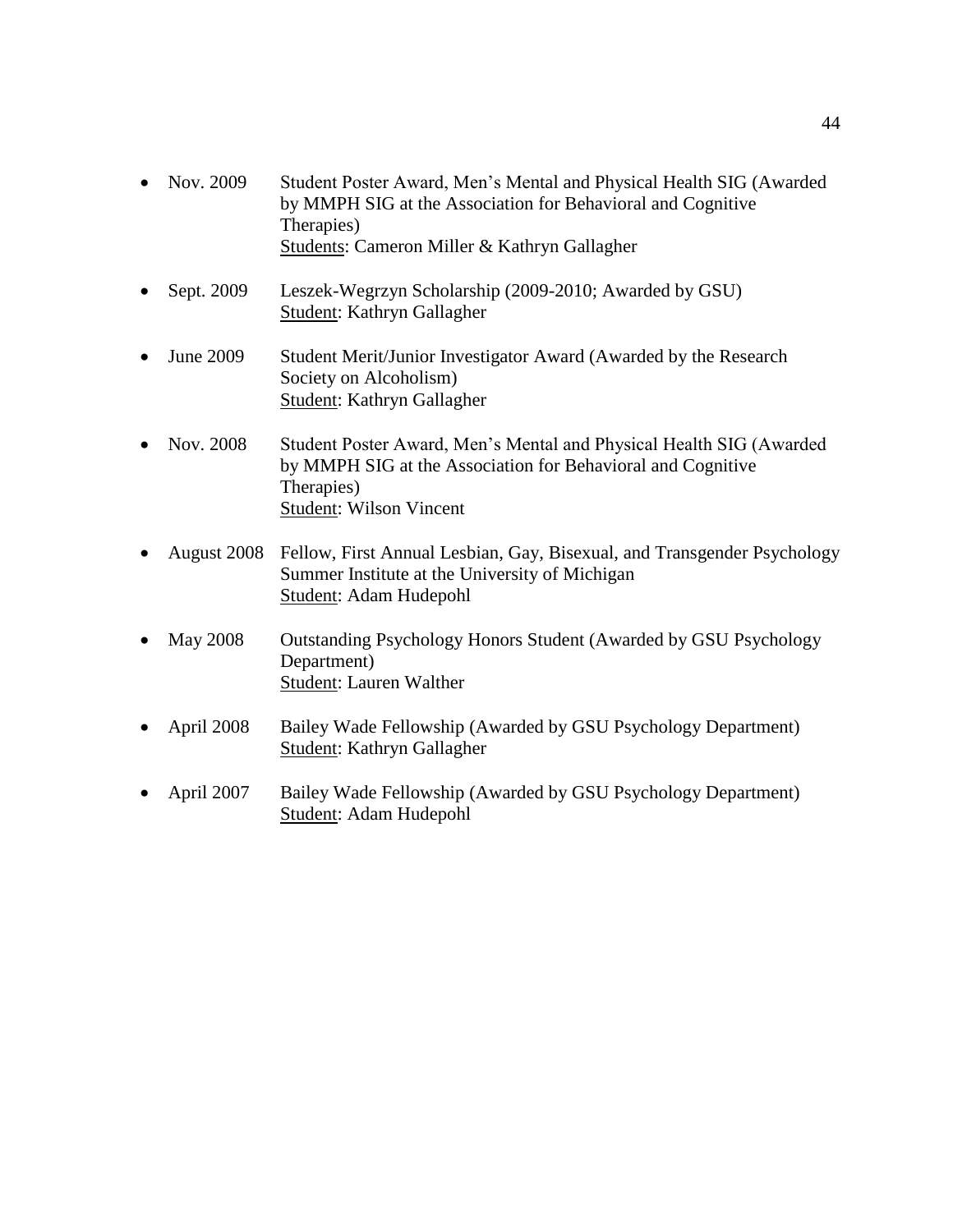- Nov. 2009 Student Poster Award, Men's Mental and Physical Health SIG (Awarded by MMPH SIG at the Association for Behavioral and Cognitive Therapies)
  Students: Cameron Miller & Kathryn Gallagher

- Sept. 2009 Leszek-Wegrzyn Scholarship (2009-2010; Awarded by GSU)
  Student: Kathryn Gallagher

- June 2009 Student Merit/Junior Investigator Award (Awarded by the Research Society on Alcoholism)
  Student: Kathryn Gallagher

- Nov. 2008 Student Poster Award, Men's Mental and Physical Health SIG (Awarded by MMPH SIG at the Association for Behavioral and Cognitive Therapies)
  Student: Wilson Vincent

- August 2008 Fellow, First Annual Lesbian, Gay, Bisexual, and Transgender Psychology Summer Institute at the University of Michigan
  Student: Adam Hudepohl

- May 2008 Outstanding Psychology Honors Student (Awarded by GSU Psychology Department)
  Student: Lauren Walther

- April 2008 Bailey Wade Fellowship (Awarded by GSU Psychology Department)
  Student: Kathryn Gallagher

- April 2007 Bailey Wade Fellowship (Awarded by GSU Psychology Department)
  Student: Adam Hudepohl